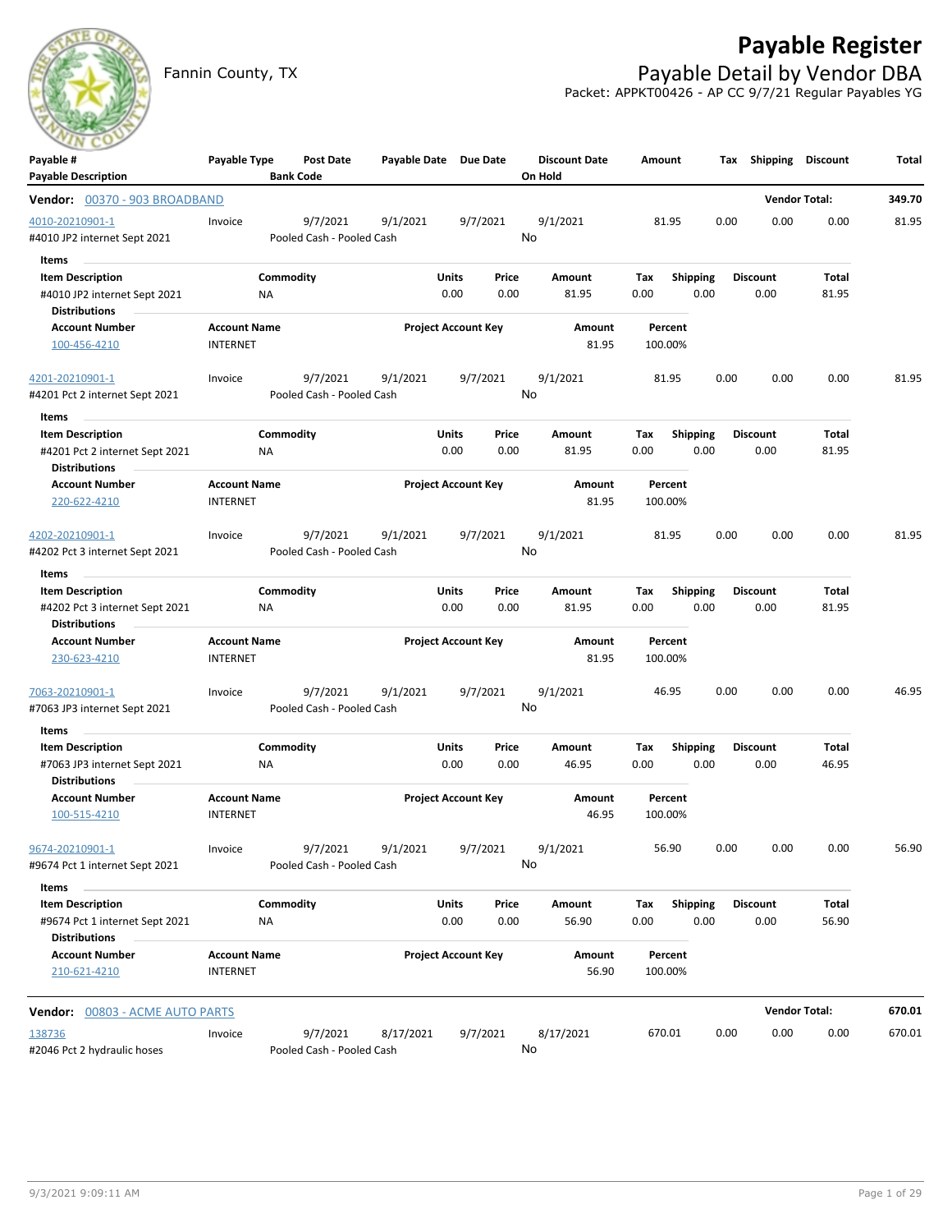# Payable Register

Fannin County, TX

## Payable Detail by Vendor DBA

Packet: APPKT00426 - AP CC 9/7/21 Regular Payables YG

| Payable # / Payable Description | Payable Type | Post Date / Bank Code | Payable Date | Due Date | Discount Date / On Hold | Amount | Tax | Shipping | Discount | Total |
|---|---|---|---|---|---|---|---|---|---|---|
| **Vendor: 00370 - 903 BROADBAND** | | | | | | | | | **Vendor Total:** | **349.70** |
| 4010-20210901-1 | Invoice | 9/7/2021 | 9/1/2021 | 9/7/2021 | 9/1/2021 | 81.95 | 0.00 | 0.00 | 0.00 | 81.95 |
| #4010 JP2 internet Sept 2021 | | Pooled Cash - Pooled Cash | | | No | | | | | |

**Items**

| Item Description | Commodity | Units | Price | Amount | Tax | Shipping | Discount | Total |
|---|---|---|---|---|---|---|---|---|
| #4010 JP2 internet Sept 2021 | NA | 0.00 | 0.00 | 81.95 | 0.00 | 0.00 | 0.00 | 81.95 |

**Distributions**

| Account Number | Account Name | Project Account Key | Amount | Percent |
|---|---|---|---|---|
| 100-456-4210 | INTERNET | | 81.95 | 100.00% |

| Payable # / Payable Description | Payable Type | Post Date / Bank Code | Payable Date | Due Date | Discount Date / On Hold | Amount | Tax | Shipping | Discount | Total |
|---|---|---|---|---|---|---|---|---|---|---|
| 4201-20210901-1 | Invoice | 9/7/2021 | 9/1/2021 | 9/7/2021 | 9/1/2021 | 81.95 | 0.00 | 0.00 | 0.00 | 81.95 |
| #4201 Pct 2 internet Sept 2021 | | Pooled Cash - Pooled Cash | | | No | | | | | |

**Items**

| Item Description | Commodity | Units | Price | Amount | Tax | Shipping | Discount | Total |
|---|---|---|---|---|---|---|---|---|
| #4201 Pct 2 internet Sept 2021 | NA | 0.00 | 0.00 | 81.95 | 0.00 | 0.00 | 0.00 | 81.95 |

**Distributions**

| Account Number | Account Name | Project Account Key | Amount | Percent |
|---|---|---|---|---|
| 220-622-4210 | INTERNET | | 81.95 | 100.00% |

| Payable # / Payable Description | Payable Type | Post Date / Bank Code | Payable Date | Due Date | Discount Date / On Hold | Amount | Tax | Shipping | Discount | Total |
|---|---|---|---|---|---|---|---|---|---|---|
| 4202-20210901-1 | Invoice | 9/7/2021 | 9/1/2021 | 9/7/2021 | 9/1/2021 | 81.95 | 0.00 | 0.00 | 0.00 | 81.95 |
| #4202 Pct 3 internet Sept 2021 | | Pooled Cash - Pooled Cash | | | No | | | | | |

**Items**

| Item Description | Commodity | Units | Price | Amount | Tax | Shipping | Discount | Total |
|---|---|---|---|---|---|---|---|---|
| #4202 Pct 3 internet Sept 2021 | NA | 0.00 | 0.00 | 81.95 | 0.00 | 0.00 | 0.00 | 81.95 |

**Distributions**

| Account Number | Account Name | Project Account Key | Amount | Percent |
|---|---|---|---|---|
| 230-623-4210 | INTERNET | | 81.95 | 100.00% |

| Payable # / Payable Description | Payable Type | Post Date / Bank Code | Payable Date | Due Date | Discount Date / On Hold | Amount | Tax | Shipping | Discount | Total |
|---|---|---|---|---|---|---|---|---|---|---|
| 7063-20210901-1 | Invoice | 9/7/2021 | 9/1/2021 | 9/7/2021 | 9/1/2021 | 46.95 | 0.00 | 0.00 | 0.00 | 46.95 |
| #7063 JP3 internet Sept 2021 | | Pooled Cash - Pooled Cash | | | No | | | | | |

**Items**

| Item Description | Commodity | Units | Price | Amount | Tax | Shipping | Discount | Total |
|---|---|---|---|---|---|---|---|---|
| #7063 JP3 internet Sept 2021 | NA | 0.00 | 0.00 | 46.95 | 0.00 | 0.00 | 0.00 | 46.95 |

**Distributions**

| Account Number | Account Name | Project Account Key | Amount | Percent |
|---|---|---|---|---|
| 100-515-4210 | INTERNET | | 46.95 | 100.00% |

| Payable # / Payable Description | Payable Type | Post Date / Bank Code | Payable Date | Due Date | Discount Date / On Hold | Amount | Tax | Shipping | Discount | Total |
|---|---|---|---|---|---|---|---|---|---|---|
| 9674-20210901-1 | Invoice | 9/7/2021 | 9/1/2021 | 9/7/2021 | 9/1/2021 | 56.90 | 0.00 | 0.00 | 0.00 | 56.90 |
| #9674 Pct 1 internet Sept 2021 | | Pooled Cash - Pooled Cash | | | No | | | | | |

**Items**

| Item Description | Commodity | Units | Price | Amount | Tax | Shipping | Discount | Total |
|---|---|---|---|---|---|---|---|---|
| #9674 Pct 1 internet Sept 2021 | NA | 0.00 | 0.00 | 56.90 | 0.00 | 0.00 | 0.00 | 56.90 |

**Distributions**

| Account Number | Account Name | Project Account Key | Amount | Percent |
|---|---|---|---|---|
| 210-621-4210 | INTERNET | | 56.90 | 100.00% |

| Payable # / Payable Description | Payable Type | Post Date / Bank Code | Payable Date | Due Date | Discount Date / On Hold | Amount | Tax | Shipping | Discount | Total |
|---|---|---|---|---|---|---|---|---|---|---|
| **Vendor: 00803 - ACME AUTO PARTS** | | | | | | | | | **Vendor Total:** | **670.01** |
| 138736 | Invoice | 9/7/2021 | 8/17/2021 | 9/7/2021 | 8/17/2021 | 670.01 | 0.00 | 0.00 | 0.00 | 670.01 |
| #2046 Pct 2 hydraulic hoses | | Pooled Cash - Pooled Cash | | | No | | | | | |

9/3/2021 9:09:11 AM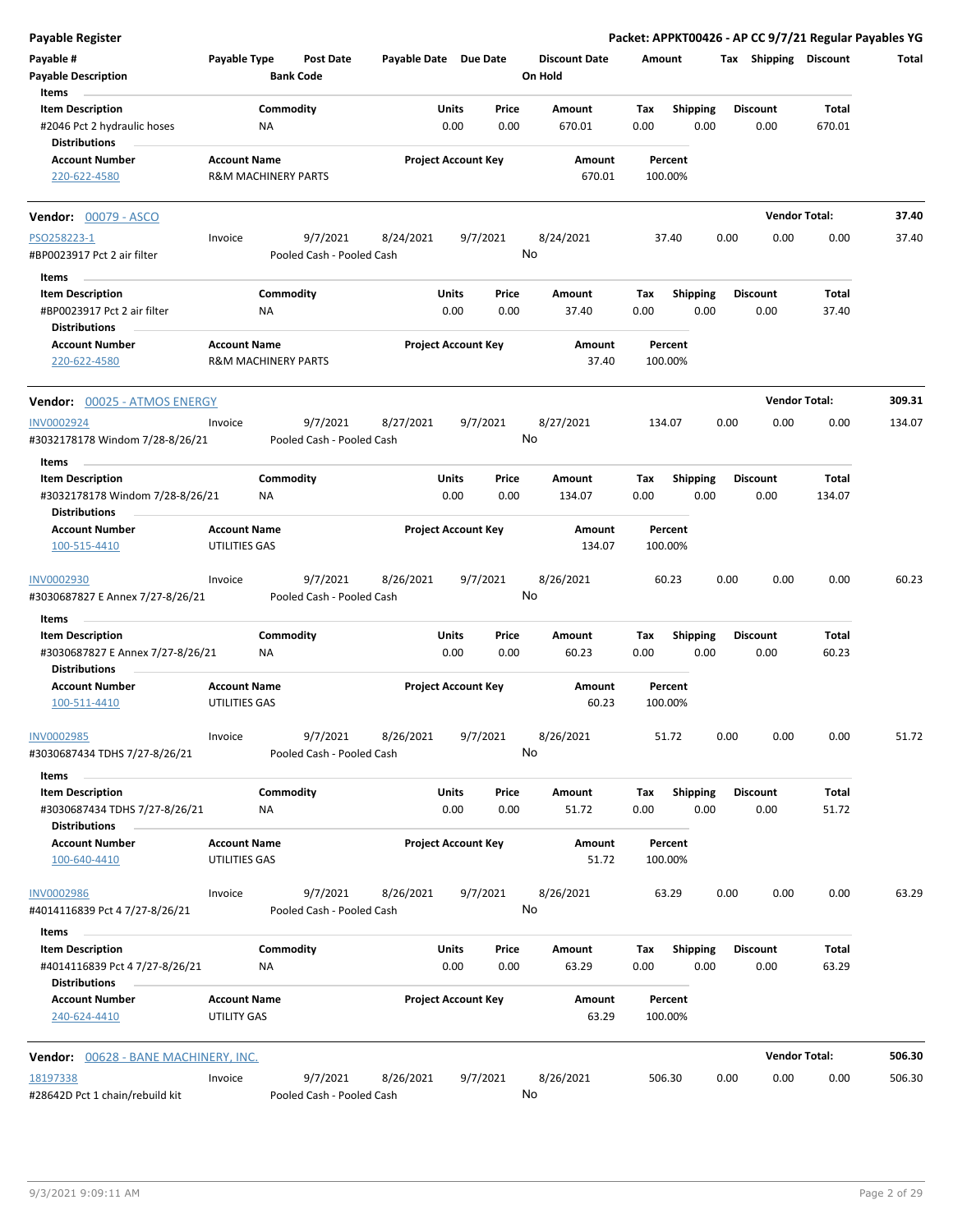Payable Register — Packet: APPKT00426 - AP CC 9/7/21 Regular Payables YG

| Payable # | Payable Type | Post Date | Payable Date | Due Date | Discount Date | Amount | Tax | Shipping | Discount | Total |
|---|---|---|---|---|---|---|---|---|---|---|
| Payable Description | | Bank Code | | | On Hold | | | | | |

Items

| Item Description | Commodity | Units | Price | Amount | Tax | Shipping | Discount | Total |
|---|---|---|---|---|---|---|---|---|
| #2046 Pct 2 hydraulic hoses | NA | 0.00 | 0.00 | 670.01 | 0.00 | 0.00 | 0.00 | 670.01 |

Distributions

| Account Number | Account Name | Project Account Key | Amount | Percent |
|---|---|---|---|---|
| 220-622-4580 | R&M MACHINERY PARTS | | 670.01 | 100.00% |

---

**Vendor: 00079 - ASCO** — Vendor Total: **37.40**

| Payable # | Payable Type | Post Date | Payable Date | Due Date | Discount Date | Amount | Tax | Shipping | Discount | Total |
|---|---|---|---|---|---|---|---|---|---|---|
| PSO258223-1 | Invoice | 9/7/2021 | 8/24/2021 | 9/7/2021 | 8/24/2021 | 37.40 | 0.00 | 0.00 | 0.00 | 37.40 |
| #BP0023917 Pct 2 air filter | | Pooled Cash - Pooled Cash | | | No | | | | | |

Items

| Item Description | Commodity | Units | Price | Amount | Tax | Shipping | Discount | Total |
|---|---|---|---|---|---|---|---|---|
| #BP0023917 Pct 2 air filter | NA | 0.00 | 0.00 | 37.40 | 0.00 | 0.00 | 0.00 | 37.40 |

Distributions

| Account Number | Account Name | Project Account Key | Amount | Percent |
|---|---|---|---|---|
| 220-622-4580 | R&M MACHINERY PARTS | | 37.40 | 100.00% |

---

**Vendor: 00025 - ATMOS ENERGY** — Vendor Total: **309.31**

| Payable # | Payable Type | Post Date | Payable Date | Due Date | Discount Date | Amount | Tax | Shipping | Discount | Total |
|---|---|---|---|---|---|---|---|---|---|---|
| INV0002924 | Invoice | 9/7/2021 | 8/27/2021 | 9/7/2021 | 8/27/2021 | 134.07 | 0.00 | 0.00 | 0.00 | 134.07 |
| #3032178178 Windom 7/28-8/26/21 | | Pooled Cash - Pooled Cash | | | No | | | | | |

Items

| Item Description | Commodity | Units | Price | Amount | Tax | Shipping | Discount | Total |
|---|---|---|---|---|---|---|---|---|
| #3032178178 Windom 7/28-8/26/21 | NA | 0.00 | 0.00 | 134.07 | 0.00 | 0.00 | 0.00 | 134.07 |

Distributions

| Account Number | Account Name | Project Account Key | Amount | Percent |
|---|---|---|---|---|
| 100-515-4410 | UTILITIES GAS | | 134.07 | 100.00% |

| Payable # | Payable Type | Post Date | Payable Date | Due Date | Discount Date | Amount | Tax | Shipping | Discount | Total |
|---|---|---|---|---|---|---|---|---|---|---|
| INV0002930 | Invoice | 9/7/2021 | 8/26/2021 | 9/7/2021 | 8/26/2021 | 60.23 | 0.00 | 0.00 | 0.00 | 60.23 |
| #3030687827 E Annex 7/27-8/26/21 | | Pooled Cash - Pooled Cash | | | No | | | | | |

Items

| Item Description | Commodity | Units | Price | Amount | Tax | Shipping | Discount | Total |
|---|---|---|---|---|---|---|---|---|
| #3030687827 E Annex 7/27-8/26/21 | NA | 0.00 | 0.00 | 60.23 | 0.00 | 0.00 | 0.00 | 60.23 |

Distributions

| Account Number | Account Name | Project Account Key | Amount | Percent |
|---|---|---|---|---|
| 100-511-4410 | UTILITIES GAS | | 60.23 | 100.00% |

| Payable # | Payable Type | Post Date | Payable Date | Due Date | Discount Date | Amount | Tax | Shipping | Discount | Total |
|---|---|---|---|---|---|---|---|---|---|---|
| INV0002985 | Invoice | 9/7/2021 | 8/26/2021 | 9/7/2021 | 8/26/2021 | 51.72 | 0.00 | 0.00 | 0.00 | 51.72 |
| #3030687434 TDHS 7/27-8/26/21 | | Pooled Cash - Pooled Cash | | | No | | | | | |

Items

| Item Description | Commodity | Units | Price | Amount | Tax | Shipping | Discount | Total |
|---|---|---|---|---|---|---|---|---|
| #3030687434 TDHS 7/27-8/26/21 | NA | 0.00 | 0.00 | 51.72 | 0.00 | 0.00 | 0.00 | 51.72 |

Distributions

| Account Number | Account Name | Project Account Key | Amount | Percent |
|---|---|---|---|---|
| 100-640-4410 | UTILITIES GAS | | 51.72 | 100.00% |

| Payable # | Payable Type | Post Date | Payable Date | Due Date | Discount Date | Amount | Tax | Shipping | Discount | Total |
|---|---|---|---|---|---|---|---|---|---|---|
| INV0002986 | Invoice | 9/7/2021 | 8/26/2021 | 9/7/2021 | 8/26/2021 | 63.29 | 0.00 | 0.00 | 0.00 | 63.29 |
| #4014116839 Pct 4 7/27-8/26/21 | | Pooled Cash - Pooled Cash | | | No | | | | | |

Items

| Item Description | Commodity | Units | Price | Amount | Tax | Shipping | Discount | Total |
|---|---|---|---|---|---|---|---|---|
| #4014116839 Pct 4 7/27-8/26/21 | NA | 0.00 | 0.00 | 63.29 | 0.00 | 0.00 | 0.00 | 63.29 |

Distributions

| Account Number | Account Name | Project Account Key | Amount | Percent |
|---|---|---|---|---|
| 240-624-4410 | UTILITY GAS | | 63.29 | 100.00% |

---

**Vendor: 00628 - BANE MACHINERY, INC.** — Vendor Total: **506.30**

| Payable # | Payable Type | Post Date | Payable Date | Due Date | Discount Date | Amount | Tax | Shipping | Discount | Total |
|---|---|---|---|---|---|---|---|---|---|---|
| 18197338 | Invoice | 9/7/2021 | 8/26/2021 | 9/7/2021 | 8/26/2021 | 506.30 | 0.00 | 0.00 | 0.00 | 506.30 |
| #28642D Pct 1 chain/rebuild kit | | Pooled Cash - Pooled Cash | | | No | | | | | |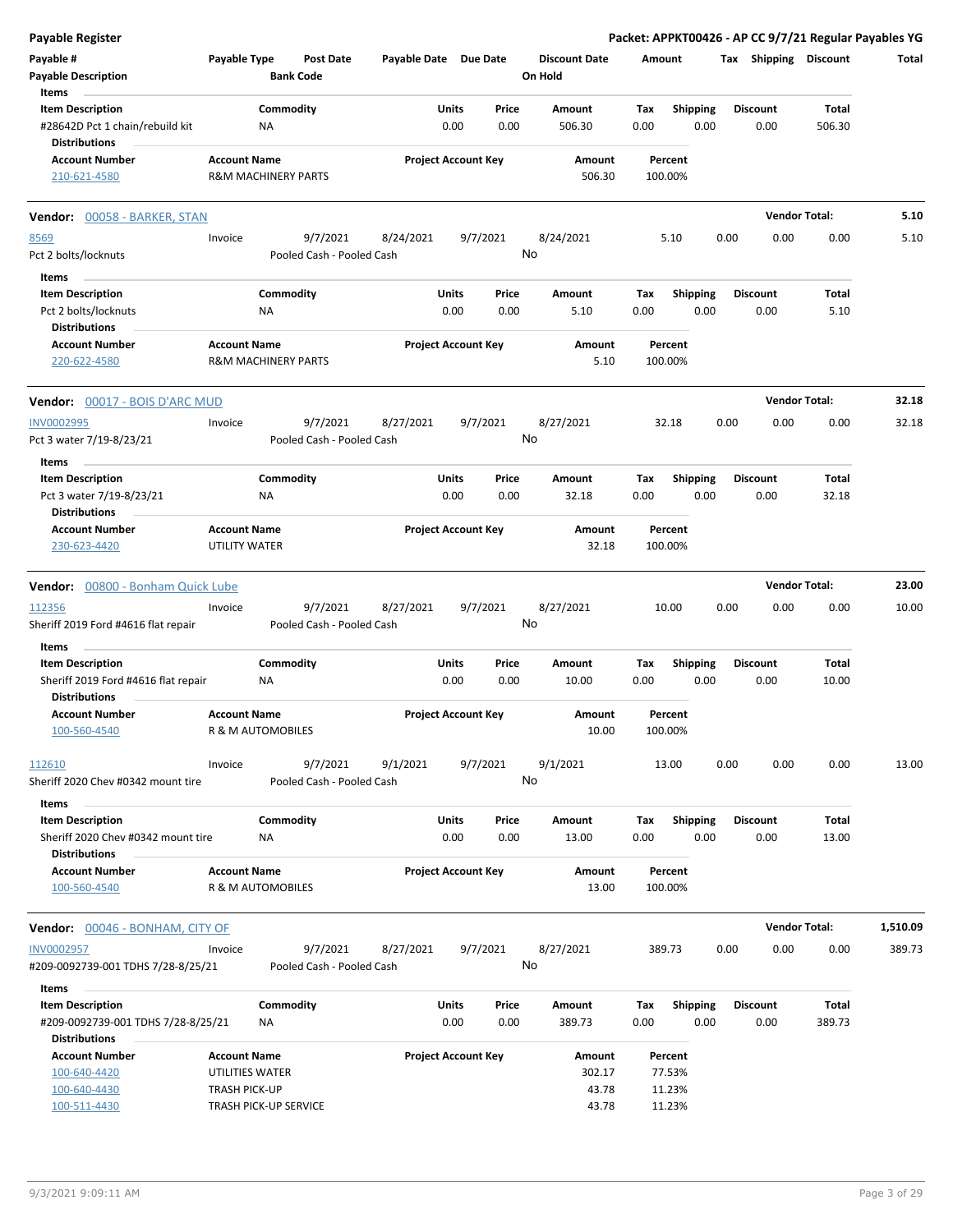**Payable Register** — Packet: APPKT00426 - AP CC 9/7/21 Regular Payables YG

| Payable # | Payable Type | Post Date | Payable Date | Due Date | Discount Date | Amount | Tax | Shipping | Discount | Total |
|---|---|---|---|---|---|---|---|---|---|---|
| Payable Description | | Bank Code | | | On Hold | | | | | |

Items

| Item Description | Commodity | Units | Price | Amount | Tax | Shipping | Discount | Total |
|---|---|---|---|---|---|---|---|---|
| #28642D Pct 1 chain/rebuild kit | NA | 0.00 | 0.00 | 506.30 | 0.00 | 0.00 | 0.00 | 506.30 |

Distributions

| Account Number | Account Name | Project Account Key | Amount | Percent |
|---|---|---|---|---|
| 210-621-4580 | R&M MACHINERY PARTS | | 506.30 | 100.00% |

---

**Vendor: 00058 - BARKER, STAN** — Vendor Total: **5.10**

| Payable # | Payable Type | Post Date | Payable Date | Due Date | Discount Date | Amount | Tax | Shipping | Discount | Total |
|---|---|---|---|---|---|---|---|---|---|---|
| 8569 | Invoice | 9/7/2021 | 8/24/2021 | 9/7/2021 | 8/24/2021 | 5.10 | 0.00 | 0.00 | 0.00 | 5.10 |
| Pct 2 bolts/locknuts | | Pooled Cash - Pooled Cash | | | No | | | | | |

Items

| Item Description | Commodity | Units | Price | Amount | Tax | Shipping | Discount | Total |
|---|---|---|---|---|---|---|---|---|
| Pct 2 bolts/locknuts | NA | 0.00 | 0.00 | 5.10 | 0.00 | 0.00 | 0.00 | 5.10 |

Distributions

| Account Number | Account Name | Project Account Key | Amount | Percent |
|---|---|---|---|---|
| 220-622-4580 | R&M MACHINERY PARTS | | 5.10 | 100.00% |

---

**Vendor: 00017 - BOIS D'ARC MUD** — Vendor Total: **32.18**

| Payable # | Payable Type | Post Date | Payable Date | Due Date | Discount Date | Amount | Tax | Shipping | Discount | Total |
|---|---|---|---|---|---|---|---|---|---|---|
| INV0002995 | Invoice | 9/7/2021 | 8/27/2021 | 9/7/2021 | 8/27/2021 | 32.18 | 0.00 | 0.00 | 0.00 | 32.18 |
| Pct 3 water 7/19-8/23/21 | | Pooled Cash - Pooled Cash | | | No | | | | | |

Items

| Item Description | Commodity | Units | Price | Amount | Tax | Shipping | Discount | Total |
|---|---|---|---|---|---|---|---|---|
| Pct 3 water 7/19-8/23/21 | NA | 0.00 | 0.00 | 32.18 | 0.00 | 0.00 | 0.00 | 32.18 |

Distributions

| Account Number | Account Name | Project Account Key | Amount | Percent |
|---|---|---|---|---|
| 230-623-4420 | UTILITY WATER | | 32.18 | 100.00% |

---

**Vendor: 00800 - Bonham Quick Lube** — Vendor Total: **23.00**

| Payable # | Payable Type | Post Date | Payable Date | Due Date | Discount Date | Amount | Tax | Shipping | Discount | Total |
|---|---|---|---|---|---|---|---|---|---|---|
| 112356 | Invoice | 9/7/2021 | 8/27/2021 | 9/7/2021 | 8/27/2021 | 10.00 | 0.00 | 0.00 | 0.00 | 10.00 |
| Sheriff 2019 Ford #4616 flat repair | | Pooled Cash - Pooled Cash | | | No | | | | | |

Items

| Item Description | Commodity | Units | Price | Amount | Tax | Shipping | Discount | Total |
|---|---|---|---|---|---|---|---|---|
| Sheriff 2019 Ford #4616 flat repair | NA | 0.00 | 0.00 | 10.00 | 0.00 | 0.00 | 0.00 | 10.00 |

Distributions

| Account Number | Account Name | Project Account Key | Amount | Percent |
|---|---|---|---|---|
| 100-560-4540 | R & M AUTOMOBILES | | 10.00 | 100.00% |

| Payable # | Payable Type | Post Date | Payable Date | Due Date | Discount Date | Amount | Tax | Shipping | Discount | Total |
|---|---|---|---|---|---|---|---|---|---|---|
| 112610 | Invoice | 9/7/2021 | 9/1/2021 | 9/7/2021 | 9/1/2021 | 13.00 | 0.00 | 0.00 | 0.00 | 13.00 |
| Sheriff 2020 Chev #0342 mount tire | | Pooled Cash - Pooled Cash | | | No | | | | | |

Items

| Item Description | Commodity | Units | Price | Amount | Tax | Shipping | Discount | Total |
|---|---|---|---|---|---|---|---|---|
| Sheriff 2020 Chev #0342 mount tire | NA | 0.00 | 0.00 | 13.00 | 0.00 | 0.00 | 0.00 | 13.00 |

Distributions

| Account Number | Account Name | Project Account Key | Amount | Percent |
|---|---|---|---|---|
| 100-560-4540 | R & M AUTOMOBILES | | 13.00 | 100.00% |

---

**Vendor: 00046 - BONHAM, CITY OF** — Vendor Total: **1,510.09**

| Payable # | Payable Type | Post Date | Payable Date | Due Date | Discount Date | Amount | Tax | Shipping | Discount | Total |
|---|---|---|---|---|---|---|---|---|---|---|
| INV0002957 | Invoice | 9/7/2021 | 8/27/2021 | 9/7/2021 | 8/27/2021 | 389.73 | 0.00 | 0.00 | 0.00 | 389.73 |
| #209-0092739-001 TDHS 7/28-8/25/21 | | Pooled Cash - Pooled Cash | | | No | | | | | |

Items

| Item Description | Commodity | Units | Price | Amount | Tax | Shipping | Discount | Total |
|---|---|---|---|---|---|---|---|---|
| #209-0092739-001 TDHS 7/28-8/25/21 | NA | 0.00 | 0.00 | 389.73 | 0.00 | 0.00 | 0.00 | 389.73 |

Distributions

| Account Number | Account Name | Project Account Key | Amount | Percent |
|---|---|---|---|---|
| 100-640-4420 | UTILITIES WATER | | 302.17 | 77.53% |
| 100-640-4430 | TRASH PICK-UP | | 43.78 | 11.23% |
| 100-511-4430 | TRASH PICK-UP SERVICE | | 43.78 | 11.23% |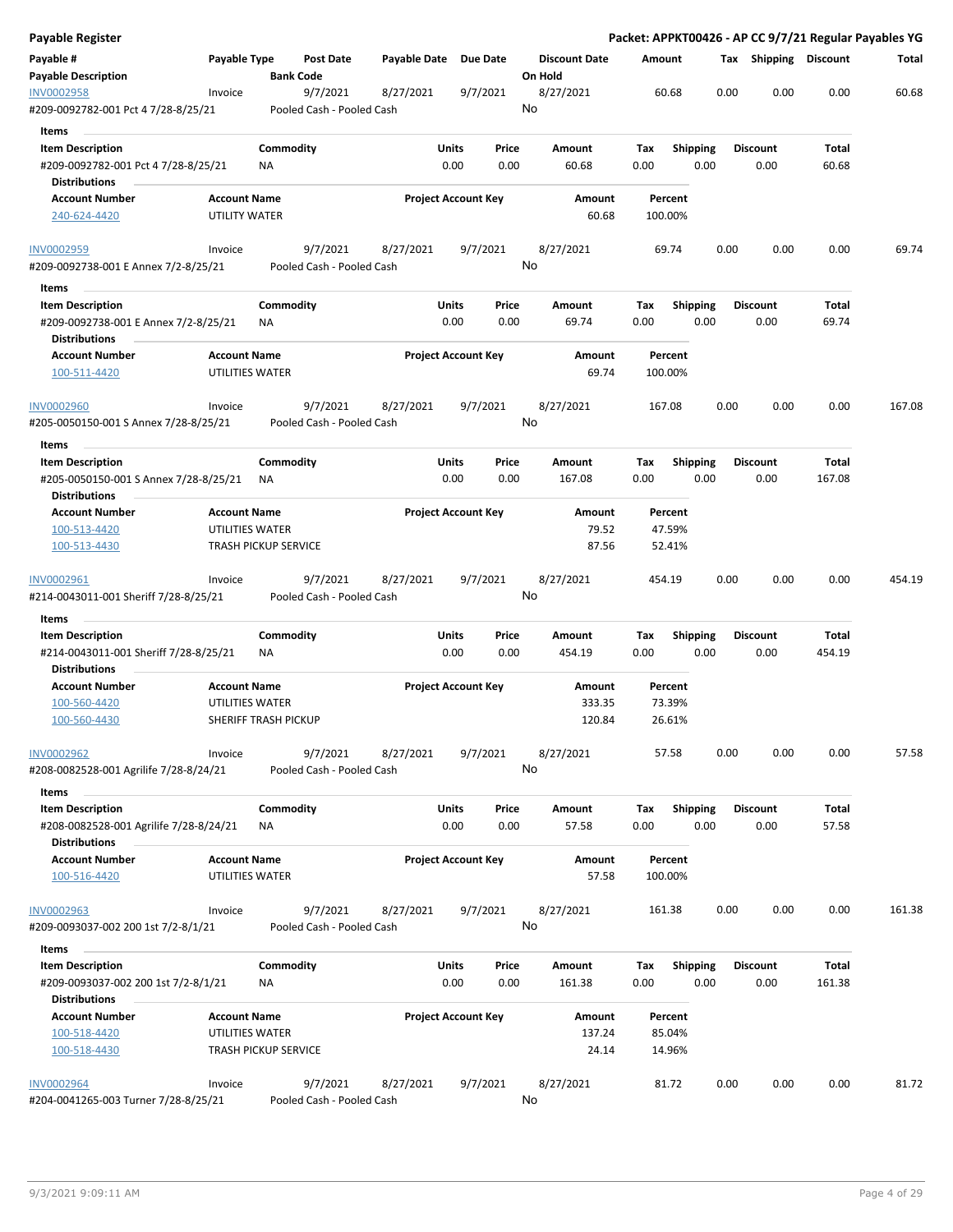**Payable Register** — **Packet: APPKT00426 - AP CC 9/7/21 Regular Payables YG**

| Payable # / Payable Description | Payable Type | Post Date / Bank Code | Payable Date | Due Date | Discount Date / On Hold | Amount | Tax | Shipping | Discount | Total |
|---|---|---|---|---|---|---|---|---|---|---|
| INV0002958 | Invoice | 9/7/2021 | 8/27/2021 | 9/7/2021 | 8/27/2021 | 60.68 | 0.00 | 0.00 | 0.00 | 60.68 |
| #209-0092782-001 Pct 4 7/28-8/25/21 | | Pooled Cash - Pooled Cash | | | No | | | | | |

**Items**

| Item Description | Commodity | Units | Price | Amount | Tax | Shipping | Discount | Total |
|---|---|---|---|---|---|---|---|---|
| #209-0092782-001 Pct 4 7/28-8/25/21 | NA | 0.00 | 0.00 | 60.68 | 0.00 | 0.00 | 0.00 | 60.68 |

**Distributions**

| Account Number | Account Name | Project Account Key | Amount | Percent |
|---|---|---|---|---|
| 240-624-4420 | UTILITY WATER | | 60.68 | 100.00% |

| Payable # / Payable Description | Payable Type | Post Date / Bank Code | Payable Date | Due Date | Discount Date / On Hold | Amount | Tax | Shipping | Discount | Total |
|---|---|---|---|---|---|---|---|---|---|---|
| INV0002959 | Invoice | 9/7/2021 | 8/27/2021 | 9/7/2021 | 8/27/2021 | 69.74 | 0.00 | 0.00 | 0.00 | 69.74 |
| #209-0092738-001 E Annex 7/2-8/25/21 | | Pooled Cash - Pooled Cash | | | No | | | | | |

**Items**

| Item Description | Commodity | Units | Price | Amount | Tax | Shipping | Discount | Total |
|---|---|---|---|---|---|---|---|---|
| #209-0092738-001 E Annex 7/2-8/25/21 | NA | 0.00 | 0.00 | 69.74 | 0.00 | 0.00 | 0.00 | 69.74 |

**Distributions**

| Account Number | Account Name | Project Account Key | Amount | Percent |
|---|---|---|---|---|
| 100-511-4420 | UTILITIES WATER | | 69.74 | 100.00% |

| Payable # / Payable Description | Payable Type | Post Date / Bank Code | Payable Date | Due Date | Discount Date / On Hold | Amount | Tax | Shipping | Discount | Total |
|---|---|---|---|---|---|---|---|---|---|---|
| INV0002960 | Invoice | 9/7/2021 | 8/27/2021 | 9/7/2021 | 8/27/2021 | 167.08 | 0.00 | 0.00 | 0.00 | 167.08 |
| #205-0050150-001 S Annex 7/28-8/25/21 | | Pooled Cash - Pooled Cash | | | No | | | | | |

**Items**

| Item Description | Commodity | Units | Price | Amount | Tax | Shipping | Discount | Total |
|---|---|---|---|---|---|---|---|---|
| #205-0050150-001 S Annex 7/28-8/25/21 | NA | 0.00 | 0.00 | 167.08 | 0.00 | 0.00 | 0.00 | 167.08 |

**Distributions**

| Account Number | Account Name | Project Account Key | Amount | Percent |
|---|---|---|---|---|
| 100-513-4420 | UTILITIES WATER | | 79.52 | 47.59% |
| 100-513-4430 | TRASH PICKUP SERVICE | | 87.56 | 52.41% |

| Payable # / Payable Description | Payable Type | Post Date / Bank Code | Payable Date | Due Date | Discount Date / On Hold | Amount | Tax | Shipping | Discount | Total |
|---|---|---|---|---|---|---|---|---|---|---|
| INV0002961 | Invoice | 9/7/2021 | 8/27/2021 | 9/7/2021 | 8/27/2021 | 454.19 | 0.00 | 0.00 | 0.00 | 454.19 |
| #214-0043011-001 Sheriff 7/28-8/25/21 | | Pooled Cash - Pooled Cash | | | No | | | | | |

**Items**

| Item Description | Commodity | Units | Price | Amount | Tax | Shipping | Discount | Total |
|---|---|---|---|---|---|---|---|---|
| #214-0043011-001 Sheriff 7/28-8/25/21 | NA | 0.00 | 0.00 | 454.19 | 0.00 | 0.00 | 0.00 | 454.19 |

**Distributions**

| Account Number | Account Name | Project Account Key | Amount | Percent |
|---|---|---|---|---|
| 100-560-4420 | UTILITIES WATER | | 333.35 | 73.39% |
| 100-560-4430 | SHERIFF TRASH PICKUP | | 120.84 | 26.61% |

| Payable # / Payable Description | Payable Type | Post Date / Bank Code | Payable Date | Due Date | Discount Date / On Hold | Amount | Tax | Shipping | Discount | Total |
|---|---|---|---|---|---|---|---|---|---|---|
| INV0002962 | Invoice | 9/7/2021 | 8/27/2021 | 9/7/2021 | 8/27/2021 | 57.58 | 0.00 | 0.00 | 0.00 | 57.58 |
| #208-0082528-001 Agrilife 7/28-8/24/21 | | Pooled Cash - Pooled Cash | | | No | | | | | |

**Items**

| Item Description | Commodity | Units | Price | Amount | Tax | Shipping | Discount | Total |
|---|---|---|---|---|---|---|---|---|
| #208-0082528-001 Agrilife 7/28-8/24/21 | NA | 0.00 | 0.00 | 57.58 | 0.00 | 0.00 | 0.00 | 57.58 |

**Distributions**

| Account Number | Account Name | Project Account Key | Amount | Percent |
|---|---|---|---|---|
| 100-516-4420 | UTILITIES WATER | | 57.58 | 100.00% |

| Payable # / Payable Description | Payable Type | Post Date / Bank Code | Payable Date | Due Date | Discount Date / On Hold | Amount | Tax | Shipping | Discount | Total |
|---|---|---|---|---|---|---|---|---|---|---|
| INV0002963 | Invoice | 9/7/2021 | 8/27/2021 | 9/7/2021 | 8/27/2021 | 161.38 | 0.00 | 0.00 | 0.00 | 161.38 |
| #209-0093037-002 200 1st 7/2-8/1/21 | | Pooled Cash - Pooled Cash | | | No | | | | | |

**Items**

| Item Description | Commodity | Units | Price | Amount | Tax | Shipping | Discount | Total |
|---|---|---|---|---|---|---|---|---|
| #209-0093037-002 200 1st 7/2-8/1/21 | NA | 0.00 | 0.00 | 161.38 | 0.00 | 0.00 | 0.00 | 161.38 |

**Distributions**

| Account Number | Account Name | Project Account Key | Amount | Percent |
|---|---|---|---|---|
| 100-518-4420 | UTILITIES WATER | | 137.24 | 85.04% |
| 100-518-4430 | TRASH PICKUP SERVICE | | 24.14 | 14.96% |

| Payable # / Payable Description | Payable Type | Post Date / Bank Code | Payable Date | Due Date | Discount Date / On Hold | Amount | Tax | Shipping | Discount | Total |
|---|---|---|---|---|---|---|---|---|---|---|
| INV0002964 | Invoice | 9/7/2021 | 8/27/2021 | 9/7/2021 | 8/27/2021 | 81.72 | 0.00 | 0.00 | 0.00 | 81.72 |
| #204-0041265-003 Turner 7/28-8/25/21 | | Pooled Cash - Pooled Cash | | | No | | | | | |

9/3/2021 9:09:11 AM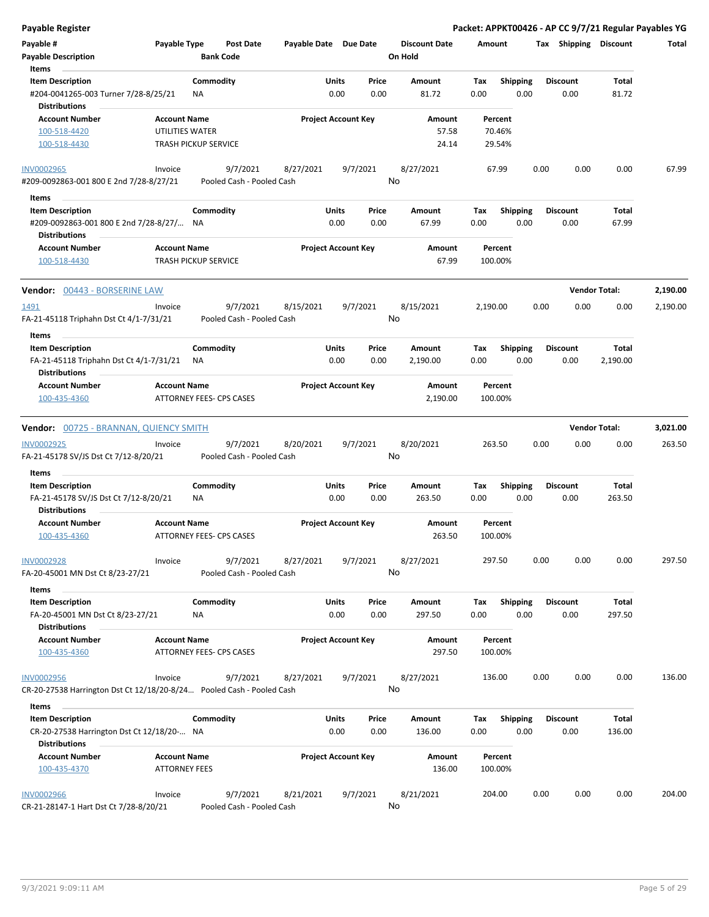# Payable Register

**Packet: APPKT00426 - AP CC 9/7/21 Regular Payables YG**

| Payable # | Payable Type | Post Date | Payable Date | Due Date | Discount Date | Amount | Tax | Shipping | Discount | Total |
|---|---|---|---|---|---|---|---|---|---|---|
| Payable Description | | Bank Code | | | On Hold | | | | | |

**Items**

| Item Description | Commodity | Units | Price | Amount | Tax | Shipping | Discount | Total |
|---|---|---|---|---|---|---|---|---|
| #204-0041265-003 Turner 7/28-8/25/21 | NA | 0.00 | 0.00 | 81.72 | 0.00 | 0.00 | 0.00 | 81.72 |

**Distributions**

| Account Number | Account Name | Project Account Key | Amount | Percent |
|---|---|---|---|---|
| 100-518-4420 | UTILITIES WATER | | 57.58 | 70.46% |
| 100-518-4430 | TRASH PICKUP SERVICE | | 24.14 | 29.54% |

| Payable # | Payable Type | Post Date | Payable Date | Due Date | Discount Date | Amount | Tax | Shipping | Discount | Total |
|---|---|---|---|---|---|---|---|---|---|---|
| INV0002965 | Invoice | 9/7/2021 | 8/27/2021 | 9/7/2021 | 8/27/2021 | 67.99 | 0.00 | 0.00 | 0.00 | 67.99 |
| #209-0092863-001 800 E 2nd 7/28-8/27/21 | | Pooled Cash - Pooled Cash | | | No | | | | | |

**Items**

| Item Description | Commodity | Units | Price | Amount | Tax | Shipping | Discount | Total |
|---|---|---|---|---|---|---|---|---|
| #209-0092863-001 800 E 2nd 7/28-8/27/... | NA | 0.00 | 0.00 | 67.99 | 0.00 | 0.00 | 0.00 | 67.99 |

**Distributions**

| Account Number | Account Name | Project Account Key | Amount | Percent |
|---|---|---|---|---|
| 100-518-4430 | TRASH PICKUP SERVICE | | 67.99 | 100.00% |

## Vendor: 00443 - BORSERINE LAW

**Vendor Total: 2,190.00**

| Payable # | Payable Type | Post Date | Payable Date | Due Date | Discount Date | Amount | Tax | Shipping | Discount | Total |
|---|---|---|---|---|---|---|---|---|---|---|
| 1491 | Invoice | 9/7/2021 | 8/15/2021 | 9/7/2021 | 8/15/2021 | 2,190.00 | 0.00 | 0.00 | 0.00 | 2,190.00 |
| FA-21-45118 Triphahn Dst Ct 4/1-7/31/21 | | Pooled Cash - Pooled Cash | | | No | | | | | |

**Items**

| Item Description | Commodity | Units | Price | Amount | Tax | Shipping | Discount | Total |
|---|---|---|---|---|---|---|---|---|
| FA-21-45118 Triphahn Dst Ct 4/1-7/31/21 | NA | 0.00 | 0.00 | 2,190.00 | 0.00 | 0.00 | 0.00 | 2,190.00 |

**Distributions**

| Account Number | Account Name | Project Account Key | Amount | Percent |
|---|---|---|---|---|
| 100-435-4360 | ATTORNEY FEES- CPS CASES | | 2,190.00 | 100.00% |

## Vendor: 00725 - BRANNAN, QUIENCY SMITH

**Vendor Total: 3,021.00**

| Payable # | Payable Type | Post Date | Payable Date | Due Date | Discount Date | Amount | Tax | Shipping | Discount | Total |
|---|---|---|---|---|---|---|---|---|---|---|
| INV0002925 | Invoice | 9/7/2021 | 8/20/2021 | 9/7/2021 | 8/20/2021 | 263.50 | 0.00 | 0.00 | 0.00 | 263.50 |
| FA-21-45178 SV/JS Dst Ct 7/12-8/20/21 | | Pooled Cash - Pooled Cash | | | No | | | | | |

**Items**

| Item Description | Commodity | Units | Price | Amount | Tax | Shipping | Discount | Total |
|---|---|---|---|---|---|---|---|---|
| FA-21-45178 SV/JS Dst Ct 7/12-8/20/21 | NA | 0.00 | 0.00 | 263.50 | 0.00 | 0.00 | 0.00 | 263.50 |

**Distributions**

| Account Number | Account Name | Project Account Key | Amount | Percent |
|---|---|---|---|---|
| 100-435-4360 | ATTORNEY FEES- CPS CASES | | 263.50 | 100.00% |

| Payable # | Payable Type | Post Date | Payable Date | Due Date | Discount Date | Amount | Tax | Shipping | Discount | Total |
|---|---|---|---|---|---|---|---|---|---|---|
| INV0002928 | Invoice | 9/7/2021 | 8/27/2021 | 9/7/2021 | 8/27/2021 | 297.50 | 0.00 | 0.00 | 0.00 | 297.50 |
| FA-20-45001 MN Dst Ct 8/23-27/21 | | Pooled Cash - Pooled Cash | | | No | | | | | |

**Items**

| Item Description | Commodity | Units | Price | Amount | Tax | Shipping | Discount | Total |
|---|---|---|---|---|---|---|---|---|
| FA-20-45001 MN Dst Ct 8/23-27/21 | NA | 0.00 | 0.00 | 297.50 | 0.00 | 0.00 | 0.00 | 297.50 |

**Distributions**

| Account Number | Account Name | Project Account Key | Amount | Percent |
|---|---|---|---|---|
| 100-435-4360 | ATTORNEY FEES- CPS CASES | | 297.50 | 100.00% |

| Payable # | Payable Type | Post Date | Payable Date | Due Date | Discount Date | Amount | Tax | Shipping | Discount | Total |
|---|---|---|---|---|---|---|---|---|---|---|
| INV0002956 | Invoice | 9/7/2021 | 8/27/2021 | 9/7/2021 | 8/27/2021 | 136.00 | 0.00 | 0.00 | 0.00 | 136.00 |
| CR-20-27538 Harrington Dst Ct 12/18/20-8/24... | | Pooled Cash - Pooled Cash | | | No | | | | | |

**Items**

| Item Description | Commodity | Units | Price | Amount | Tax | Shipping | Discount | Total |
|---|---|---|---|---|---|---|---|---|
| CR-20-27538 Harrington Dst Ct 12/18/20-... | NA | 0.00 | 0.00 | 136.00 | 0.00 | 0.00 | 0.00 | 136.00 |

**Distributions**

| Account Number | Account Name | Project Account Key | Amount | Percent |
|---|---|---|---|---|
| 100-435-4370 | ATTORNEY FEES | | 136.00 | 100.00% |

| Payable # | Payable Type | Post Date | Payable Date | Due Date | Discount Date | Amount | Tax | Shipping | Discount | Total |
|---|---|---|---|---|---|---|---|---|---|---|
| INV0002966 | Invoice | 9/7/2021 | 8/21/2021 | 9/7/2021 | 8/21/2021 | 204.00 | 0.00 | 0.00 | 0.00 | 204.00 |
| CR-21-28147-1 Hart Dst Ct 7/28-8/20/21 | | Pooled Cash - Pooled Cash | | | No | | | | | |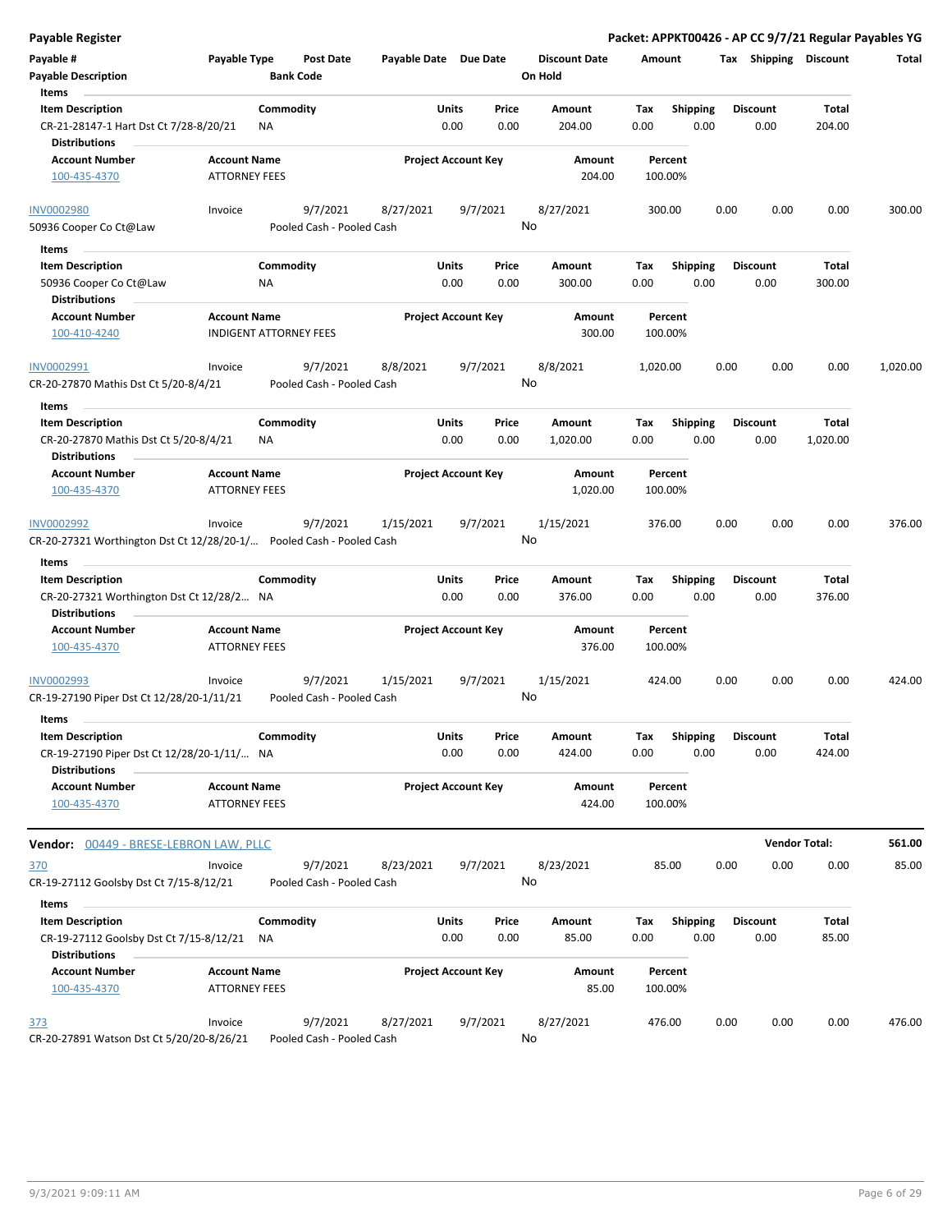**Payable Register** — **Packet: APPKT00426 - AP CC 9/7/21 Regular Payables YG**

| Payable # | Payable Type | Post Date | Payable Date | Due Date | Discount Date | Amount | Tax | Shipping | Discount | Total |
|---|---|---|---|---|---|---|---|---|---|---|
| **Payable Description** | | **Bank Code** | | | **On Hold** | | | | | |

**Items**

| Item Description | Commodity | Units | Price | Amount | Tax | Shipping | Discount | Total |
|---|---|---|---|---|---|---|---|---|
| CR-21-28147-1 Hart Dst Ct 7/28-8/20/21 | NA | 0.00 | 0.00 | 204.00 | 0.00 | 0.00 | 0.00 | 204.00 |

**Distributions**

| Account Number | Account Name | Project Account Key | Amount | Percent |
|---|---|---|---|---|
| 100-435-4370 | ATTORNEY FEES | | 204.00 | 100.00% |

| Payable # | Payable Type | Post Date | Payable Date | Due Date | Discount Date | Amount | Tax | Shipping | Discount | Total |
|---|---|---|---|---|---|---|---|---|---|---|
| INV0002980 | Invoice | 9/7/2021 | 8/27/2021 | 9/7/2021 | 8/27/2021 | 300.00 | 0.00 | 0.00 | 0.00 | 300.00 |
| 50936 Cooper Co Ct@Law | | Pooled Cash - Pooled Cash | | | No | | | | | |

**Items**

| Item Description | Commodity | Units | Price | Amount | Tax | Shipping | Discount | Total |
|---|---|---|---|---|---|---|---|---|
| 50936 Cooper Co Ct@Law | NA | 0.00 | 0.00 | 300.00 | 0.00 | 0.00 | 0.00 | 300.00 |

**Distributions**

| Account Number | Account Name | Project Account Key | Amount | Percent |
|---|---|---|---|---|
| 100-410-4240 | INDIGENT ATTORNEY FEES | | 300.00 | 100.00% |

| Payable # | Payable Type | Post Date | Payable Date | Due Date | Discount Date | Amount | Tax | Shipping | Discount | Total |
|---|---|---|---|---|---|---|---|---|---|---|
| INV0002991 | Invoice | 9/7/2021 | 8/8/2021 | 9/7/2021 | 8/8/2021 | 1,020.00 | 0.00 | 0.00 | 0.00 | 1,020.00 |
| CR-20-27870 Mathis Dst Ct 5/20-8/4/21 | | Pooled Cash - Pooled Cash | | | No | | | | | |

**Items**

| Item Description | Commodity | Units | Price | Amount | Tax | Shipping | Discount | Total |
|---|---|---|---|---|---|---|---|---|
| CR-20-27870 Mathis Dst Ct 5/20-8/4/21 | NA | 0.00 | 0.00 | 1,020.00 | 0.00 | 0.00 | 0.00 | 1,020.00 |

**Distributions**

| Account Number | Account Name | Project Account Key | Amount | Percent |
|---|---|---|---|---|
| 100-435-4370 | ATTORNEY FEES | | 1,020.00 | 100.00% |

| Payable # | Payable Type | Post Date | Payable Date | Due Date | Discount Date | Amount | Tax | Shipping | Discount | Total |
|---|---|---|---|---|---|---|---|---|---|---|
| INV0002992 | Invoice | 9/7/2021 | 1/15/2021 | 9/7/2021 | 1/15/2021 | 376.00 | 0.00 | 0.00 | 0.00 | 376.00 |
| CR-20-27321 Worthington Dst Ct 12/28/20-1/... | | Pooled Cash - Pooled Cash | | | No | | | | | |

**Items**

| Item Description | Commodity | Units | Price | Amount | Tax | Shipping | Discount | Total |
|---|---|---|---|---|---|---|---|---|
| CR-20-27321 Worthington Dst Ct 12/28/2... | NA | 0.00 | 0.00 | 376.00 | 0.00 | 0.00 | 0.00 | 376.00 |

**Distributions**

| Account Number | Account Name | Project Account Key | Amount | Percent |
|---|---|---|---|---|
| 100-435-4370 | ATTORNEY FEES | | 376.00 | 100.00% |

| Payable # | Payable Type | Post Date | Payable Date | Due Date | Discount Date | Amount | Tax | Shipping | Discount | Total |
|---|---|---|---|---|---|---|---|---|---|---|
| INV0002993 | Invoice | 9/7/2021 | 1/15/2021 | 9/7/2021 | 1/15/2021 | 424.00 | 0.00 | 0.00 | 0.00 | 424.00 |
| CR-19-27190 Piper Dst Ct 12/28/20-1/11/21 | | Pooled Cash - Pooled Cash | | | No | | | | | |

**Items**

| Item Description | Commodity | Units | Price | Amount | Tax | Shipping | Discount | Total |
|---|---|---|---|---|---|---|---|---|
| CR-19-27190 Piper Dst Ct 12/28/20-1/11/... | NA | 0.00 | 0.00 | 424.00 | 0.00 | 0.00 | 0.00 | 424.00 |

**Distributions**

| Account Number | Account Name | Project Account Key | Amount | Percent |
|---|---|---|---|---|
| 100-435-4370 | ATTORNEY FEES | | 424.00 | 100.00% |

---

**Vendor:** 00449 - BRESE-LEBRON LAW, PLLC — **Vendor Total: 561.00**

| Payable # | Payable Type | Post Date | Payable Date | Due Date | Discount Date | Amount | Tax | Shipping | Discount | Total |
|---|---|---|---|---|---|---|---|---|---|---|
| 370 | Invoice | 9/7/2021 | 8/23/2021 | 9/7/2021 | 8/23/2021 | 85.00 | 0.00 | 0.00 | 0.00 | 85.00 |
| CR-19-27112 Goolsby Dst Ct 7/15-8/12/21 | | Pooled Cash - Pooled Cash | | | No | | | | | |

**Items**

| Item Description | Commodity | Units | Price | Amount | Tax | Shipping | Discount | Total |
|---|---|---|---|---|---|---|---|---|
| CR-19-27112 Goolsby Dst Ct 7/15-8/12/21 | NA | 0.00 | 0.00 | 85.00 | 0.00 | 0.00 | 0.00 | 85.00 |

**Distributions**

| Account Number | Account Name | Project Account Key | Amount | Percent |
|---|---|---|---|---|
| 100-435-4370 | ATTORNEY FEES | | 85.00 | 100.00% |

| Payable # | Payable Type | Post Date | Payable Date | Due Date | Discount Date | Amount | Tax | Shipping | Discount | Total |
|---|---|---|---|---|---|---|---|---|---|---|
| 373 | Invoice | 9/7/2021 | 8/27/2021 | 9/7/2021 | 8/27/2021 | 476.00 | 0.00 | 0.00 | 0.00 | 476.00 |
| CR-20-27891 Watson Dst Ct 5/20/20-8/26/21 | | Pooled Cash - Pooled Cash | | | No | | | | | |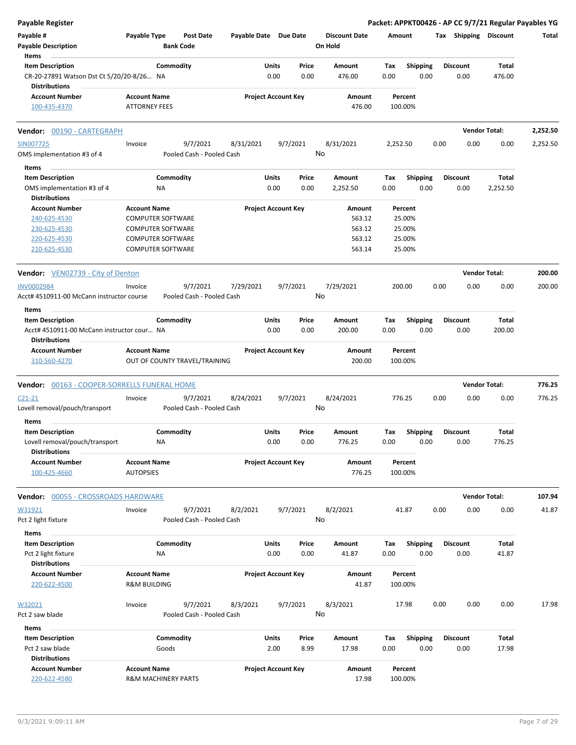**Payable Register** — **Packet: APPKT00426 - AP CC 9/7/21 Regular Payables YG**

| Payable # | Payable Type | Post Date | Payable Date | Due Date | Discount Date | Amount | Tax | Shipping | Discount | Total |
|---|---|---|---|---|---|---|---|---|---|---|
| Payable Description | | Bank Code | | | On Hold | | | | | |

**Items**

| Item Description | Commodity | Units | Price | Amount | Tax | Shipping | Discount | Total |
|---|---|---|---|---|---|---|---|---|
| CR-20-27891 Watson Dst Ct 5/20/20-8/26... | NA | 0.00 | 0.00 | 476.00 | 0.00 | 0.00 | 0.00 | 476.00 |

**Distributions**

| Account Number | Account Name | Project Account Key | Amount | Percent |
|---|---|---|---|---|
| 100-435-4370 | ATTORNEY FEES | | 476.00 | 100.00% |

---

**Vendor: 00190 - CARTEGRAPH** — **Vendor Total: 2,252.50**

| Payable # | Payable Type | Post Date | Payable Date | Due Date | Discount Date | Amount | Tax | Shipping | Discount | Total |
|---|---|---|---|---|---|---|---|---|---|---|
| SIN007725 | Invoice | 9/7/2021 | 8/31/2021 | 9/7/2021 | 8/31/2021 | 2,252.50 | 0.00 | 0.00 | 0.00 | 2,252.50 |
| OMS implementation #3 of 4 | | Pooled Cash - Pooled Cash | | | No | | | | | |

**Items**

| Item Description | Commodity | Units | Price | Amount | Tax | Shipping | Discount | Total |
|---|---|---|---|---|---|---|---|---|
| OMS implementation #3 of 4 | NA | 0.00 | 0.00 | 2,252.50 | 0.00 | 0.00 | 0.00 | 2,252.50 |

**Distributions**

| Account Number | Account Name | Project Account Key | Amount | Percent |
|---|---|---|---|---|
| 240-625-4530 | COMPUTER SOFTWARE | | 563.12 | 25.00% |
| 230-625-4530 | COMPUTER SOFTWARE | | 563.12 | 25.00% |
| 220-625-4530 | COMPUTER SOFTWARE | | 563.12 | 25.00% |
| 210-625-4530 | COMPUTER SOFTWARE | | 563.14 | 25.00% |

---

**Vendor: VEN02739 - City of Denton** — **Vendor Total: 200.00**

| Payable # | Payable Type | Post Date | Payable Date | Due Date | Discount Date | Amount | Tax | Shipping | Discount | Total |
|---|---|---|---|---|---|---|---|---|---|---|
| INV0002984 | Invoice | 9/7/2021 | 7/29/2021 | 9/7/2021 | 7/29/2021 | 200.00 | 0.00 | 0.00 | 0.00 | 200.00 |
| Acct# 4510911-00 McCann instructor course | | Pooled Cash - Pooled Cash | | | No | | | | | |

**Items**

| Item Description | Commodity | Units | Price | Amount | Tax | Shipping | Discount | Total |
|---|---|---|---|---|---|---|---|---|
| Acct# 4510911-00 McCann instructor cour... | NA | 0.00 | 0.00 | 200.00 | 0.00 | 0.00 | 0.00 | 200.00 |

**Distributions**

| Account Number | Account Name | Project Account Key | Amount | Percent |
|---|---|---|---|---|
| 310-560-4270 | OUT OF COUNTY TRAVEL/TRAINING | | 200.00 | 100.00% |

---

**Vendor: 00163 - COOPER-SORRELLS FUNERAL HOME** — **Vendor Total: 776.25**

| Payable # | Payable Type | Post Date | Payable Date | Due Date | Discount Date | Amount | Tax | Shipping | Discount | Total |
|---|---|---|---|---|---|---|---|---|---|---|
| C21-21 | Invoice | 9/7/2021 | 8/24/2021 | 9/7/2021 | 8/24/2021 | 776.25 | 0.00 | 0.00 | 0.00 | 776.25 |
| Lovell removal/pouch/transport | | Pooled Cash - Pooled Cash | | | No | | | | | |

**Items**

| Item Description | Commodity | Units | Price | Amount | Tax | Shipping | Discount | Total |
|---|---|---|---|---|---|---|---|---|
| Lovell removal/pouch/transport | NA | 0.00 | 0.00 | 776.25 | 0.00 | 0.00 | 0.00 | 776.25 |

**Distributions**

| Account Number | Account Name | Project Account Key | Amount | Percent |
|---|---|---|---|---|
| 100-425-4660 | AUTOPSIES | | 776.25 | 100.00% |

---

**Vendor: 00055 - CROSSROADS HARDWARE** — **Vendor Total: 107.94**

| Payable # | Payable Type | Post Date | Payable Date | Due Date | Discount Date | Amount | Tax | Shipping | Discount | Total |
|---|---|---|---|---|---|---|---|---|---|---|
| W31921 | Invoice | 9/7/2021 | 8/2/2021 | 9/7/2021 | 8/2/2021 | 41.87 | 0.00 | 0.00 | 0.00 | 41.87 |
| Pct 2 light fixture | | Pooled Cash - Pooled Cash | | | No | | | | | |

**Items**

| Item Description | Commodity | Units | Price | Amount | Tax | Shipping | Discount | Total |
|---|---|---|---|---|---|---|---|---|
| Pct 2 light fixture | NA | 0.00 | 0.00 | 41.87 | 0.00 | 0.00 | 0.00 | 41.87 |

**Distributions**

| Account Number | Account Name | Project Account Key | Amount | Percent |
|---|---|---|---|---|
| 220-622-4500 | R&M BUILDING | | 41.87 | 100.00% |

| Payable # | Payable Type | Post Date | Payable Date | Due Date | Discount Date | Amount | Tax | Shipping | Discount | Total |
|---|---|---|---|---|---|---|---|---|---|---|
| W32021 | Invoice | 9/7/2021 | 8/3/2021 | 9/7/2021 | 8/3/2021 | 17.98 | 0.00 | 0.00 | 0.00 | 17.98 |
| Pct 2 saw blade | | Pooled Cash - Pooled Cash | | | No | | | | | |

**Items**

| Item Description | Commodity | Units | Price | Amount | Tax | Shipping | Discount | Total |
|---|---|---|---|---|---|---|---|---|
| Pct 2 saw blade | Goods | 2.00 | 8.99 | 17.98 | 0.00 | 0.00 | 0.00 | 17.98 |

**Distributions**

| Account Number | Account Name | Project Account Key | Amount | Percent |
|---|---|---|---|---|
| 220-622-4580 | R&M MACHINERY PARTS | | 17.98 | 100.00% |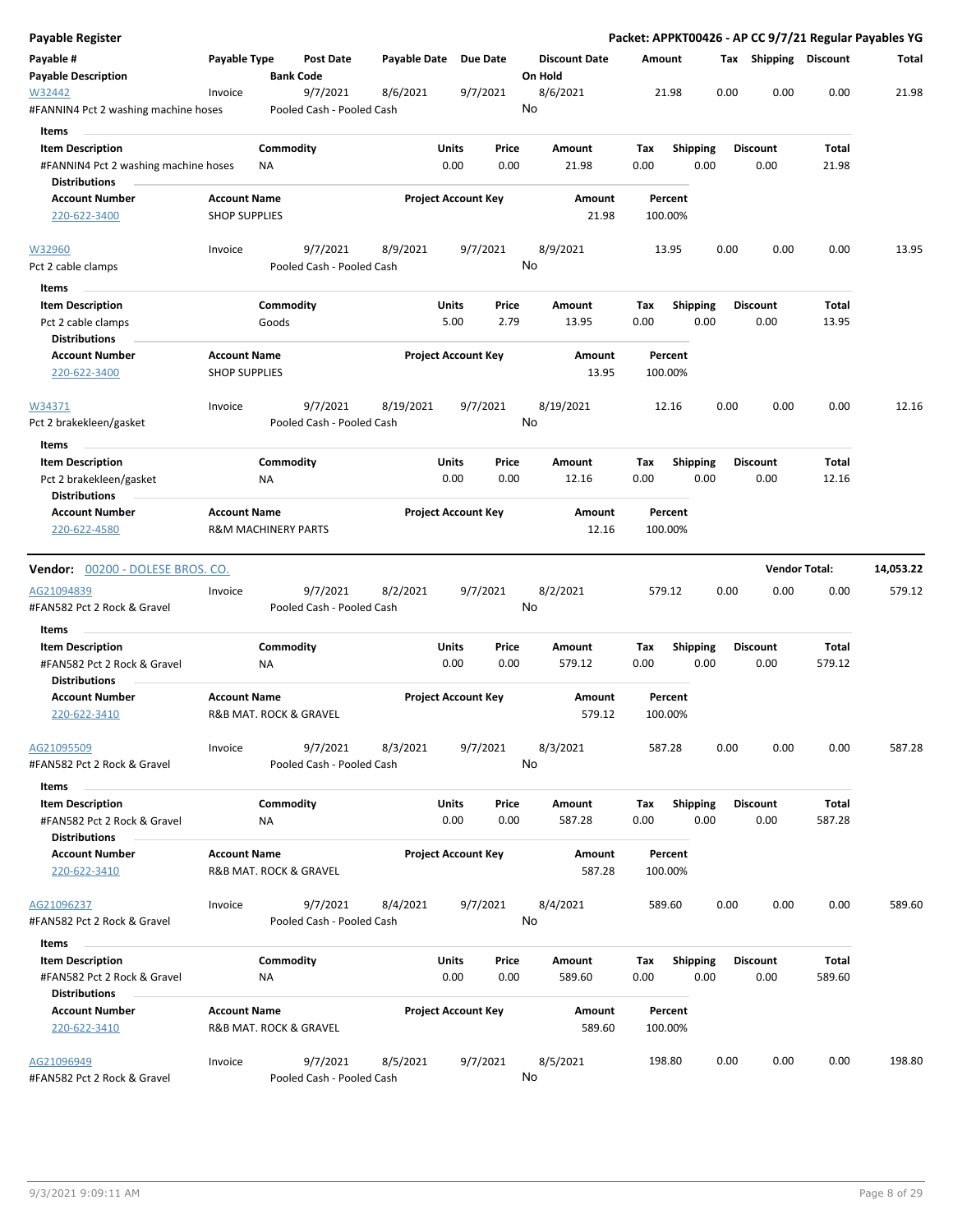## Payable Register

**Packet: APPKT00426 - AP CC 9/7/21 Regular Payables YG**

| Payable # | Payable Type | Post Date | Payable Date | Due Date | Discount Date | Amount | Tax | Shipping | Discount | Total |
|---|---|---|---|---|---|---|---|---|---|---|
| **Payable Description** | | **Bank Code** | | | **On Hold** | | | | | |
| W32442 | Invoice | 9/7/2021 | 8/6/2021 | 9/7/2021 | 8/6/2021 | 21.98 | 0.00 | 0.00 | 0.00 | 21.98 |
| #FANNIN4 Pct 2 washing machine hoses | | Pooled Cash - Pooled Cash | | | No | | | | | |

**Items**

| Item Description | Commodity | Units | Price | Amount | Tax | Shipping | Discount | Total |
|---|---|---|---|---|---|---|---|---|
| #FANNIN4 Pct 2 washing machine hoses | NA | 0.00 | 0.00 | 21.98 | 0.00 | 0.00 | 0.00 | 21.98 |

**Distributions**

| Account Number | Account Name | Project Account Key | Amount | Percent |
|---|---|---|---|---|
| 220-622-3400 | SHOP SUPPLIES | | 21.98 | 100.00% |

| Payable # | Payable Type | Post Date | Payable Date | Due Date | Discount Date | Amount | Tax | Shipping | Discount | Total |
|---|---|---|---|---|---|---|---|---|---|---|
| W32960 | Invoice | 9/7/2021 | 8/9/2021 | 9/7/2021 | 8/9/2021 | 13.95 | 0.00 | 0.00 | 0.00 | 13.95 |
| Pct 2 cable clamps | | Pooled Cash - Pooled Cash | | | No | | | | | |

**Items**

| Item Description | Commodity | Units | Price | Amount | Tax | Shipping | Discount | Total |
|---|---|---|---|---|---|---|---|---|
| Pct 2 cable clamps | Goods | 5.00 | 2.79 | 13.95 | 0.00 | 0.00 | 0.00 | 13.95 |

**Distributions**

| Account Number | Account Name | Project Account Key | Amount | Percent |
|---|---|---|---|---|
| 220-622-3400 | SHOP SUPPLIES | | 13.95 | 100.00% |

| Payable # | Payable Type | Post Date | Payable Date | Due Date | Discount Date | Amount | Tax | Shipping | Discount | Total |
|---|---|---|---|---|---|---|---|---|---|---|
| W34371 | Invoice | 9/7/2021 | 8/19/2021 | 9/7/2021 | 8/19/2021 | 12.16 | 0.00 | 0.00 | 0.00 | 12.16 |
| Pct 2 brakekleen/gasket | | Pooled Cash - Pooled Cash | | | No | | | | | |

**Items**

| Item Description | Commodity | Units | Price | Amount | Tax | Shipping | Discount | Total |
|---|---|---|---|---|---|---|---|---|
| Pct 2 brakekleen/gasket | NA | 0.00 | 0.00 | 12.16 | 0.00 | 0.00 | 0.00 | 12.16 |

**Distributions**

| Account Number | Account Name | Project Account Key | Amount | Percent |
|---|---|---|---|---|
| 220-622-4580 | R&M MACHINERY PARTS | | 12.16 | 100.00% |

### Vendor: 00200 - DOLESE BROS. CO. — Vendor Total: 14,053.22

| Payable # | Payable Type | Post Date | Payable Date | Due Date | Discount Date | Amount | Tax | Shipping | Discount | Total |
|---|---|---|---|---|---|---|---|---|---|---|
| AG21094839 | Invoice | 9/7/2021 | 8/2/2021 | 9/7/2021 | 8/2/2021 | 579.12 | 0.00 | 0.00 | 0.00 | 579.12 |
| #FAN582 Pct 2 Rock & Gravel | | Pooled Cash - Pooled Cash | | | No | | | | | |

**Items**

| Item Description | Commodity | Units | Price | Amount | Tax | Shipping | Discount | Total |
|---|---|---|---|---|---|---|---|---|
| #FAN582 Pct 2 Rock & Gravel | NA | 0.00 | 0.00 | 579.12 | 0.00 | 0.00 | 0.00 | 579.12 |

**Distributions**

| Account Number | Account Name | Project Account Key | Amount | Percent |
|---|---|---|---|---|
| 220-622-3410 | R&B MAT. ROCK & GRAVEL | | 579.12 | 100.00% |

| Payable # | Payable Type | Post Date | Payable Date | Due Date | Discount Date | Amount | Tax | Shipping | Discount | Total |
|---|---|---|---|---|---|---|---|---|---|---|
| AG21095509 | Invoice | 9/7/2021 | 8/3/2021 | 9/7/2021 | 8/3/2021 | 587.28 | 0.00 | 0.00 | 0.00 | 587.28 |
| #FAN582 Pct 2 Rock & Gravel | | Pooled Cash - Pooled Cash | | | No | | | | | |

**Items**

| Item Description | Commodity | Units | Price | Amount | Tax | Shipping | Discount | Total |
|---|---|---|---|---|---|---|---|---|
| #FAN582 Pct 2 Rock & Gravel | NA | 0.00 | 0.00 | 587.28 | 0.00 | 0.00 | 0.00 | 587.28 |

**Distributions**

| Account Number | Account Name | Project Account Key | Amount | Percent |
|---|---|---|---|---|
| 220-622-3410 | R&B MAT. ROCK & GRAVEL | | 587.28 | 100.00% |

| Payable # | Payable Type | Post Date | Payable Date | Due Date | Discount Date | Amount | Tax | Shipping | Discount | Total |
|---|---|---|---|---|---|---|---|---|---|---|
| AG21096237 | Invoice | 9/7/2021 | 8/4/2021 | 9/7/2021 | 8/4/2021 | 589.60 | 0.00 | 0.00 | 0.00 | 589.60 |
| #FAN582 Pct 2 Rock & Gravel | | Pooled Cash - Pooled Cash | | | No | | | | | |

**Items**

| Item Description | Commodity | Units | Price | Amount | Tax | Shipping | Discount | Total |
|---|---|---|---|---|---|---|---|---|
| #FAN582 Pct 2 Rock & Gravel | NA | 0.00 | 0.00 | 589.60 | 0.00 | 0.00 | 0.00 | 589.60 |

**Distributions**

| Account Number | Account Name | Project Account Key | Amount | Percent |
|---|---|---|---|---|
| 220-622-3410 | R&B MAT. ROCK & GRAVEL | | 589.60 | 100.00% |

| Payable # | Payable Type | Post Date | Payable Date | Due Date | Discount Date | Amount | Tax | Shipping | Discount | Total |
|---|---|---|---|---|---|---|---|---|---|---|
| AG21096949 | Invoice | 9/7/2021 | 8/5/2021 | 9/7/2021 | 8/5/2021 | 198.80 | 0.00 | 0.00 | 0.00 | 198.80 |
| #FAN582 Pct 2 Rock & Gravel | | Pooled Cash - Pooled Cash | | | No | | | | | |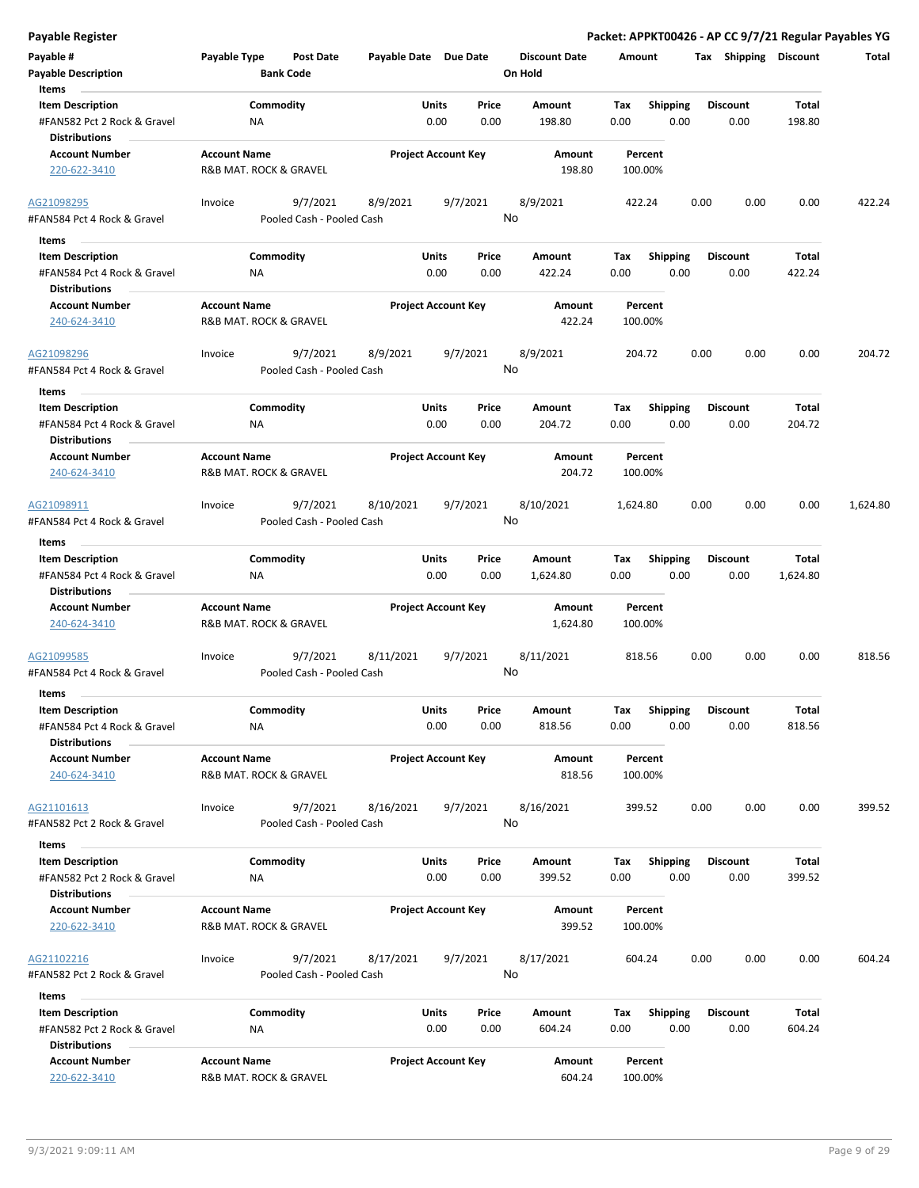# Payable Register

**Packet: APPKT00426 - AP CC 9/7/21 Regular Payables YG**

| Payable # | Payable Type | Post Date | Payable Date | Due Date | Discount Date | Amount | Tax | Shipping | Discount | Total |
|---|---|---|---|---|---|---|---|---|---|---|
| **Payable Description** | | **Bank Code** | | | **On Hold** | | | | | |

**Items**

| Item Description | Commodity | Units | Price | Amount | Tax | Shipping | Discount | Total |
|---|---|---|---|---|---|---|---|---|
| #FAN582 Pct 2 Rock & Gravel | NA | 0.00 | 0.00 | 198.80 | 0.00 | 0.00 | 0.00 | 198.80 |

**Distributions**

| Account Number | Account Name | Project Account Key | Amount | Percent |
|---|---|---|---|---|
| 220-622-3410 | R&B MAT. ROCK & GRAVEL | | 198.80 | 100.00% |

---

| Payable # | Payable Type | Post Date | Payable Date | Due Date | Discount Date | Amount | Tax | Shipping | Discount | Total |
|---|---|---|---|---|---|---|---|---|---|---|
| AG21098295 | Invoice | 9/7/2021 | 8/9/2021 | 9/7/2021 | 8/9/2021 | 422.24 | 0.00 | 0.00 | 0.00 | 422.24 |
| #FAN584 Pct 4 Rock & Gravel | | Pooled Cash - Pooled Cash | | | No | | | | | |

**Items**

| Item Description | Commodity | Units | Price | Amount | Tax | Shipping | Discount | Total |
|---|---|---|---|---|---|---|---|---|
| #FAN584 Pct 4 Rock & Gravel | NA | 0.00 | 0.00 | 422.24 | 0.00 | 0.00 | 0.00 | 422.24 |

**Distributions**

| Account Number | Account Name | Project Account Key | Amount | Percent |
|---|---|---|---|---|
| 240-624-3410 | R&B MAT. ROCK & GRAVEL | | 422.24 | 100.00% |

---

| Payable # | Payable Type | Post Date | Payable Date | Due Date | Discount Date | Amount | Tax | Shipping | Discount | Total |
|---|---|---|---|---|---|---|---|---|---|---|
| AG21098296 | Invoice | 9/7/2021 | 8/9/2021 | 9/7/2021 | 8/9/2021 | 204.72 | 0.00 | 0.00 | 0.00 | 204.72 |
| #FAN584 Pct 4 Rock & Gravel | | Pooled Cash - Pooled Cash | | | No | | | | | |

**Items**

| Item Description | Commodity | Units | Price | Amount | Tax | Shipping | Discount | Total |
|---|---|---|---|---|---|---|---|---|
| #FAN584 Pct 4 Rock & Gravel | NA | 0.00 | 0.00 | 204.72 | 0.00 | 0.00 | 0.00 | 204.72 |

**Distributions**

| Account Number | Account Name | Project Account Key | Amount | Percent |
|---|---|---|---|---|
| 240-624-3410 | R&B MAT. ROCK & GRAVEL | | 204.72 | 100.00% |

---

| Payable # | Payable Type | Post Date | Payable Date | Due Date | Discount Date | Amount | Tax | Shipping | Discount | Total |
|---|---|---|---|---|---|---|---|---|---|---|
| AG21098911 | Invoice | 9/7/2021 | 8/10/2021 | 9/7/2021 | 8/10/2021 | 1,624.80 | 0.00 | 0.00 | 0.00 | 1,624.80 |
| #FAN584 Pct 4 Rock & Gravel | | Pooled Cash - Pooled Cash | | | No | | | | | |

**Items**

| Item Description | Commodity | Units | Price | Amount | Tax | Shipping | Discount | Total |
|---|---|---|---|---|---|---|---|---|
| #FAN584 Pct 4 Rock & Gravel | NA | 0.00 | 0.00 | 1,624.80 | 0.00 | 0.00 | 0.00 | 1,624.80 |

**Distributions**

| Account Number | Account Name | Project Account Key | Amount | Percent |
|---|---|---|---|---|
| 240-624-3410 | R&B MAT. ROCK & GRAVEL | | 1,624.80 | 100.00% |

---

| Payable # | Payable Type | Post Date | Payable Date | Due Date | Discount Date | Amount | Tax | Shipping | Discount | Total |
|---|---|---|---|---|---|---|---|---|---|---|
| AG21099585 | Invoice | 9/7/2021 | 8/11/2021 | 9/7/2021 | 8/11/2021 | 818.56 | 0.00 | 0.00 | 0.00 | 818.56 |
| #FAN584 Pct 4 Rock & Gravel | | Pooled Cash - Pooled Cash | | | No | | | | | |

**Items**

| Item Description | Commodity | Units | Price | Amount | Tax | Shipping | Discount | Total |
|---|---|---|---|---|---|---|---|---|
| #FAN584 Pct 4 Rock & Gravel | NA | 0.00 | 0.00 | 818.56 | 0.00 | 0.00 | 0.00 | 818.56 |

**Distributions**

| Account Number | Account Name | Project Account Key | Amount | Percent |
|---|---|---|---|---|
| 240-624-3410 | R&B MAT. ROCK & GRAVEL | | 818.56 | 100.00% |

---

| Payable # | Payable Type | Post Date | Payable Date | Due Date | Discount Date | Amount | Tax | Shipping | Discount | Total |
|---|---|---|---|---|---|---|---|---|---|---|
| AG21101613 | Invoice | 9/7/2021 | 8/16/2021 | 9/7/2021 | 8/16/2021 | 399.52 | 0.00 | 0.00 | 0.00 | 399.52 |
| #FAN582 Pct 2 Rock & Gravel | | Pooled Cash - Pooled Cash | | | No | | | | | |

**Items**

| Item Description | Commodity | Units | Price | Amount | Tax | Shipping | Discount | Total |
|---|---|---|---|---|---|---|---|---|
| #FAN582 Pct 2 Rock & Gravel | NA | 0.00 | 0.00 | 399.52 | 0.00 | 0.00 | 0.00 | 399.52 |

**Distributions**

| Account Number | Account Name | Project Account Key | Amount | Percent |
|---|---|---|---|---|
| 220-622-3410 | R&B MAT. ROCK & GRAVEL | | 399.52 | 100.00% |

---

| Payable # | Payable Type | Post Date | Payable Date | Due Date | Discount Date | Amount | Tax | Shipping | Discount | Total |
|---|---|---|---|---|---|---|---|---|---|---|
| AG21102216 | Invoice | 9/7/2021 | 8/17/2021 | 9/7/2021 | 8/17/2021 | 604.24 | 0.00 | 0.00 | 0.00 | 604.24 |
| #FAN582 Pct 2 Rock & Gravel | | Pooled Cash - Pooled Cash | | | No | | | | | |

**Items**

| Item Description | Commodity | Units | Price | Amount | Tax | Shipping | Discount | Total |
|---|---|---|---|---|---|---|---|---|
| #FAN582 Pct 2 Rock & Gravel | NA | 0.00 | 0.00 | 604.24 | 0.00 | 0.00 | 0.00 | 604.24 |

**Distributions**

| Account Number | Account Name | Project Account Key | Amount | Percent |
|---|---|---|---|---|
| 220-622-3410 | R&B MAT. ROCK & GRAVEL | | 604.24 | 100.00% |

9/3/2021 9:09:11 AM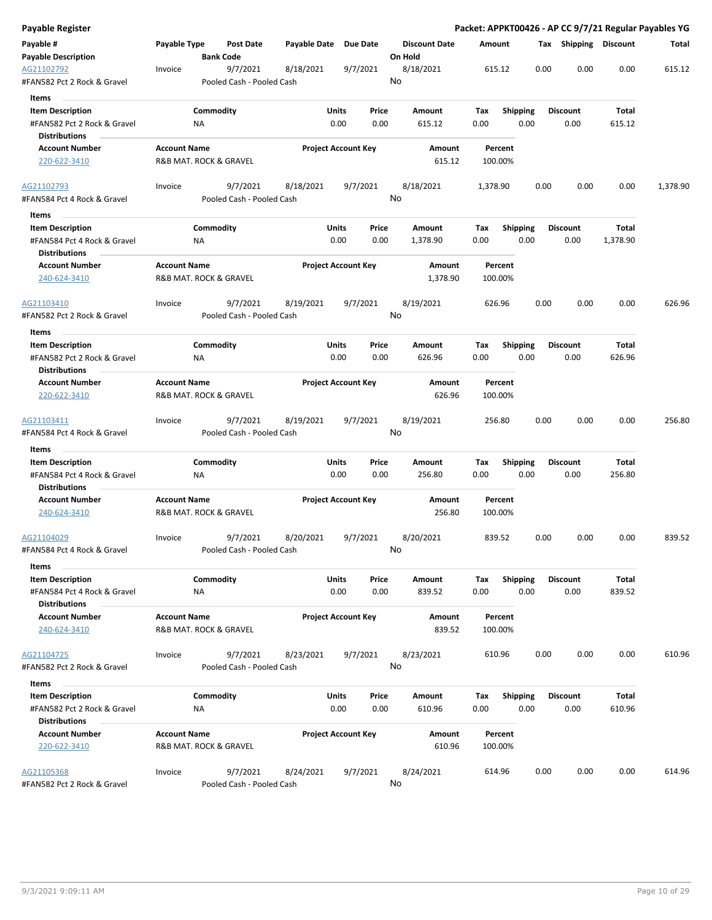# Payable Register

**Packet: APPKT00426 - AP CC 9/7/21 Regular Payables YG**

| Payable # / Payable Description | Payable Type | Post Date / Bank Code | Payable Date | Due Date | Discount Date / On Hold | Amount | Tax | Shipping | Discount | Total |
|---|---|---|---|---|---|---|---|---|---|---|
| AG21102792<br>#FAN582 Pct 2 Rock & Gravel | Invoice | 9/7/2021<br>Pooled Cash - Pooled Cash | 8/18/2021 | 9/7/2021 | 8/18/2021<br>No | 615.12 | 0.00 | 0.00 | 0.00 | 615.12 |

**Items**

| Item Description | Commodity | Units | Price | Amount | Tax | Shipping | Discount | Total |
|---|---|---|---|---|---|---|---|---|
| #FAN582 Pct 2 Rock & Gravel | NA | 0.00 | 0.00 | 615.12 | 0.00 | 0.00 | 0.00 | 615.12 |

**Distributions**

| Account Number | Account Name | Project Account Key | Amount | Percent |
|---|---|---|---|---|
| 220-622-3410 | R&B MAT. ROCK & GRAVEL | | 615.12 | 100.00% |

| Payable # / Payable Description | Payable Type | Post Date / Bank Code | Payable Date | Due Date | Discount Date / On Hold | Amount | Tax | Shipping | Discount | Total |
|---|---|---|---|---|---|---|---|---|---|---|
| AG21102793<br>#FAN584 Pct 4 Rock & Gravel | Invoice | 9/7/2021<br>Pooled Cash - Pooled Cash | 8/18/2021 | 9/7/2021 | 8/18/2021<br>No | 1,378.90 | 0.00 | 0.00 | 0.00 | 1,378.90 |

**Items**

| Item Description | Commodity | Units | Price | Amount | Tax | Shipping | Discount | Total |
|---|---|---|---|---|---|---|---|---|
| #FAN584 Pct 4 Rock & Gravel | NA | 0.00 | 0.00 | 1,378.90 | 0.00 | 0.00 | 0.00 | 1,378.90 |

**Distributions**

| Account Number | Account Name | Project Account Key | Amount | Percent |
|---|---|---|---|---|
| 240-624-3410 | R&B MAT. ROCK & GRAVEL | | 1,378.90 | 100.00% |

| Payable # / Payable Description | Payable Type | Post Date / Bank Code | Payable Date | Due Date | Discount Date / On Hold | Amount | Tax | Shipping | Discount | Total |
|---|---|---|---|---|---|---|---|---|---|---|
| AG21103410<br>#FAN582 Pct 2 Rock & Gravel | Invoice | 9/7/2021<br>Pooled Cash - Pooled Cash | 8/19/2021 | 9/7/2021 | 8/19/2021<br>No | 626.96 | 0.00 | 0.00 | 0.00 | 626.96 |

**Items**

| Item Description | Commodity | Units | Price | Amount | Tax | Shipping | Discount | Total |
|---|---|---|---|---|---|---|---|---|
| #FAN582 Pct 2 Rock & Gravel | NA | 0.00 | 0.00 | 626.96 | 0.00 | 0.00 | 0.00 | 626.96 |

**Distributions**

| Account Number | Account Name | Project Account Key | Amount | Percent |
|---|---|---|---|---|
| 220-622-3410 | R&B MAT. ROCK & GRAVEL | | 626.96 | 100.00% |

| Payable # / Payable Description | Payable Type | Post Date / Bank Code | Payable Date | Due Date | Discount Date / On Hold | Amount | Tax | Shipping | Discount | Total |
|---|---|---|---|---|---|---|---|---|---|---|
| AG21103411<br>#FAN584 Pct 4 Rock & Gravel | Invoice | 9/7/2021<br>Pooled Cash - Pooled Cash | 8/19/2021 | 9/7/2021 | 8/19/2021<br>No | 256.80 | 0.00 | 0.00 | 0.00 | 256.80 |

**Items**

| Item Description | Commodity | Units | Price | Amount | Tax | Shipping | Discount | Total |
|---|---|---|---|---|---|---|---|---|
| #FAN584 Pct 4 Rock & Gravel | NA | 0.00 | 0.00 | 256.80 | 0.00 | 0.00 | 0.00 | 256.80 |

**Distributions**

| Account Number | Account Name | Project Account Key | Amount | Percent |
|---|---|---|---|---|
| 240-624-3410 | R&B MAT. ROCK & GRAVEL | | 256.80 | 100.00% |

| Payable # / Payable Description | Payable Type | Post Date / Bank Code | Payable Date | Due Date | Discount Date / On Hold | Amount | Tax | Shipping | Discount | Total |
|---|---|---|---|---|---|---|---|---|---|---|
| AG21104029<br>#FAN584 Pct 4 Rock & Gravel | Invoice | 9/7/2021<br>Pooled Cash - Pooled Cash | 8/20/2021 | 9/7/2021 | 8/20/2021<br>No | 839.52 | 0.00 | 0.00 | 0.00 | 839.52 |

**Items**

| Item Description | Commodity | Units | Price | Amount | Tax | Shipping | Discount | Total |
|---|---|---|---|---|---|---|---|---|
| #FAN584 Pct 4 Rock & Gravel | NA | 0.00 | 0.00 | 839.52 | 0.00 | 0.00 | 0.00 | 839.52 |

**Distributions**

| Account Number | Account Name | Project Account Key | Amount | Percent |
|---|---|---|---|---|
| 240-624-3410 | R&B MAT. ROCK & GRAVEL | | 839.52 | 100.00% |

| Payable # / Payable Description | Payable Type | Post Date / Bank Code | Payable Date | Due Date | Discount Date / On Hold | Amount | Tax | Shipping | Discount | Total |
|---|---|---|---|---|---|---|---|---|---|---|
| AG21104725<br>#FAN582 Pct 2 Rock & Gravel | Invoice | 9/7/2021<br>Pooled Cash - Pooled Cash | 8/23/2021 | 9/7/2021 | 8/23/2021<br>No | 610.96 | 0.00 | 0.00 | 0.00 | 610.96 |

**Items**

| Item Description | Commodity | Units | Price | Amount | Tax | Shipping | Discount | Total |
|---|---|---|---|---|---|---|---|---|
| #FAN582 Pct 2 Rock & Gravel | NA | 0.00 | 0.00 | 610.96 | 0.00 | 0.00 | 0.00 | 610.96 |

**Distributions**

| Account Number | Account Name | Project Account Key | Amount | Percent |
|---|---|---|---|---|
| 220-622-3410 | R&B MAT. ROCK & GRAVEL | | 610.96 | 100.00% |

| Payable # / Payable Description | Payable Type | Post Date / Bank Code | Payable Date | Due Date | Discount Date / On Hold | Amount | Tax | Shipping | Discount | Total |
|---|---|---|---|---|---|---|---|---|---|---|
| AG21105368<br>#FAN582 Pct 2 Rock & Gravel | Invoice | 9/7/2021<br>Pooled Cash - Pooled Cash | 8/24/2021 | 9/7/2021 | 8/24/2021<br>No | 614.96 | 0.00 | 0.00 | 0.00 | 614.96 |

9/3/2021 9:09:11 AM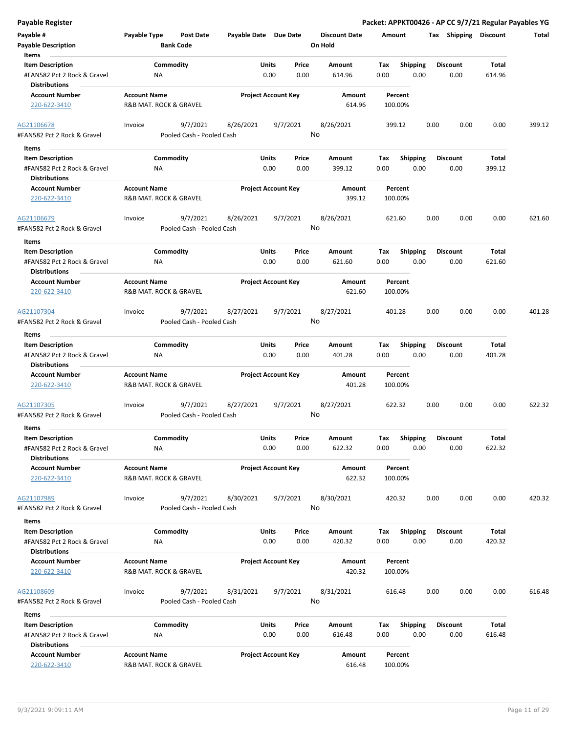**Payable Register** — **Packet: APPKT00426 - AP CC 9/7/21 Regular Payables YG**

| Payable # | Payable Type | Post Date | Payable Date | Due Date | Discount Date | Amount | Tax | Shipping | Discount | Total |
|---|---|---|---|---|---|---|---|---|---|---|
| Payable Description | | Bank Code | | | On Hold | | | | | |

**Items**

| Item Description | Commodity | Units | Price | Amount | Tax | Shipping | Discount | Total |
|---|---|---|---|---|---|---|---|---|
| #FAN582 Pct 2 Rock & Gravel | NA | 0.00 | 0.00 | 614.96 | 0.00 | 0.00 | 0.00 | 614.96 |

**Distributions**

| Account Number | Account Name | Project Account Key | Amount | Percent |
|---|---|---|---|---|
| 220-622-3410 | R&B MAT. ROCK & GRAVEL | | 614.96 | 100.00% |

---

| AG21106678 | Invoice | 9/7/2021 | 8/26/2021 | 9/7/2021 | 8/26/2021 | 399.12 | 0.00 | 0.00 | 0.00 | 399.12 |
|---|---|---|---|---|---|---|---|---|---|---|
| #FAN582 Pct 2 Rock & Gravel | | Pooled Cash - Pooled Cash | | | No | | | | | |

**Items**

| Item Description | Commodity | Units | Price | Amount | Tax | Shipping | Discount | Total |
|---|---|---|---|---|---|---|---|---|
| #FAN582 Pct 2 Rock & Gravel | NA | 0.00 | 0.00 | 399.12 | 0.00 | 0.00 | 0.00 | 399.12 |

**Distributions**

| Account Number | Account Name | Project Account Key | Amount | Percent |
|---|---|---|---|---|
| 220-622-3410 | R&B MAT. ROCK & GRAVEL | | 399.12 | 100.00% |

---

| AG21106679 | Invoice | 9/7/2021 | 8/26/2021 | 9/7/2021 | 8/26/2021 | 621.60 | 0.00 | 0.00 | 0.00 | 621.60 |
|---|---|---|---|---|---|---|---|---|---|---|
| #FAN582 Pct 2 Rock & Gravel | | Pooled Cash - Pooled Cash | | | No | | | | | |

**Items**

| Item Description | Commodity | Units | Price | Amount | Tax | Shipping | Discount | Total |
|---|---|---|---|---|---|---|---|---|
| #FAN582 Pct 2 Rock & Gravel | NA | 0.00 | 0.00 | 621.60 | 0.00 | 0.00 | 0.00 | 621.60 |

**Distributions**

| Account Number | Account Name | Project Account Key | Amount | Percent |
|---|---|---|---|---|
| 220-622-3410 | R&B MAT. ROCK & GRAVEL | | 621.60 | 100.00% |

---

| AG21107304 | Invoice | 9/7/2021 | 8/27/2021 | 9/7/2021 | 8/27/2021 | 401.28 | 0.00 | 0.00 | 0.00 | 401.28 |
|---|---|---|---|---|---|---|---|---|---|---|
| #FAN582 Pct 2 Rock & Gravel | | Pooled Cash - Pooled Cash | | | No | | | | | |

**Items**

| Item Description | Commodity | Units | Price | Amount | Tax | Shipping | Discount | Total |
|---|---|---|---|---|---|---|---|---|
| #FAN582 Pct 2 Rock & Gravel | NA | 0.00 | 0.00 | 401.28 | 0.00 | 0.00 | 0.00 | 401.28 |

**Distributions**

| Account Number | Account Name | Project Account Key | Amount | Percent |
|---|---|---|---|---|
| 220-622-3410 | R&B MAT. ROCK & GRAVEL | | 401.28 | 100.00% |

---

| AG21107305 | Invoice | 9/7/2021 | 8/27/2021 | 9/7/2021 | 8/27/2021 | 622.32 | 0.00 | 0.00 | 0.00 | 622.32 |
|---|---|---|---|---|---|---|---|---|---|---|
| #FAN582 Pct 2 Rock & Gravel | | Pooled Cash - Pooled Cash | | | No | | | | | |

**Items**

| Item Description | Commodity | Units | Price | Amount | Tax | Shipping | Discount | Total |
|---|---|---|---|---|---|---|---|---|
| #FAN582 Pct 2 Rock & Gravel | NA | 0.00 | 0.00 | 622.32 | 0.00 | 0.00 | 0.00 | 622.32 |

**Distributions**

| Account Number | Account Name | Project Account Key | Amount | Percent |
|---|---|---|---|---|
| 220-622-3410 | R&B MAT. ROCK & GRAVEL | | 622.32 | 100.00% |

---

| AG21107989 | Invoice | 9/7/2021 | 8/30/2021 | 9/7/2021 | 8/30/2021 | 420.32 | 0.00 | 0.00 | 0.00 | 420.32 |
|---|---|---|---|---|---|---|---|---|---|---|
| #FAN582 Pct 2 Rock & Gravel | | Pooled Cash - Pooled Cash | | | No | | | | | |

**Items**

| Item Description | Commodity | Units | Price | Amount | Tax | Shipping | Discount | Total |
|---|---|---|---|---|---|---|---|---|
| #FAN582 Pct 2 Rock & Gravel | NA | 0.00 | 0.00 | 420.32 | 0.00 | 0.00 | 0.00 | 420.32 |

**Distributions**

| Account Number | Account Name | Project Account Key | Amount | Percent |
|---|---|---|---|---|
| 220-622-3410 | R&B MAT. ROCK & GRAVEL | | 420.32 | 100.00% |

---

| AG21108609 | Invoice | 9/7/2021 | 8/31/2021 | 9/7/2021 | 8/31/2021 | 616.48 | 0.00 | 0.00 | 0.00 | 616.48 |
|---|---|---|---|---|---|---|---|---|---|---|
| #FAN582 Pct 2 Rock & Gravel | | Pooled Cash - Pooled Cash | | | No | | | | | |

**Items**

| Item Description | Commodity | Units | Price | Amount | Tax | Shipping | Discount | Total |
|---|---|---|---|---|---|---|---|---|
| #FAN582 Pct 2 Rock & Gravel | NA | 0.00 | 0.00 | 616.48 | 0.00 | 0.00 | 0.00 | 616.48 |

**Distributions**

| Account Number | Account Name | Project Account Key | Amount | Percent |
|---|---|---|---|---|
| 220-622-3410 | R&B MAT. ROCK & GRAVEL | | 616.48 | 100.00% |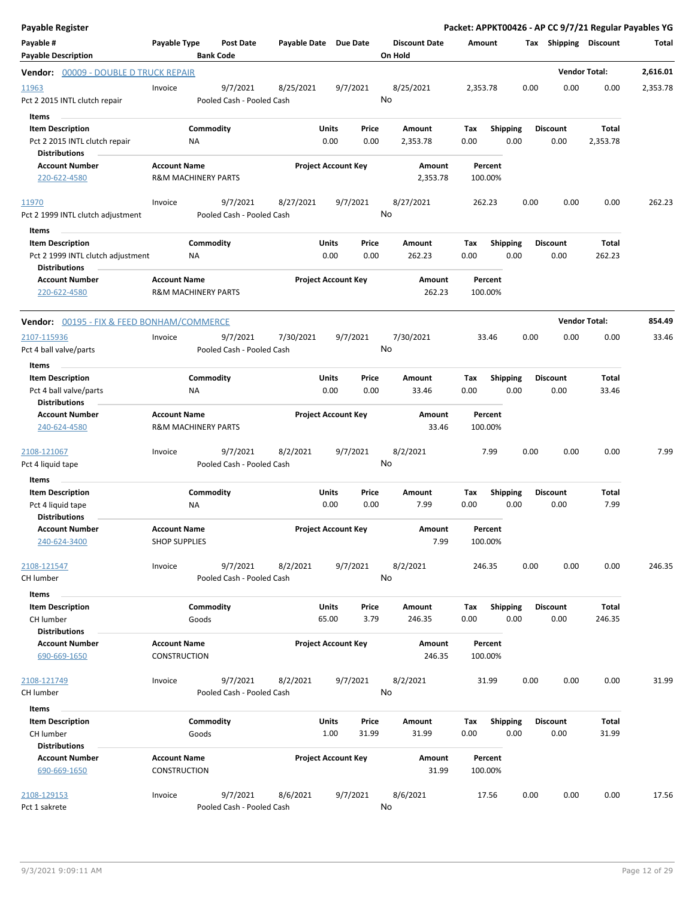# Payable Register

**Packet: APPKT00426 - AP CC 9/7/21 Regular Payables YG**

| Payable # | Payable Type | Post Date | Payable Date | Due Date | Discount Date | Amount | Tax | Shipping | Discount | Total |
|---|---|---|---|---|---|---|---|---|---|---|
| Payable Description | | Bank Code | | | On Hold | | | | | |

## Vendor: 00009 - DOUBLE D TRUCK REPAIR — Vendor Total: 2,616.01

| Payable # | Payable Type | Post Date | Payable Date | Due Date | Discount Date | Amount | Tax | Shipping | Discount | Total |
|---|---|---|---|---|---|---|---|---|---|---|
| 11963 | Invoice | 9/7/2021 | 8/25/2021 | 9/7/2021 | 8/25/2021 | 2,353.78 | 0.00 | 0.00 | 0.00 | 2,353.78 |
| Pct 2 2015 INTL clutch repair | | Pooled Cash - Pooled Cash | | | No | | | | | |

**Items**

| Item Description | Commodity | Units | Price | Amount | Tax | Shipping | Discount | Total |
|---|---|---|---|---|---|---|---|---|
| Pct 2 2015 INTL clutch repair | NA | 0.00 | 0.00 | 2,353.78 | 0.00 | 0.00 | 0.00 | 2,353.78 |

**Distributions**

| Account Number | Account Name | Project Account Key | Amount | Percent |
|---|---|---|---|---|
| 220-622-4580 | R&M MACHINERY PARTS | | 2,353.78 | 100.00% |

| Payable # | Payable Type | Post Date | Payable Date | Due Date | Discount Date | Amount | Tax | Shipping | Discount | Total |
|---|---|---|---|---|---|---|---|---|---|---|
| 11970 | Invoice | 9/7/2021 | 8/27/2021 | 9/7/2021 | 8/27/2021 | 262.23 | 0.00 | 0.00 | 0.00 | 262.23 |
| Pct 2 1999 INTL clutch adjustment | | Pooled Cash - Pooled Cash | | | No | | | | | |

**Items**

| Item Description | Commodity | Units | Price | Amount | Tax | Shipping | Discount | Total |
|---|---|---|---|---|---|---|---|---|
| Pct 2 1999 INTL clutch adjustment | NA | 0.00 | 0.00 | 262.23 | 0.00 | 0.00 | 0.00 | 262.23 |

**Distributions**

| Account Number | Account Name | Project Account Key | Amount | Percent |
|---|---|---|---|---|
| 220-622-4580 | R&M MACHINERY PARTS | | 262.23 | 100.00% |

## Vendor: 00195 - FIX & FEED BONHAM/COMMERCE — Vendor Total: 854.49

| Payable # | Payable Type | Post Date | Payable Date | Due Date | Discount Date | Amount | Tax | Shipping | Discount | Total |
|---|---|---|---|---|---|---|---|---|---|---|
| 2107-115936 | Invoice | 9/7/2021 | 7/30/2021 | 9/7/2021 | 7/30/2021 | 33.46 | 0.00 | 0.00 | 0.00 | 33.46 |
| Pct 4 ball valve/parts | | Pooled Cash - Pooled Cash | | | No | | | | | |

**Items**

| Item Description | Commodity | Units | Price | Amount | Tax | Shipping | Discount | Total |
|---|---|---|---|---|---|---|---|---|
| Pct 4 ball valve/parts | NA | 0.00 | 0.00 | 33.46 | 0.00 | 0.00 | 0.00 | 33.46 |

**Distributions**

| Account Number | Account Name | Project Account Key | Amount | Percent |
|---|---|---|---|---|
| 240-624-4580 | R&M MACHINERY PARTS | | 33.46 | 100.00% |

| Payable # | Payable Type | Post Date | Payable Date | Due Date | Discount Date | Amount | Tax | Shipping | Discount | Total |
|---|---|---|---|---|---|---|---|---|---|---|
| 2108-121067 | Invoice | 9/7/2021 | 8/2/2021 | 9/7/2021 | 8/2/2021 | 7.99 | 0.00 | 0.00 | 0.00 | 7.99 |
| Pct 4 liquid tape | | Pooled Cash - Pooled Cash | | | No | | | | | |

**Items**

| Item Description | Commodity | Units | Price | Amount | Tax | Shipping | Discount | Total |
|---|---|---|---|---|---|---|---|---|
| Pct 4 liquid tape | NA | 0.00 | 0.00 | 7.99 | 0.00 | 0.00 | 0.00 | 7.99 |

**Distributions**

| Account Number | Account Name | Project Account Key | Amount | Percent |
|---|---|---|---|---|
| 240-624-3400 | SHOP SUPPLIES | | 7.99 | 100.00% |

| Payable # | Payable Type | Post Date | Payable Date | Due Date | Discount Date | Amount | Tax | Shipping | Discount | Total |
|---|---|---|---|---|---|---|---|---|---|---|
| 2108-121547 | Invoice | 9/7/2021 | 8/2/2021 | 9/7/2021 | 8/2/2021 | 246.35 | 0.00 | 0.00 | 0.00 | 246.35 |
| CH lumber | | Pooled Cash - Pooled Cash | | | No | | | | | |

**Items**

| Item Description | Commodity | Units | Price | Amount | Tax | Shipping | Discount | Total |
|---|---|---|---|---|---|---|---|---|
| CH lumber | Goods | 65.00 | 3.79 | 246.35 | 0.00 | 0.00 | 0.00 | 246.35 |

**Distributions**

| Account Number | Account Name | Project Account Key | Amount | Percent |
|---|---|---|---|---|
| 690-669-1650 | CONSTRUCTION | | 246.35 | 100.00% |

| Payable # | Payable Type | Post Date | Payable Date | Due Date | Discount Date | Amount | Tax | Shipping | Discount | Total |
|---|---|---|---|---|---|---|---|---|---|---|
| 2108-121749 | Invoice | 9/7/2021 | 8/2/2021 | 9/7/2021 | 8/2/2021 | 31.99 | 0.00 | 0.00 | 0.00 | 31.99 |
| CH lumber | | Pooled Cash - Pooled Cash | | | No | | | | | |

**Items**

| Item Description | Commodity | Units | Price | Amount | Tax | Shipping | Discount | Total |
|---|---|---|---|---|---|---|---|---|
| CH lumber | Goods | 1.00 | 31.99 | 31.99 | 0.00 | 0.00 | 0.00 | 31.99 |

**Distributions**

| Account Number | Account Name | Project Account Key | Amount | Percent |
|---|---|---|---|---|
| 690-669-1650 | CONSTRUCTION | | 31.99 | 100.00% |

| Payable # | Payable Type | Post Date | Payable Date | Due Date | Discount Date | Amount | Tax | Shipping | Discount | Total |
|---|---|---|---|---|---|---|---|---|---|---|
| 2108-129153 | Invoice | 9/7/2021 | 8/6/2021 | 9/7/2021 | 8/6/2021 | 17.56 | 0.00 | 0.00 | 0.00 | 17.56 |
| Pct 1 sakrete | | Pooled Cash - Pooled Cash | | | No | | | | | |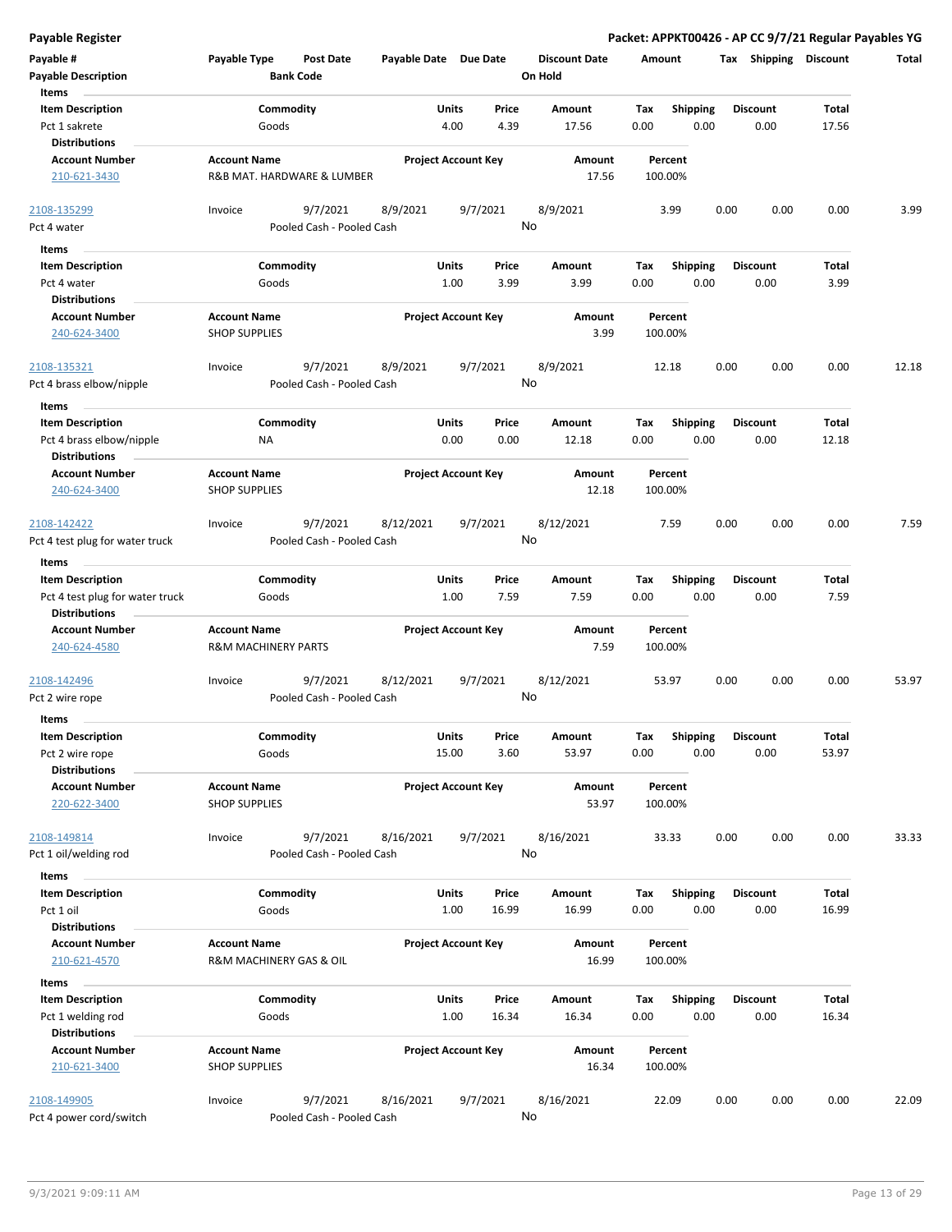# Payable Register

**Packet: APPKT00426 - AP CC 9/7/21 Regular Payables YG**

| Payable # | Payable Type | Post Date | Payable Date | Due Date | Discount Date | Amount | Tax | Shipping | Discount | Total |
|---|---|---|---|---|---|---|---|---|---|---|
| Payable Description | | Bank Code | | | On Hold | | | | | |

**Items**

| Item Description | Commodity | Units | Price | Amount | Tax | Shipping | Discount | Total |
|---|---|---|---|---|---|---|---|---|
| Pct 1 sakrete | Goods | 4.00 | 4.39 | 17.56 | 0.00 | 0.00 | 0.00 | 17.56 |

**Distributions**

| Account Number | Account Name | Project Account Key | Amount | Percent |
|---|---|---|---|---|
| 210-621-3430 | R&B MAT. HARDWARE & LUMBER | | 17.56 | 100.00% |

---

| Payable # | Payable Type | Post Date | Payable Date | Due Date | Discount Date | Amount | Tax | Shipping | Discount | Total |
|---|---|---|---|---|---|---|---|---|---|---|
| 2108-135299 | Invoice | 9/7/2021 | 8/9/2021 | 9/7/2021 | 8/9/2021 | 3.99 | 0.00 | 0.00 | 0.00 | 3.99 |
| Pct 4 water | | Pooled Cash - Pooled Cash | | | No | | | | | |

**Items**

| Item Description | Commodity | Units | Price | Amount | Tax | Shipping | Discount | Total |
|---|---|---|---|---|---|---|---|---|
| Pct 4 water | Goods | 1.00 | 3.99 | 3.99 | 0.00 | 0.00 | 0.00 | 3.99 |

**Distributions**

| Account Number | Account Name | Project Account Key | Amount | Percent |
|---|---|---|---|---|
| 240-624-3400 | SHOP SUPPLIES | | 3.99 | 100.00% |

---

| Payable # | Payable Type | Post Date | Payable Date | Due Date | Discount Date | Amount | Tax | Shipping | Discount | Total |
|---|---|---|---|---|---|---|---|---|---|---|
| 2108-135321 | Invoice | 9/7/2021 | 8/9/2021 | 9/7/2021 | 8/9/2021 | 12.18 | 0.00 | 0.00 | 0.00 | 12.18 |
| Pct 4 brass elbow/nipple | | Pooled Cash - Pooled Cash | | | No | | | | | |

**Items**

| Item Description | Commodity | Units | Price | Amount | Tax | Shipping | Discount | Total |
|---|---|---|---|---|---|---|---|---|
| Pct 4 brass elbow/nipple | NA | 0.00 | 0.00 | 12.18 | 0.00 | 0.00 | 0.00 | 12.18 |

**Distributions**

| Account Number | Account Name | Project Account Key | Amount | Percent |
|---|---|---|---|---|
| 240-624-3400 | SHOP SUPPLIES | | 12.18 | 100.00% |

---

| Payable # | Payable Type | Post Date | Payable Date | Due Date | Discount Date | Amount | Tax | Shipping | Discount | Total |
|---|---|---|---|---|---|---|---|---|---|---|
| 2108-142422 | Invoice | 9/7/2021 | 8/12/2021 | 9/7/2021 | 8/12/2021 | 7.59 | 0.00 | 0.00 | 0.00 | 7.59 |
| Pct 4 test plug for water truck | | Pooled Cash - Pooled Cash | | | No | | | | | |

**Items**

| Item Description | Commodity | Units | Price | Amount | Tax | Shipping | Discount | Total |
|---|---|---|---|---|---|---|---|---|
| Pct 4 test plug for water truck | Goods | 1.00 | 7.59 | 7.59 | 0.00 | 0.00 | 0.00 | 7.59 |

**Distributions**

| Account Number | Account Name | Project Account Key | Amount | Percent |
|---|---|---|---|---|
| 240-624-4580 | R&M MACHINERY PARTS | | 7.59 | 100.00% |

---

| Payable # | Payable Type | Post Date | Payable Date | Due Date | Discount Date | Amount | Tax | Shipping | Discount | Total |
|---|---|---|---|---|---|---|---|---|---|---|
| 2108-142496 | Invoice | 9/7/2021 | 8/12/2021 | 9/7/2021 | 8/12/2021 | 53.97 | 0.00 | 0.00 | 0.00 | 53.97 |
| Pct 2 wire rope | | Pooled Cash - Pooled Cash | | | No | | | | | |

**Items**

| Item Description | Commodity | Units | Price | Amount | Tax | Shipping | Discount | Total |
|---|---|---|---|---|---|---|---|---|
| Pct 2 wire rope | Goods | 15.00 | 3.60 | 53.97 | 0.00 | 0.00 | 0.00 | 53.97 |

**Distributions**

| Account Number | Account Name | Project Account Key | Amount | Percent |
|---|---|---|---|---|
| 220-622-3400 | SHOP SUPPLIES | | 53.97 | 100.00% |

---

| Payable # | Payable Type | Post Date | Payable Date | Due Date | Discount Date | Amount | Tax | Shipping | Discount | Total |
|---|---|---|---|---|---|---|---|---|---|---|
| 2108-149814 | Invoice | 9/7/2021 | 8/16/2021 | 9/7/2021 | 8/16/2021 | 33.33 | 0.00 | 0.00 | 0.00 | 33.33 |
| Pct 1 oil/welding rod | | Pooled Cash - Pooled Cash | | | No | | | | | |

**Items**

| Item Description | Commodity | Units | Price | Amount | Tax | Shipping | Discount | Total |
|---|---|---|---|---|---|---|---|---|
| Pct 1 oil | Goods | 1.00 | 16.99 | 16.99 | 0.00 | 0.00 | 0.00 | 16.99 |

**Distributions**

| Account Number | Account Name | Project Account Key | Amount | Percent |
|---|---|---|---|---|
| 210-621-4570 | R&M MACHINERY GAS & OIL | | 16.99 | 100.00% |

**Items**

| Item Description | Commodity | Units | Price | Amount | Tax | Shipping | Discount | Total |
|---|---|---|---|---|---|---|---|---|
| Pct 1 welding rod | Goods | 1.00 | 16.34 | 16.34 | 0.00 | 0.00 | 0.00 | 16.34 |

**Distributions**

| Account Number | Account Name | Project Account Key | Amount | Percent |
|---|---|---|---|---|
| 210-621-3400 | SHOP SUPPLIES | | 16.34 | 100.00% |

---

| Payable # | Payable Type | Post Date | Payable Date | Due Date | Discount Date | Amount | Tax | Shipping | Discount | Total |
|---|---|---|---|---|---|---|---|---|---|---|
| 2108-149905 | Invoice | 9/7/2021 | 8/16/2021 | 9/7/2021 | 8/16/2021 | 22.09 | 0.00 | 0.00 | 0.00 | 22.09 |
| Pct 4 power cord/switch | | Pooled Cash - Pooled Cash | | | No | | | | | |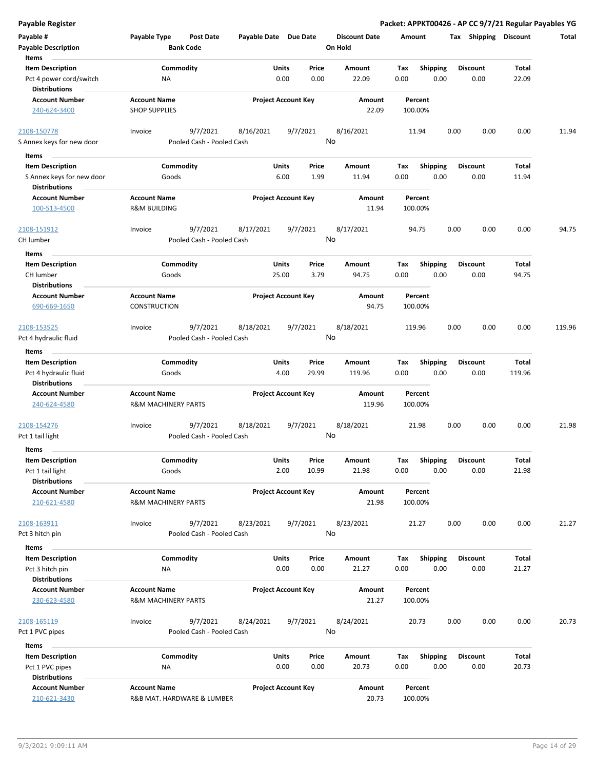# Payable Register

**Packet: APPKT00426 - AP CC 9/7/21 Regular Payables YG**

| Payable # | Payable Type | Post Date | Payable Date | Due Date | Discount Date | Amount | Tax | Shipping | Discount | Total |
|---|---|---|---|---|---|---|---|---|---|---|
| **Payable Description** | | **Bank Code** | | | **On Hold** | | | | | |

**Items**

| Item Description | Commodity | Units | Price | Amount | Tax | Shipping | Discount | Total |
|---|---|---|---|---|---|---|---|---|
| Pct 4 power cord/switch | NA | 0.00 | 0.00 | 22.09 | 0.00 | 0.00 | 0.00 | 22.09 |

**Distributions**

| Account Number | Account Name | Project Account Key | Amount | Percent |
|---|---|---|---|---|
| 240-624-3400 | SHOP SUPPLIES | | 22.09 | 100.00% |

---

| Payable # | Payable Type | Post Date | Payable Date | Due Date | Discount Date | Amount | Tax | Shipping | Discount | Total |
|---|---|---|---|---|---|---|---|---|---|---|
| 2108-150778 | Invoice | 9/7/2021 | 8/16/2021 | 9/7/2021 | 8/16/2021 | 11.94 | 0.00 | 0.00 | 0.00 | 11.94 |
| S Annex keys for new door | | Pooled Cash - Pooled Cash | | | No | | | | | |

**Items**

| Item Description | Commodity | Units | Price | Amount | Tax | Shipping | Discount | Total |
|---|---|---|---|---|---|---|---|---|
| S Annex keys for new door | Goods | 6.00 | 1.99 | 11.94 | 0.00 | 0.00 | 0.00 | 11.94 |

**Distributions**

| Account Number | Account Name | Project Account Key | Amount | Percent |
|---|---|---|---|---|
| 100-513-4500 | R&M BUILDING | | 11.94 | 100.00% |

---

| Payable # | Payable Type | Post Date | Payable Date | Due Date | Discount Date | Amount | Tax | Shipping | Discount | Total |
|---|---|---|---|---|---|---|---|---|---|---|
| 2108-151912 | Invoice | 9/7/2021 | 8/17/2021 | 9/7/2021 | 8/17/2021 | 94.75 | 0.00 | 0.00 | 0.00 | 94.75 |
| CH lumber | | Pooled Cash - Pooled Cash | | | No | | | | | |

**Items**

| Item Description | Commodity | Units | Price | Amount | Tax | Shipping | Discount | Total |
|---|---|---|---|---|---|---|---|---|
| CH lumber | Goods | 25.00 | 3.79 | 94.75 | 0.00 | 0.00 | 0.00 | 94.75 |

**Distributions**

| Account Number | Account Name | Project Account Key | Amount | Percent |
|---|---|---|---|---|
| 690-669-1650 | CONSTRUCTION | | 94.75 | 100.00% |

---

| Payable # | Payable Type | Post Date | Payable Date | Due Date | Discount Date | Amount | Tax | Shipping | Discount | Total |
|---|---|---|---|---|---|---|---|---|---|---|
| 2108-153525 | Invoice | 9/7/2021 | 8/18/2021 | 9/7/2021 | 8/18/2021 | 119.96 | 0.00 | 0.00 | 0.00 | 119.96 |
| Pct 4 hydraulic fluid | | Pooled Cash - Pooled Cash | | | No | | | | | |

**Items**

| Item Description | Commodity | Units | Price | Amount | Tax | Shipping | Discount | Total |
|---|---|---|---|---|---|---|---|---|
| Pct 4 hydraulic fluid | Goods | 4.00 | 29.99 | 119.96 | 0.00 | 0.00 | 0.00 | 119.96 |

**Distributions**

| Account Number | Account Name | Project Account Key | Amount | Percent |
|---|---|---|---|---|
| 240-624-4580 | R&M MACHINERY PARTS | | 119.96 | 100.00% |

---

| Payable # | Payable Type | Post Date | Payable Date | Due Date | Discount Date | Amount | Tax | Shipping | Discount | Total |
|---|---|---|---|---|---|---|---|---|---|---|
| 2108-154276 | Invoice | 9/7/2021 | 8/18/2021 | 9/7/2021 | 8/18/2021 | 21.98 | 0.00 | 0.00 | 0.00 | 21.98 |
| Pct 1 tail light | | Pooled Cash - Pooled Cash | | | No | | | | | |

**Items**

| Item Description | Commodity | Units | Price | Amount | Tax | Shipping | Discount | Total |
|---|---|---|---|---|---|---|---|---|
| Pct 1 tail light | Goods | 2.00 | 10.99 | 21.98 | 0.00 | 0.00 | 0.00 | 21.98 |

**Distributions**

| Account Number | Account Name | Project Account Key | Amount | Percent |
|---|---|---|---|---|
| 210-621-4580 | R&M MACHINERY PARTS | | 21.98 | 100.00% |

---

| Payable # | Payable Type | Post Date | Payable Date | Due Date | Discount Date | Amount | Tax | Shipping | Discount | Total |
|---|---|---|---|---|---|---|---|---|---|---|
| 2108-163911 | Invoice | 9/7/2021 | 8/23/2021 | 9/7/2021 | 8/23/2021 | 21.27 | 0.00 | 0.00 | 0.00 | 21.27 |
| Pct 3 hitch pin | | Pooled Cash - Pooled Cash | | | No | | | | | |

**Items**

| Item Description | Commodity | Units | Price | Amount | Tax | Shipping | Discount | Total |
|---|---|---|---|---|---|---|---|---|
| Pct 3 hitch pin | NA | 0.00 | 0.00 | 21.27 | 0.00 | 0.00 | 0.00 | 21.27 |

**Distributions**

| Account Number | Account Name | Project Account Key | Amount | Percent |
|---|---|---|---|---|
| 230-623-4580 | R&M MACHINERY PARTS | | 21.27 | 100.00% |

---

| Payable # | Payable Type | Post Date | Payable Date | Due Date | Discount Date | Amount | Tax | Shipping | Discount | Total |
|---|---|---|---|---|---|---|---|---|---|---|
| 2108-165119 | Invoice | 9/7/2021 | 8/24/2021 | 9/7/2021 | 8/24/2021 | 20.73 | 0.00 | 0.00 | 0.00 | 20.73 |
| Pct 1 PVC pipes | | Pooled Cash - Pooled Cash | | | No | | | | | |

**Items**

| Item Description | Commodity | Units | Price | Amount | Tax | Shipping | Discount | Total |
|---|---|---|---|---|---|---|---|---|
| Pct 1 PVC pipes | NA | 0.00 | 0.00 | 20.73 | 0.00 | 0.00 | 0.00 | 20.73 |

**Distributions**

| Account Number | Account Name | Project Account Key | Amount | Percent |
|---|---|---|---|---|
| 210-621-3430 | R&B MAT. HARDWARE & LUMBER | | 20.73 | 100.00% |

9/3/2021 9:09:11 AM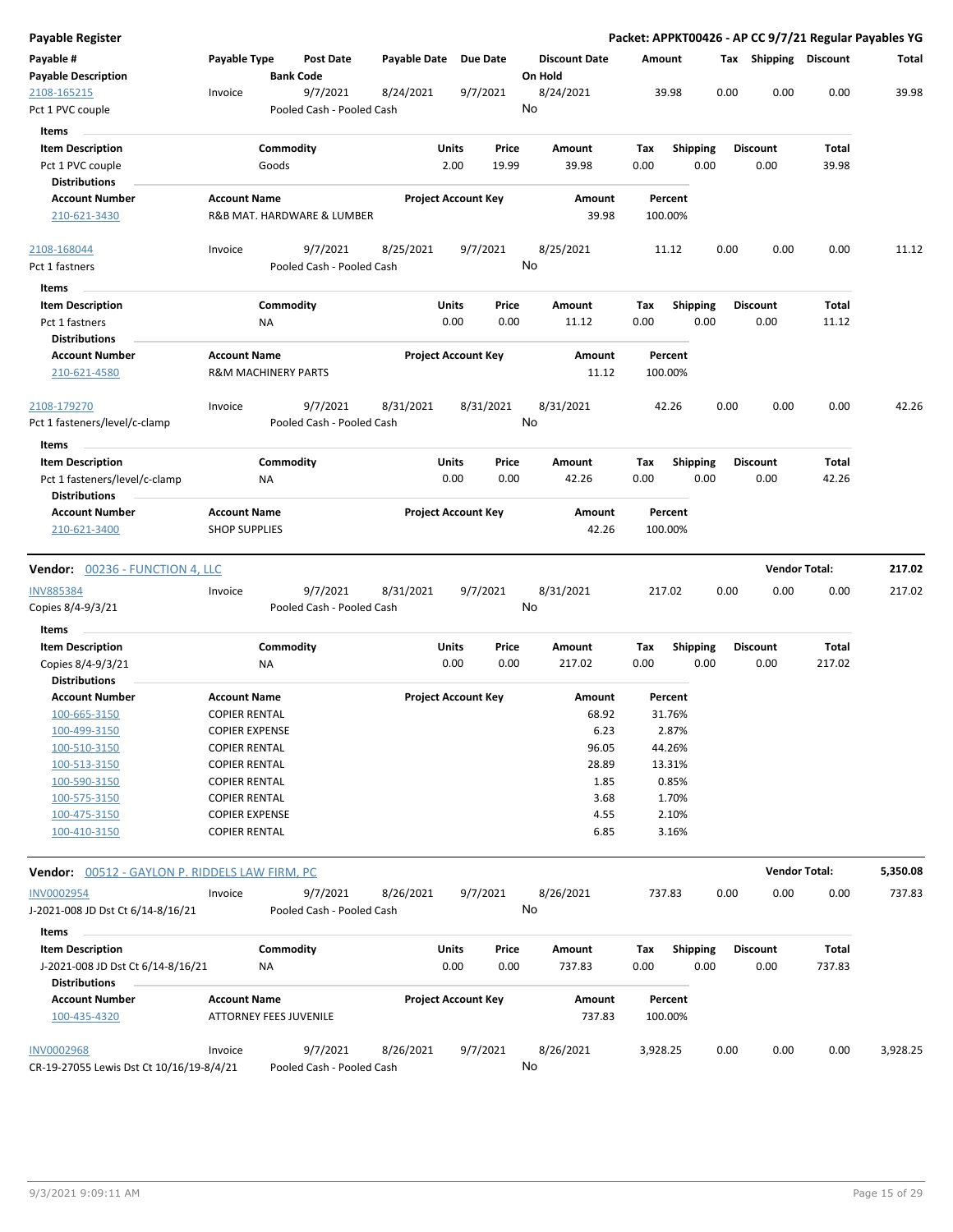**Payable Register** — **Packet: APPKT00426 - AP CC 9/7/21 Regular Payables YG**

| Payable # / Payable Description | Payable Type | Post Date / Bank Code | Payable Date | Due Date | Discount Date / On Hold | Amount | Tax | Shipping | Discount | Total |
|---|---|---|---|---|---|---|---|---|---|---|
| 2108-165215 / Pct 1 PVC couple | Invoice | 9/7/2021 / Pooled Cash - Pooled Cash | 8/24/2021 | 9/7/2021 | 8/24/2021 / No | 39.98 | 0.00 | 0.00 | 0.00 | 39.98 |

**Items**

| Item Description | Commodity | Units | Price | Amount | Tax | Shipping | Discount | Total |
|---|---|---|---|---|---|---|---|---|
| Pct 1 PVC couple | Goods | 2.00 | 19.99 | 39.98 | 0.00 | 0.00 | 0.00 | 39.98 |

**Distributions**

| Account Number | Account Name | Project Account Key | Amount | Percent |
|---|---|---|---|---|
| 210-621-3430 | R&B MAT. HARDWARE & LUMBER | | 39.98 | 100.00% |

| Payable # / Payable Description | Payable Type | Post Date / Bank Code | Payable Date | Due Date | Discount Date / On Hold | Amount | Tax | Shipping | Discount | Total |
|---|---|---|---|---|---|---|---|---|---|---|
| 2108-168044 / Pct 1 fastners | Invoice | 9/7/2021 / Pooled Cash - Pooled Cash | 8/25/2021 | 9/7/2021 | 8/25/2021 / No | 11.12 | 0.00 | 0.00 | 0.00 | 11.12 |

**Items**

| Item Description | Commodity | Units | Price | Amount | Tax | Shipping | Discount | Total |
|---|---|---|---|---|---|---|---|---|
| Pct 1 fastners | NA | 0.00 | 0.00 | 11.12 | 0.00 | 0.00 | 0.00 | 11.12 |

**Distributions**

| Account Number | Account Name | Project Account Key | Amount | Percent |
|---|---|---|---|---|
| 210-621-4580 | R&M MACHINERY PARTS | | 11.12 | 100.00% |

| Payable # / Payable Description | Payable Type | Post Date / Bank Code | Payable Date | Due Date | Discount Date / On Hold | Amount | Tax | Shipping | Discount | Total |
|---|---|---|---|---|---|---|---|---|---|---|
| 2108-179270 / Pct 1 fasteners/level/c-clamp | Invoice | 9/7/2021 / Pooled Cash - Pooled Cash | 8/31/2021 | 8/31/2021 | 8/31/2021 / No | 42.26 | 0.00 | 0.00 | 0.00 | 42.26 |

**Items**

| Item Description | Commodity | Units | Price | Amount | Tax | Shipping | Discount | Total |
|---|---|---|---|---|---|---|---|---|
| Pct 1 fasteners/level/c-clamp | NA | 0.00 | 0.00 | 42.26 | 0.00 | 0.00 | 0.00 | 42.26 |

**Distributions**

| Account Number | Account Name | Project Account Key | Amount | Percent |
|---|---|---|---|---|
| 210-621-3400 | SHOP SUPPLIES | | 42.26 | 100.00% |

---

**Vendor: 00236 - FUNCTION 4, LLC** — **Vendor Total: 217.02**

| Payable # / Payable Description | Payable Type | Post Date / Bank Code | Payable Date | Due Date | Discount Date / On Hold | Amount | Tax | Shipping | Discount | Total |
|---|---|---|---|---|---|---|---|---|---|---|
| INV885384 / Copies 8/4-9/3/21 | Invoice | 9/7/2021 / Pooled Cash - Pooled Cash | 8/31/2021 | 9/7/2021 | 8/31/2021 / No | 217.02 | 0.00 | 0.00 | 0.00 | 217.02 |

**Items**

| Item Description | Commodity | Units | Price | Amount | Tax | Shipping | Discount | Total |
|---|---|---|---|---|---|---|---|---|
| Copies 8/4-9/3/21 | NA | 0.00 | 0.00 | 217.02 | 0.00 | 0.00 | 0.00 | 217.02 |

**Distributions**

| Account Number | Account Name | Project Account Key | Amount | Percent |
|---|---|---|---|---|
| 100-665-3150 | COPIER RENTAL | | 68.92 | 31.76% |
| 100-499-3150 | COPIER EXPENSE | | 6.23 | 2.87% |
| 100-510-3150 | COPIER RENTAL | | 96.05 | 44.26% |
| 100-513-3150 | COPIER RENTAL | | 28.89 | 13.31% |
| 100-590-3150 | COPIER RENTAL | | 1.85 | 0.85% |
| 100-575-3150 | COPIER RENTAL | | 3.68 | 1.70% |
| 100-475-3150 | COPIER EXPENSE | | 4.55 | 2.10% |
| 100-410-3150 | COPIER RENTAL | | 6.85 | 3.16% |

---

**Vendor: 00512 - GAYLON P. RIDDELS LAW FIRM, PC** — **Vendor Total: 5,350.08**

| Payable # / Payable Description | Payable Type | Post Date / Bank Code | Payable Date | Due Date | Discount Date / On Hold | Amount | Tax | Shipping | Discount | Total |
|---|---|---|---|---|---|---|---|---|---|---|
| INV0002954 / J-2021-008 JD Dst Ct 6/14-8/16/21 | Invoice | 9/7/2021 / Pooled Cash - Pooled Cash | 8/26/2021 | 9/7/2021 | 8/26/2021 / No | 737.83 | 0.00 | 0.00 | 0.00 | 737.83 |

**Items**

| Item Description | Commodity | Units | Price | Amount | Tax | Shipping | Discount | Total |
|---|---|---|---|---|---|---|---|---|
| J-2021-008 JD Dst Ct 6/14-8/16/21 | NA | 0.00 | 0.00 | 737.83 | 0.00 | 0.00 | 0.00 | 737.83 |

**Distributions**

| Account Number | Account Name | Project Account Key | Amount | Percent |
|---|---|---|---|---|
| 100-435-4320 | ATTORNEY FEES JUVENILE | | 737.83 | 100.00% |

| Payable # / Payable Description | Payable Type | Post Date / Bank Code | Payable Date | Due Date | Discount Date / On Hold | Amount | Tax | Shipping | Discount | Total |
|---|---|---|---|---|---|---|---|---|---|---|
| INV0002968 / CR-19-27055 Lewis Dst Ct 10/16/19-8/4/21 | Invoice | 9/7/2021 / Pooled Cash - Pooled Cash | 8/26/2021 | 9/7/2021 | 8/26/2021 / No | 3,928.25 | 0.00 | 0.00 | 0.00 | 3,928.25 |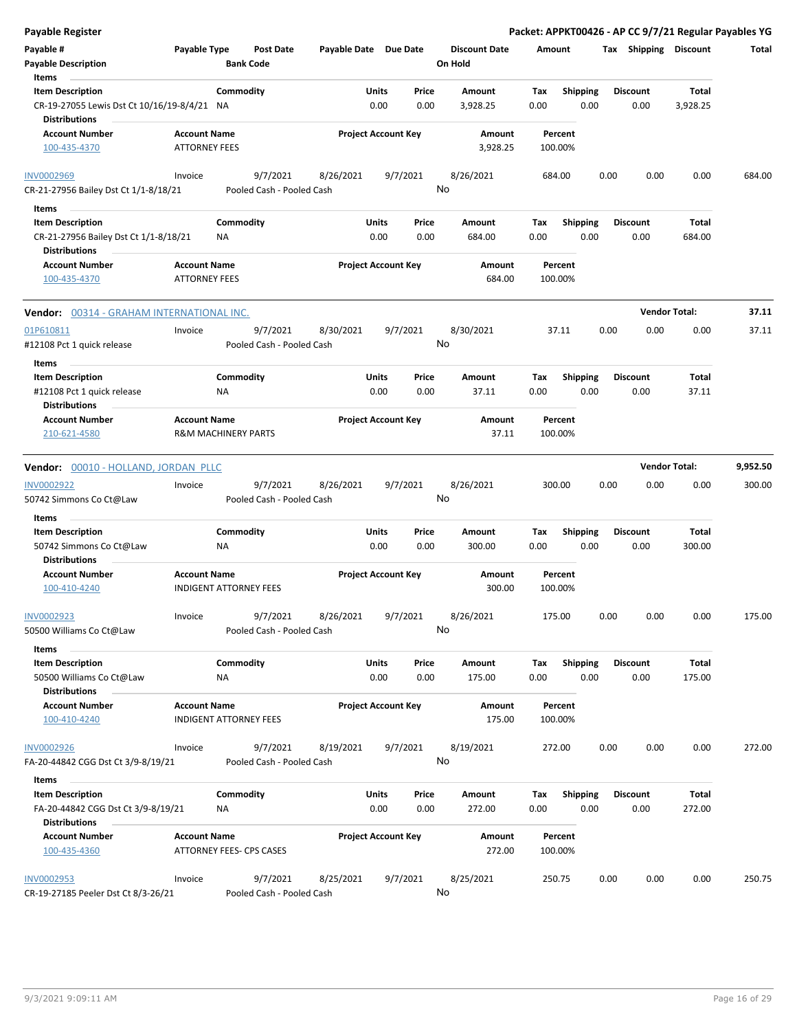# Payable Register

**Packet: APPKT00426 - AP CC 9/7/21 Regular Payables YG**

| Payable # | Payable Type | Post Date | Payable Date | Due Date | Discount Date | Amount | Tax | Shipping | Discount | Total |
|---|---|---|---|---|---|---|---|---|---|---|
| Payable Description | | Bank Code | | | On Hold | | | | | |

**Items**

| Item Description | Commodity | Units | Price | Amount | Tax | Shipping | Discount | Total |
|---|---|---|---|---|---|---|---|---|
| CR-19-27055 Lewis Dst Ct 10/16/19-8/4/21 | NA | 0.00 | 0.00 | 3,928.25 | 0.00 | 0.00 | 0.00 | 3,928.25 |

**Distributions**

| Account Number | Account Name | Project Account Key | Amount | Percent |
|---|---|---|---|---|
| 100-435-4370 | ATTORNEY FEES | | 3,928.25 | 100.00% |

| Payable # | Payable Type | Post Date | Payable Date | Due Date | Discount Date | Amount | Tax | Shipping | Discount | Total |
|---|---|---|---|---|---|---|---|---|---|---|
| INV0002969 | Invoice | 9/7/2021 | 8/26/2021 | 9/7/2021 | 8/26/2021 | 684.00 | 0.00 | 0.00 | 0.00 | 684.00 |
| CR-21-27956 Bailey Dst Ct 1/1-8/18/21 | | Pooled Cash - Pooled Cash | | | No | | | | | |

**Items**

| Item Description | Commodity | Units | Price | Amount | Tax | Shipping | Discount | Total |
|---|---|---|---|---|---|---|---|---|
| CR-21-27956 Bailey Dst Ct 1/1-8/18/21 | NA | 0.00 | 0.00 | 684.00 | 0.00 | 0.00 | 0.00 | 684.00 |

**Distributions**

| Account Number | Account Name | Project Account Key | Amount | Percent |
|---|---|---|---|---|
| 100-435-4370 | ATTORNEY FEES | | 684.00 | 100.00% |

## Vendor: 00314 - GRAHAM INTERNATIONAL INC. — Vendor Total: 37.11

| Payable # | Payable Type | Post Date | Payable Date | Due Date | Discount Date | Amount | Tax | Shipping | Discount | Total |
|---|---|---|---|---|---|---|---|---|---|---|
| 01P610811 | Invoice | 9/7/2021 | 8/30/2021 | 9/7/2021 | 8/30/2021 | 37.11 | 0.00 | 0.00 | 0.00 | 37.11 |
| #12108 Pct 1 quick release | | Pooled Cash - Pooled Cash | | | No | | | | | |

**Items**

| Item Description | Commodity | Units | Price | Amount | Tax | Shipping | Discount | Total |
|---|---|---|---|---|---|---|---|---|
| #12108 Pct 1 quick release | NA | 0.00 | 0.00 | 37.11 | 0.00 | 0.00 | 0.00 | 37.11 |

**Distributions**

| Account Number | Account Name | Project Account Key | Amount | Percent |
|---|---|---|---|---|
| 210-621-4580 | R&M MACHINERY PARTS | | 37.11 | 100.00% |

## Vendor: 00010 - HOLLAND, JORDAN PLLC — Vendor Total: 9,952.50

| Payable # | Payable Type | Post Date | Payable Date | Due Date | Discount Date | Amount | Tax | Shipping | Discount | Total |
|---|---|---|---|---|---|---|---|---|---|---|
| INV0002922 | Invoice | 9/7/2021 | 8/26/2021 | 9/7/2021 | 8/26/2021 | 300.00 | 0.00 | 0.00 | 0.00 | 300.00 |
| 50742 Simmons Co Ct@Law | | Pooled Cash - Pooled Cash | | | No | | | | | |

**Items**

| Item Description | Commodity | Units | Price | Amount | Tax | Shipping | Discount | Total |
|---|---|---|---|---|---|---|---|---|
| 50742 Simmons Co Ct@Law | NA | 0.00 | 0.00 | 300.00 | 0.00 | 0.00 | 0.00 | 300.00 |

**Distributions**

| Account Number | Account Name | Project Account Key | Amount | Percent |
|---|---|---|---|---|
| 100-410-4240 | INDIGENT ATTORNEY FEES | | 300.00 | 100.00% |

| Payable # | Payable Type | Post Date | Payable Date | Due Date | Discount Date | Amount | Tax | Shipping | Discount | Total |
|---|---|---|---|---|---|---|---|---|---|---|
| INV0002923 | Invoice | 9/7/2021 | 8/26/2021 | 9/7/2021 | 8/26/2021 | 175.00 | 0.00 | 0.00 | 0.00 | 175.00 |
| 50500 Williams Co Ct@Law | | Pooled Cash - Pooled Cash | | | No | | | | | |

**Items**

| Item Description | Commodity | Units | Price | Amount | Tax | Shipping | Discount | Total |
|---|---|---|---|---|---|---|---|---|
| 50500 Williams Co Ct@Law | NA | 0.00 | 0.00 | 175.00 | 0.00 | 0.00 | 0.00 | 175.00 |

**Distributions**

| Account Number | Account Name | Project Account Key | Amount | Percent |
|---|---|---|---|---|
| 100-410-4240 | INDIGENT ATTORNEY FEES | | 175.00 | 100.00% |

| Payable # | Payable Type | Post Date | Payable Date | Due Date | Discount Date | Amount | Tax | Shipping | Discount | Total |
|---|---|---|---|---|---|---|---|---|---|---|
| INV0002926 | Invoice | 9/7/2021 | 8/19/2021 | 9/7/2021 | 8/19/2021 | 272.00 | 0.00 | 0.00 | 0.00 | 272.00 |
| FA-20-44842 CGG Dst Ct 3/9-8/19/21 | | Pooled Cash - Pooled Cash | | | No | | | | | |

**Items**

| Item Description | Commodity | Units | Price | Amount | Tax | Shipping | Discount | Total |
|---|---|---|---|---|---|---|---|---|
| FA-20-44842 CGG Dst Ct 3/9-8/19/21 | NA | 0.00 | 0.00 | 272.00 | 0.00 | 0.00 | 0.00 | 272.00 |

**Distributions**

| Account Number | Account Name | Project Account Key | Amount | Percent |
|---|---|---|---|---|
| 100-435-4360 | ATTORNEY FEES- CPS CASES | | 272.00 | 100.00% |

| Payable # | Payable Type | Post Date | Payable Date | Due Date | Discount Date | Amount | Tax | Shipping | Discount | Total |
|---|---|---|---|---|---|---|---|---|---|---|
| INV0002953 | Invoice | 9/7/2021 | 8/25/2021 | 9/7/2021 | 8/25/2021 | 250.75 | 0.00 | 0.00 | 0.00 | 250.75 |
| CR-19-27185 Peeler Dst Ct 8/3-26/21 | | Pooled Cash - Pooled Cash | | | No | | | | | |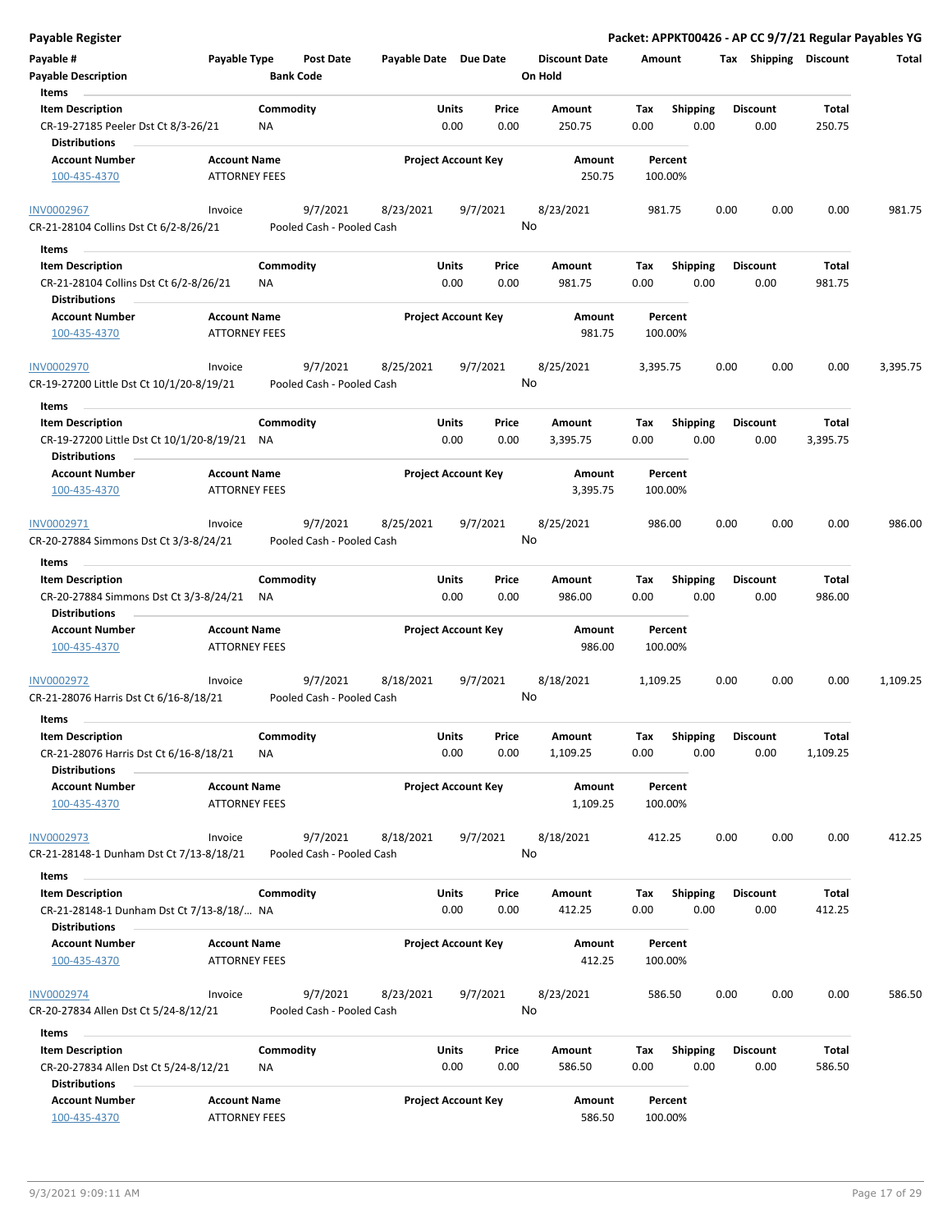# Payable Register

**Packet: APPKT00426 - AP CC 9/7/21 Regular Payables YG**

| Payable # | Payable Type | Post Date | Payable Date | Due Date | Discount Date | Amount | Tax | Shipping | Discount | Total |
|---|---|---|---|---|---|---|---|---|---|---|
| Payable Description | | Bank Code | | | On Hold | | | | | |

**Items**

| Item Description | Commodity | Units | Price | Amount | Tax | Shipping | Discount | Total |
|---|---|---|---|---|---|---|---|---|
| CR-19-27185 Peeler Dst Ct 8/3-26/21 | NA | 0.00 | 0.00 | 250.75 | 0.00 | 0.00 | 0.00 | 250.75 |

**Distributions**

| Account Number | Account Name | Project Account Key | Amount | Percent |
|---|---|---|---|---|
| 100-435-4370 | ATTORNEY FEES | | 250.75 | 100.00% |

---

| Payable # | Payable Type | Post Date | Payable Date | Due Date | Discount Date | Amount | Tax | Shipping | Discount | Total |
|---|---|---|---|---|---|---|---|---|---|---|
| INV0002967 | Invoice | 9/7/2021 | 8/23/2021 | 9/7/2021 | 8/23/2021 | 981.75 | 0.00 | 0.00 | 0.00 | 981.75 |
| CR-21-28104 Collins Dst Ct 6/2-8/26/21 | | Pooled Cash - Pooled Cash | | | No | | | | | |

**Items**

| Item Description | Commodity | Units | Price | Amount | Tax | Shipping | Discount | Total |
|---|---|---|---|---|---|---|---|---|
| CR-21-28104 Collins Dst Ct 6/2-8/26/21 | NA | 0.00 | 0.00 | 981.75 | 0.00 | 0.00 | 0.00 | 981.75 |

**Distributions**

| Account Number | Account Name | Project Account Key | Amount | Percent |
|---|---|---|---|---|
| 100-435-4370 | ATTORNEY FEES | | 981.75 | 100.00% |

---

| Payable # | Payable Type | Post Date | Payable Date | Due Date | Discount Date | Amount | Tax | Shipping | Discount | Total |
|---|---|---|---|---|---|---|---|---|---|---|
| INV0002970 | Invoice | 9/7/2021 | 8/25/2021 | 9/7/2021 | 8/25/2021 | 3,395.75 | 0.00 | 0.00 | 0.00 | 3,395.75 |
| CR-19-27200 Little Dst Ct 10/1/20-8/19/21 | | Pooled Cash - Pooled Cash | | | No | | | | | |

**Items**

| Item Description | Commodity | Units | Price | Amount | Tax | Shipping | Discount | Total |
|---|---|---|---|---|---|---|---|---|
| CR-19-27200 Little Dst Ct 10/1/20-8/19/21 | NA | 0.00 | 0.00 | 3,395.75 | 0.00 | 0.00 | 0.00 | 3,395.75 |

**Distributions**

| Account Number | Account Name | Project Account Key | Amount | Percent |
|---|---|---|---|---|
| 100-435-4370 | ATTORNEY FEES | | 3,395.75 | 100.00% |

---

| Payable # | Payable Type | Post Date | Payable Date | Due Date | Discount Date | Amount | Tax | Shipping | Discount | Total |
|---|---|---|---|---|---|---|---|---|---|---|
| INV0002971 | Invoice | 9/7/2021 | 8/25/2021 | 9/7/2021 | 8/25/2021 | 986.00 | 0.00 | 0.00 | 0.00 | 986.00 |
| CR-20-27884 Simmons Dst Ct 3/3-8/24/21 | | Pooled Cash - Pooled Cash | | | No | | | | | |

**Items**

| Item Description | Commodity | Units | Price | Amount | Tax | Shipping | Discount | Total |
|---|---|---|---|---|---|---|---|---|
| CR-20-27884 Simmons Dst Ct 3/3-8/24/21 | NA | 0.00 | 0.00 | 986.00 | 0.00 | 0.00 | 0.00 | 986.00 |

**Distributions**

| Account Number | Account Name | Project Account Key | Amount | Percent |
|---|---|---|---|---|
| 100-435-4370 | ATTORNEY FEES | | 986.00 | 100.00% |

---

| Payable # | Payable Type | Post Date | Payable Date | Due Date | Discount Date | Amount | Tax | Shipping | Discount | Total |
|---|---|---|---|---|---|---|---|---|---|---|
| INV0002972 | Invoice | 9/7/2021 | 8/18/2021 | 9/7/2021 | 8/18/2021 | 1,109.25 | 0.00 | 0.00 | 0.00 | 1,109.25 |
| CR-21-28076 Harris Dst Ct 6/16-8/18/21 | | Pooled Cash - Pooled Cash | | | No | | | | | |

**Items**

| Item Description | Commodity | Units | Price | Amount | Tax | Shipping | Discount | Total |
|---|---|---|---|---|---|---|---|---|
| CR-21-28076 Harris Dst Ct 6/16-8/18/21 | NA | 0.00 | 0.00 | 1,109.25 | 0.00 | 0.00 | 0.00 | 1,109.25 |

**Distributions**

| Account Number | Account Name | Project Account Key | Amount | Percent |
|---|---|---|---|---|
| 100-435-4370 | ATTORNEY FEES | | 1,109.25 | 100.00% |

---

| Payable # | Payable Type | Post Date | Payable Date | Due Date | Discount Date | Amount | Tax | Shipping | Discount | Total |
|---|---|---|---|---|---|---|---|---|---|---|
| INV0002973 | Invoice | 9/7/2021 | 8/18/2021 | 9/7/2021 | 8/18/2021 | 412.25 | 0.00 | 0.00 | 0.00 | 412.25 |
| CR-21-28148-1 Dunham Dst Ct 7/13-8/18/21 | | Pooled Cash - Pooled Cash | | | No | | | | | |

**Items**

| Item Description | Commodity | Units | Price | Amount | Tax | Shipping | Discount | Total |
|---|---|---|---|---|---|---|---|---|
| CR-21-28148-1 Dunham Dst Ct 7/13-8/18/... | NA | 0.00 | 0.00 | 412.25 | 0.00 | 0.00 | 0.00 | 412.25 |

**Distributions**

| Account Number | Account Name | Project Account Key | Amount | Percent |
|---|---|---|---|---|
| 100-435-4370 | ATTORNEY FEES | | 412.25 | 100.00% |

---

| Payable # | Payable Type | Post Date | Payable Date | Due Date | Discount Date | Amount | Tax | Shipping | Discount | Total |
|---|---|---|---|---|---|---|---|---|---|---|
| INV0002974 | Invoice | 9/7/2021 | 8/23/2021 | 9/7/2021 | 8/23/2021 | 586.50 | 0.00 | 0.00 | 0.00 | 586.50 |
| CR-20-27834 Allen Dst Ct 5/24-8/12/21 | | Pooled Cash - Pooled Cash | | | No | | | | | |

**Items**

| Item Description | Commodity | Units | Price | Amount | Tax | Shipping | Discount | Total |
|---|---|---|---|---|---|---|---|---|
| CR-20-27834 Allen Dst Ct 5/24-8/12/21 | NA | 0.00 | 0.00 | 586.50 | 0.00 | 0.00 | 0.00 | 586.50 |

**Distributions**

| Account Number | Account Name | Project Account Key | Amount | Percent |
|---|---|---|---|---|
| 100-435-4370 | ATTORNEY FEES | | 586.50 | 100.00% |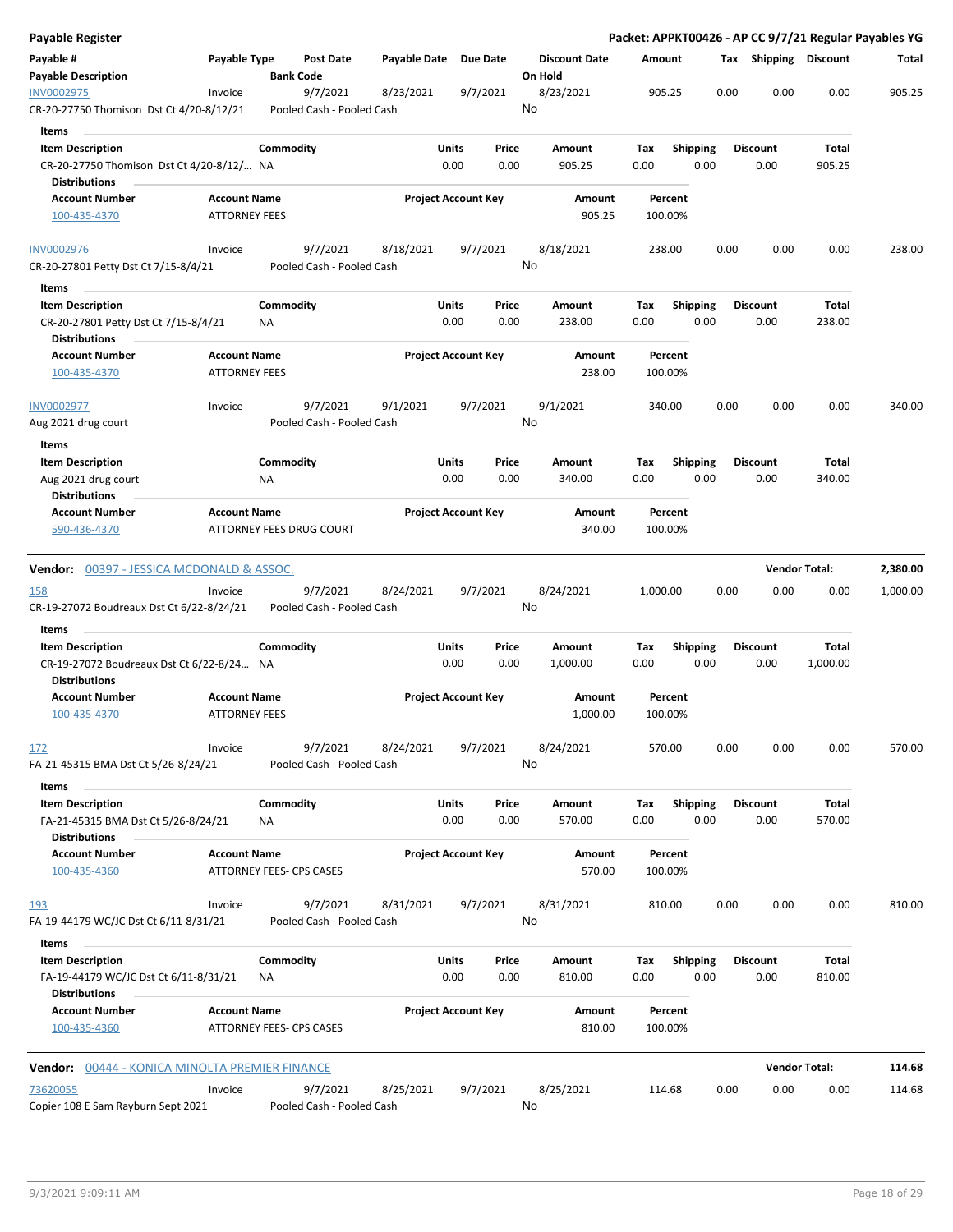**Payable Register** — Packet: APPKT00426 - AP CC 9/7/21 Regular Payables YG

| Payable # | Payable Type | Post Date | Payable Date | Due Date | Discount Date | Amount | Tax | Shipping | Discount | Total |
|---|---|---|---|---|---|---|---|---|---|---|
| **Payable Description** | | **Bank Code** | | | **On Hold** | | | | | |
| INV0002975 | Invoice | 9/7/2021 | 8/23/2021 | 9/7/2021 | 8/23/2021 | 905.25 | 0.00 | 0.00 | 0.00 | 905.25 |
| CR-20-27750 Thomison Dst Ct 4/20-8/12/21 | | Pooled Cash - Pooled Cash | | | No | | | | | |

**Items**

| Item Description | Commodity | Units | Price | Amount | Tax | Shipping | Discount | Total |
|---|---|---|---|---|---|---|---|---|
| CR-20-27750 Thomison Dst Ct 4/20-8/12/... | NA | 0.00 | 0.00 | 905.25 | 0.00 | 0.00 | 0.00 | 905.25 |

**Distributions**

| Account Number | Account Name | Project Account Key | Amount | Percent |
|---|---|---|---|---|
| 100-435-4370 | ATTORNEY FEES | | 905.25 | 100.00% |

| Payable # | Payable Type | Post Date | Payable Date | Due Date | Discount Date | Amount | Tax | Shipping | Discount | Total |
|---|---|---|---|---|---|---|---|---|---|---|
| INV0002976 | Invoice | 9/7/2021 | 8/18/2021 | 9/7/2021 | 8/18/2021 | 238.00 | 0.00 | 0.00 | 0.00 | 238.00 |
| CR-20-27801 Petty Dst Ct 7/15-8/4/21 | | Pooled Cash - Pooled Cash | | | No | | | | | |

**Items**

| Item Description | Commodity | Units | Price | Amount | Tax | Shipping | Discount | Total |
|---|---|---|---|---|---|---|---|---|
| CR-20-27801 Petty Dst Ct 7/15-8/4/21 | NA | 0.00 | 0.00 | 238.00 | 0.00 | 0.00 | 0.00 | 238.00 |

**Distributions**

| Account Number | Account Name | Project Account Key | Amount | Percent |
|---|---|---|---|---|
| 100-435-4370 | ATTORNEY FEES | | 238.00 | 100.00% |

| Payable # | Payable Type | Post Date | Payable Date | Due Date | Discount Date | Amount | Tax | Shipping | Discount | Total |
|---|---|---|---|---|---|---|---|---|---|---|
| INV0002977 | Invoice | 9/7/2021 | 9/1/2021 | 9/7/2021 | 9/1/2021 | 340.00 | 0.00 | 0.00 | 0.00 | 340.00 |
| Aug 2021 drug court | | Pooled Cash - Pooled Cash | | | No | | | | | |

**Items**

| Item Description | Commodity | Units | Price | Amount | Tax | Shipping | Discount | Total |
|---|---|---|---|---|---|---|---|---|
| Aug 2021 drug court | NA | 0.00 | 0.00 | 340.00 | 0.00 | 0.00 | 0.00 | 340.00 |

**Distributions**

| Account Number | Account Name | Project Account Key | Amount | Percent |
|---|---|---|---|---|
| 590-436-4370 | ATTORNEY FEES DRUG COURT | | 340.00 | 100.00% |

**Vendor: 00397 - JESSICA MCDONALD & ASSOC.** — **Vendor Total: 2,380.00**

| Payable # | Payable Type | Post Date | Payable Date | Due Date | Discount Date | Amount | Tax | Shipping | Discount | Total |
|---|---|---|---|---|---|---|---|---|---|---|
| 158 | Invoice | 9/7/2021 | 8/24/2021 | 9/7/2021 | 8/24/2021 | 1,000.00 | 0.00 | 0.00 | 0.00 | 1,000.00 |
| CR-19-27072 Boudreaux Dst Ct 6/22-8/24/21 | | Pooled Cash - Pooled Cash | | | No | | | | | |

**Items**

| Item Description | Commodity | Units | Price | Amount | Tax | Shipping | Discount | Total |
|---|---|---|---|---|---|---|---|---|
| CR-19-27072 Boudreaux Dst Ct 6/22-8/24... | NA | 0.00 | 0.00 | 1,000.00 | 0.00 | 0.00 | 0.00 | 1,000.00 |

**Distributions**

| Account Number | Account Name | Project Account Key | Amount | Percent |
|---|---|---|---|---|
| 100-435-4370 | ATTORNEY FEES | | 1,000.00 | 100.00% |

| Payable # | Payable Type | Post Date | Payable Date | Due Date | Discount Date | Amount | Tax | Shipping | Discount | Total |
|---|---|---|---|---|---|---|---|---|---|---|
| 172 | Invoice | 9/7/2021 | 8/24/2021 | 9/7/2021 | 8/24/2021 | 570.00 | 0.00 | 0.00 | 0.00 | 570.00 |
| FA-21-45315 BMA Dst Ct 5/26-8/24/21 | | Pooled Cash - Pooled Cash | | | No | | | | | |

**Items**

| Item Description | Commodity | Units | Price | Amount | Tax | Shipping | Discount | Total |
|---|---|---|---|---|---|---|---|---|
| FA-21-45315 BMA Dst Ct 5/26-8/24/21 | NA | 0.00 | 0.00 | 570.00 | 0.00 | 0.00 | 0.00 | 570.00 |

**Distributions**

| Account Number | Account Name | Project Account Key | Amount | Percent |
|---|---|---|---|---|
| 100-435-4360 | ATTORNEY FEES- CPS CASES | | 570.00 | 100.00% |

| Payable # | Payable Type | Post Date | Payable Date | Due Date | Discount Date | Amount | Tax | Shipping | Discount | Total |
|---|---|---|---|---|---|---|---|---|---|---|
| 193 | Invoice | 9/7/2021 | 8/31/2021 | 9/7/2021 | 8/31/2021 | 810.00 | 0.00 | 0.00 | 0.00 | 810.00 |
| FA-19-44179 WC/JC Dst Ct 6/11-8/31/21 | | Pooled Cash - Pooled Cash | | | No | | | | | |

**Items**

| Item Description | Commodity | Units | Price | Amount | Tax | Shipping | Discount | Total |
|---|---|---|---|---|---|---|---|---|
| FA-19-44179 WC/JC Dst Ct 6/11-8/31/21 | NA | 0.00 | 0.00 | 810.00 | 0.00 | 0.00 | 0.00 | 810.00 |

**Distributions**

| Account Number | Account Name | Project Account Key | Amount | Percent |
|---|---|---|---|---|
| 100-435-4360 | ATTORNEY FEES- CPS CASES | | 810.00 | 100.00% |

**Vendor: 00444 - KONICA MINOLTA PREMIER FINANCE** — **Vendor Total: 114.68**

| Payable # | Payable Type | Post Date | Payable Date | Due Date | Discount Date | Amount | Tax | Shipping | Discount | Total |
|---|---|---|---|---|---|---|---|---|---|---|
| 73620055 | Invoice | 9/7/2021 | 8/25/2021 | 9/7/2021 | 8/25/2021 | 114.68 | 0.00 | 0.00 | 0.00 | 114.68 |
| Copier 108 E Sam Rayburn Sept 2021 | | Pooled Cash - Pooled Cash | | | No | | | | | |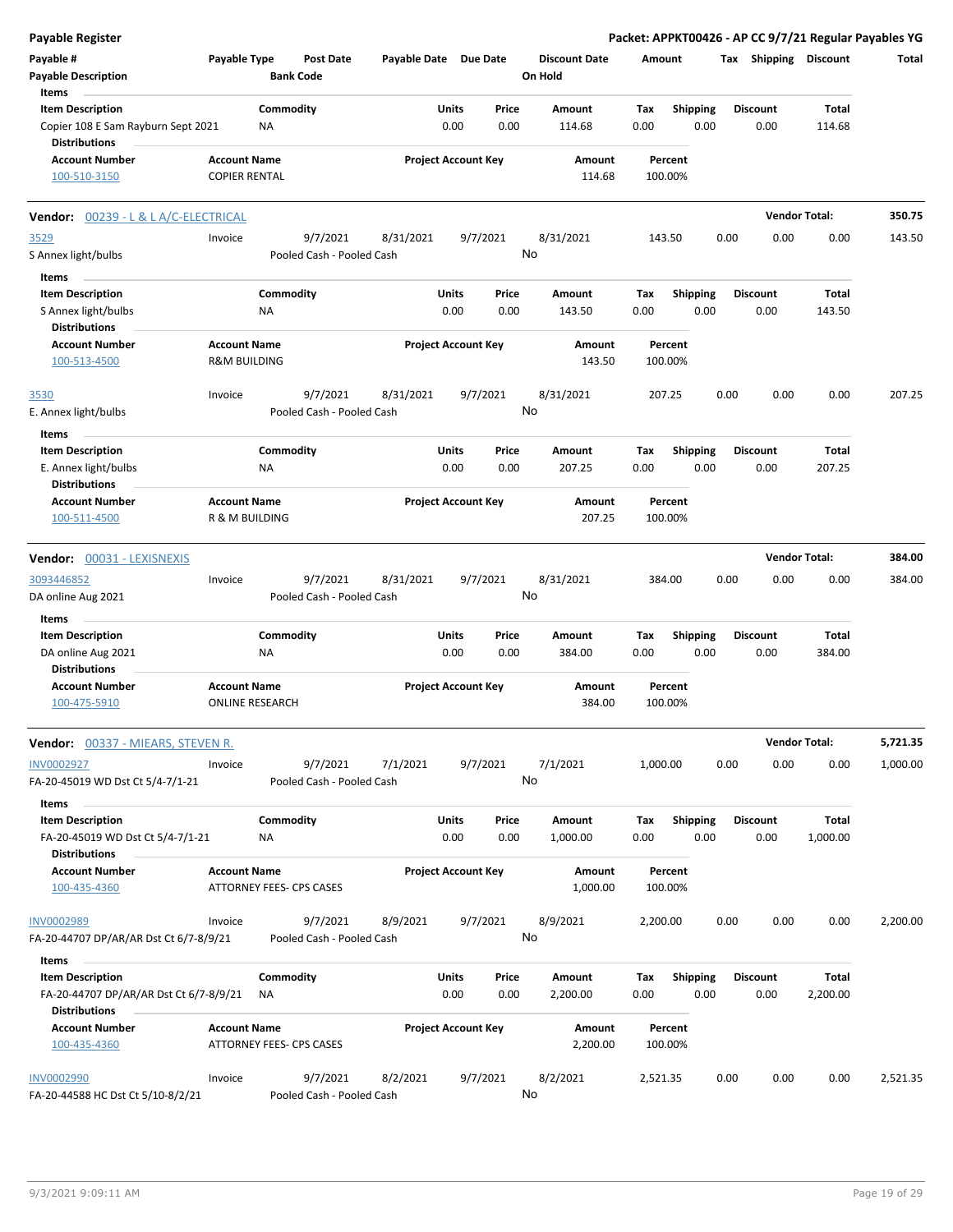**Payable Register** — **Packet: APPKT00426 - AP CC 9/7/21 Regular Payables YG**

| Payable # | Payable Type | Post Date | Payable Date | Due Date | Discount Date | Amount | Tax | Shipping | Discount | Total |
|---|---|---|---|---|---|---|---|---|---|---|
| Payable Description | | Bank Code | | | On Hold | | | | | |

Items

| Item Description | Commodity | Units | Price | Amount | Tax | Shipping | Discount | Total |
|---|---|---|---|---|---|---|---|---|
| Copier 108 E Sam Rayburn Sept 2021 | NA | 0.00 | 0.00 | 114.68 | 0.00 | 0.00 | 0.00 | 114.68 |

Distributions

| Account Number | Account Name | Project Account Key | Amount | Percent |
|---|---|---|---|---|
| 100-510-3150 | COPIER RENTAL | | 114.68 | 100.00% |

**Vendor: 00239 - L & L A/C-ELECTRICAL** — **Vendor Total: 350.75**

| Payable # | Payable Type | Post Date | Payable Date | Due Date | Discount Date | Amount | Tax | Shipping | Discount | Total |
|---|---|---|---|---|---|---|---|---|---|---|
| 3529 | Invoice | 9/7/2021 | 8/31/2021 | 9/7/2021 | 8/31/2021 | 143.50 | 0.00 | 0.00 | 0.00 | 143.50 |
| S Annex light/bulbs | | Pooled Cash - Pooled Cash | | | No | | | | | |

Items

| Item Description | Commodity | Units | Price | Amount | Tax | Shipping | Discount | Total |
|---|---|---|---|---|---|---|---|---|
| S Annex light/bulbs | NA | 0.00 | 0.00 | 143.50 | 0.00 | 0.00 | 0.00 | 143.50 |

Distributions

| Account Number | Account Name | Project Account Key | Amount | Percent |
|---|---|---|---|---|
| 100-513-4500 | R&M BUILDING | | 143.50 | 100.00% |

| Payable # | Payable Type | Post Date | Payable Date | Due Date | Discount Date | Amount | Tax | Shipping | Discount | Total |
|---|---|---|---|---|---|---|---|---|---|---|
| 3530 | Invoice | 9/7/2021 | 8/31/2021 | 9/7/2021 | 8/31/2021 | 207.25 | 0.00 | 0.00 | 0.00 | 207.25 |
| E. Annex light/bulbs | | Pooled Cash - Pooled Cash | | | No | | | | | |

Items

| Item Description | Commodity | Units | Price | Amount | Tax | Shipping | Discount | Total |
|---|---|---|---|---|---|---|---|---|
| E. Annex light/bulbs | NA | 0.00 | 0.00 | 207.25 | 0.00 | 0.00 | 0.00 | 207.25 |

Distributions

| Account Number | Account Name | Project Account Key | Amount | Percent |
|---|---|---|---|---|
| 100-511-4500 | R & M BUILDING | | 207.25 | 100.00% |

**Vendor: 00031 - LEXISNEXIS** — **Vendor Total: 384.00**

| Payable # | Payable Type | Post Date | Payable Date | Due Date | Discount Date | Amount | Tax | Shipping | Discount | Total |
|---|---|---|---|---|---|---|---|---|---|---|
| 3093446852 | Invoice | 9/7/2021 | 8/31/2021 | 9/7/2021 | 8/31/2021 | 384.00 | 0.00 | 0.00 | 0.00 | 384.00 |
| DA online Aug 2021 | | Pooled Cash - Pooled Cash | | | No | | | | | |

Items

| Item Description | Commodity | Units | Price | Amount | Tax | Shipping | Discount | Total |
|---|---|---|---|---|---|---|---|---|
| DA online Aug 2021 | NA | 0.00 | 0.00 | 384.00 | 0.00 | 0.00 | 0.00 | 384.00 |

Distributions

| Account Number | Account Name | Project Account Key | Amount | Percent |
|---|---|---|---|---|
| 100-475-5910 | ONLINE RESEARCH | | 384.00 | 100.00% |

**Vendor: 00337 - MIEARS, STEVEN R.** — **Vendor Total: 5,721.35**

| Payable # | Payable Type | Post Date | Payable Date | Due Date | Discount Date | Amount | Tax | Shipping | Discount | Total |
|---|---|---|---|---|---|---|---|---|---|---|
| INV0002927 | Invoice | 9/7/2021 | 7/1/2021 | 9/7/2021 | 7/1/2021 | 1,000.00 | 0.00 | 0.00 | 0.00 | 1,000.00 |
| FA-20-45019 WD Dst Ct 5/4-7/1-21 | | Pooled Cash - Pooled Cash | | | No | | | | | |

Items

| Item Description | Commodity | Units | Price | Amount | Tax | Shipping | Discount | Total |
|---|---|---|---|---|---|---|---|---|
| FA-20-45019 WD Dst Ct 5/4-7/1-21 | NA | 0.00 | 0.00 | 1,000.00 | 0.00 | 0.00 | 0.00 | 1,000.00 |

Distributions

| Account Number | Account Name | Project Account Key | Amount | Percent |
|---|---|---|---|---|
| 100-435-4360 | ATTORNEY FEES- CPS CASES | | 1,000.00 | 100.00% |

| Payable # | Payable Type | Post Date | Payable Date | Due Date | Discount Date | Amount | Tax | Shipping | Discount | Total |
|---|---|---|---|---|---|---|---|---|---|---|
| INV0002989 | Invoice | 9/7/2021 | 8/9/2021 | 9/7/2021 | 8/9/2021 | 2,200.00 | 0.00 | 0.00 | 0.00 | 2,200.00 |
| FA-20-44707 DP/AR/AR Dst Ct 6/7-8/9/21 | | Pooled Cash - Pooled Cash | | | No | | | | | |

Items

| Item Description | Commodity | Units | Price | Amount | Tax | Shipping | Discount | Total |
|---|---|---|---|---|---|---|---|---|
| FA-20-44707 DP/AR/AR Dst Ct 6/7-8/9/21 | NA | 0.00 | 0.00 | 2,200.00 | 0.00 | 0.00 | 0.00 | 2,200.00 |

Distributions

| Account Number | Account Name | Project Account Key | Amount | Percent |
|---|---|---|---|---|
| 100-435-4360 | ATTORNEY FEES- CPS CASES | | 2,200.00 | 100.00% |

| Payable # | Payable Type | Post Date | Payable Date | Due Date | Discount Date | Amount | Tax | Shipping | Discount | Total |
|---|---|---|---|---|---|---|---|---|---|---|
| INV0002990 | Invoice | 9/7/2021 | 8/2/2021 | 9/7/2021 | 8/2/2021 | 2,521.35 | 0.00 | 0.00 | 0.00 | 2,521.35 |
| FA-20-44588 HC Dst Ct 5/10-8/2/21 | | Pooled Cash - Pooled Cash | | | No | | | | | |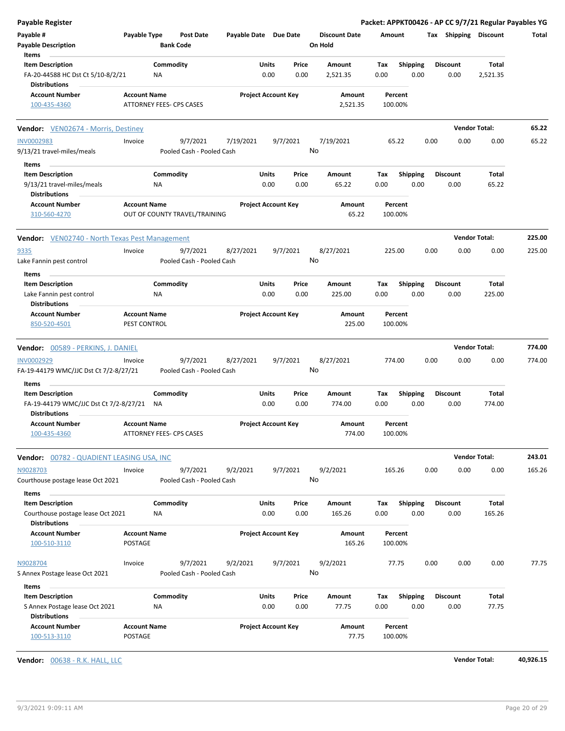**Payable Register** — **Packet: APPKT00426 - AP CC 9/7/21 Regular Payables YG**

| Payable # | Payable Type | Post Date | Payable Date | Due Date | Discount Date | Amount | Tax | Shipping | Discount | Total |
|---|---|---|---|---|---|---|---|---|---|---|
| Payable Description | | Bank Code | | | On Hold | | | | | |

**Items**

| Item Description | Commodity | Units | Price | Amount | Tax | Shipping | Discount | Total |
|---|---|---|---|---|---|---|---|---|
| FA-20-44588 HC Dst Ct 5/10-8/2/21 | NA | 0.00 | 0.00 | 2,521.35 | 0.00 | 0.00 | 0.00 | 2,521.35 |

**Distributions**

| Account Number | Account Name | Project Account Key | Amount | Percent |
|---|---|---|---|---|
| 100-435-4360 | ATTORNEY FEES- CPS CASES | | 2,521.35 | 100.00% |

---

**Vendor:** VEN02674 - Morris, Destiney — **Vendor Total: 65.22**

| Payable # | Payable Type | Post Date | Payable Date | Due Date | Discount Date | Amount | Tax | Shipping | Discount | Total |
|---|---|---|---|---|---|---|---|---|---|---|
| INV0002983 | Invoice | 9/7/2021 | 7/19/2021 | 9/7/2021 | 7/19/2021 | 65.22 | 0.00 | 0.00 | 0.00 | 65.22 |
| 9/13/21 travel-miles/meals | | Pooled Cash - Pooled Cash | | | No | | | | | |

**Items**

| Item Description | Commodity | Units | Price | Amount | Tax | Shipping | Discount | Total |
|---|---|---|---|---|---|---|---|---|
| 9/13/21 travel-miles/meals | NA | 0.00 | 0.00 | 65.22 | 0.00 | 0.00 | 0.00 | 65.22 |

**Distributions**

| Account Number | Account Name | Project Account Key | Amount | Percent |
|---|---|---|---|---|
| 310-560-4270 | OUT OF COUNTY TRAVEL/TRAINING | | 65.22 | 100.00% |

---

**Vendor:** VEN02740 - North Texas Pest Management — **Vendor Total: 225.00**

| Payable # | Payable Type | Post Date | Payable Date | Due Date | Discount Date | Amount | Tax | Shipping | Discount | Total |
|---|---|---|---|---|---|---|---|---|---|---|
| 9335 | Invoice | 9/7/2021 | 8/27/2021 | 9/7/2021 | 8/27/2021 | 225.00 | 0.00 | 0.00 | 0.00 | 225.00 |
| Lake Fannin pest control | | Pooled Cash - Pooled Cash | | | No | | | | | |

**Items**

| Item Description | Commodity | Units | Price | Amount | Tax | Shipping | Discount | Total |
|---|---|---|---|---|---|---|---|---|
| Lake Fannin pest control | NA | 0.00 | 0.00 | 225.00 | 0.00 | 0.00 | 0.00 | 225.00 |

**Distributions**

| Account Number | Account Name | Project Account Key | Amount | Percent |
|---|---|---|---|---|
| 850-520-4501 | PEST CONTROL | | 225.00 | 100.00% |

---

**Vendor:** 00589 - PERKINS, J. DANIEL — **Vendor Total: 774.00**

| Payable # | Payable Type | Post Date | Payable Date | Due Date | Discount Date | Amount | Tax | Shipping | Discount | Total |
|---|---|---|---|---|---|---|---|---|---|---|
| INV0002929 | Invoice | 9/7/2021 | 8/27/2021 | 9/7/2021 | 8/27/2021 | 774.00 | 0.00 | 0.00 | 0.00 | 774.00 |
| FA-19-44179 WMC/JJC Dst Ct 7/2-8/27/21 | | Pooled Cash - Pooled Cash | | | No | | | | | |

**Items**

| Item Description | Commodity | Units | Price | Amount | Tax | Shipping | Discount | Total |
|---|---|---|---|---|---|---|---|---|
| FA-19-44179 WMC/JJC Dst Ct 7/2-8/27/21 | NA | 0.00 | 0.00 | 774.00 | 0.00 | 0.00 | 0.00 | 774.00 |

**Distributions**

| Account Number | Account Name | Project Account Key | Amount | Percent |
|---|---|---|---|---|
| 100-435-4360 | ATTORNEY FEES- CPS CASES | | 774.00 | 100.00% |

---

**Vendor:** 00782 - QUADIENT LEASING USA, INC — **Vendor Total: 243.01**

| Payable # | Payable Type | Post Date | Payable Date | Due Date | Discount Date | Amount | Tax | Shipping | Discount | Total |
|---|---|---|---|---|---|---|---|---|---|---|
| N9028703 | Invoice | 9/7/2021 | 9/2/2021 | 9/7/2021 | 9/2/2021 | 165.26 | 0.00 | 0.00 | 0.00 | 165.26 |
| Courthouse postage lease Oct 2021 | | Pooled Cash - Pooled Cash | | | No | | | | | |

**Items**

| Item Description | Commodity | Units | Price | Amount | Tax | Shipping | Discount | Total |
|---|---|---|---|---|---|---|---|---|
| Courthouse postage lease Oct 2021 | NA | 0.00 | 0.00 | 165.26 | 0.00 | 0.00 | 0.00 | 165.26 |

**Distributions**

| Account Number | Account Name | Project Account Key | Amount | Percent |
|---|---|---|---|---|
| 100-510-3110 | POSTAGE | | 165.26 | 100.00% |

| Payable # | Payable Type | Post Date | Payable Date | Due Date | Discount Date | Amount | Tax | Shipping | Discount | Total |
|---|---|---|---|---|---|---|---|---|---|---|
| N9028704 | Invoice | 9/7/2021 | 9/2/2021 | 9/7/2021 | 9/2/2021 | 77.75 | 0.00 | 0.00 | 0.00 | 77.75 |
| S Annex Postage lease Oct 2021 | | Pooled Cash - Pooled Cash | | | No | | | | | |

**Items**

| Item Description | Commodity | Units | Price | Amount | Tax | Shipping | Discount | Total |
|---|---|---|---|---|---|---|---|---|
| S Annex Postage lease Oct 2021 | NA | 0.00 | 0.00 | 77.75 | 0.00 | 0.00 | 0.00 | 77.75 |

**Distributions**

| Account Number | Account Name | Project Account Key | Amount | Percent |
|---|---|---|---|---|
| 100-513-3110 | POSTAGE | | 77.75 | 100.00% |

---

**Vendor:** 00638 - R.K. HALL, LLC — **Vendor Total: 40,926.15**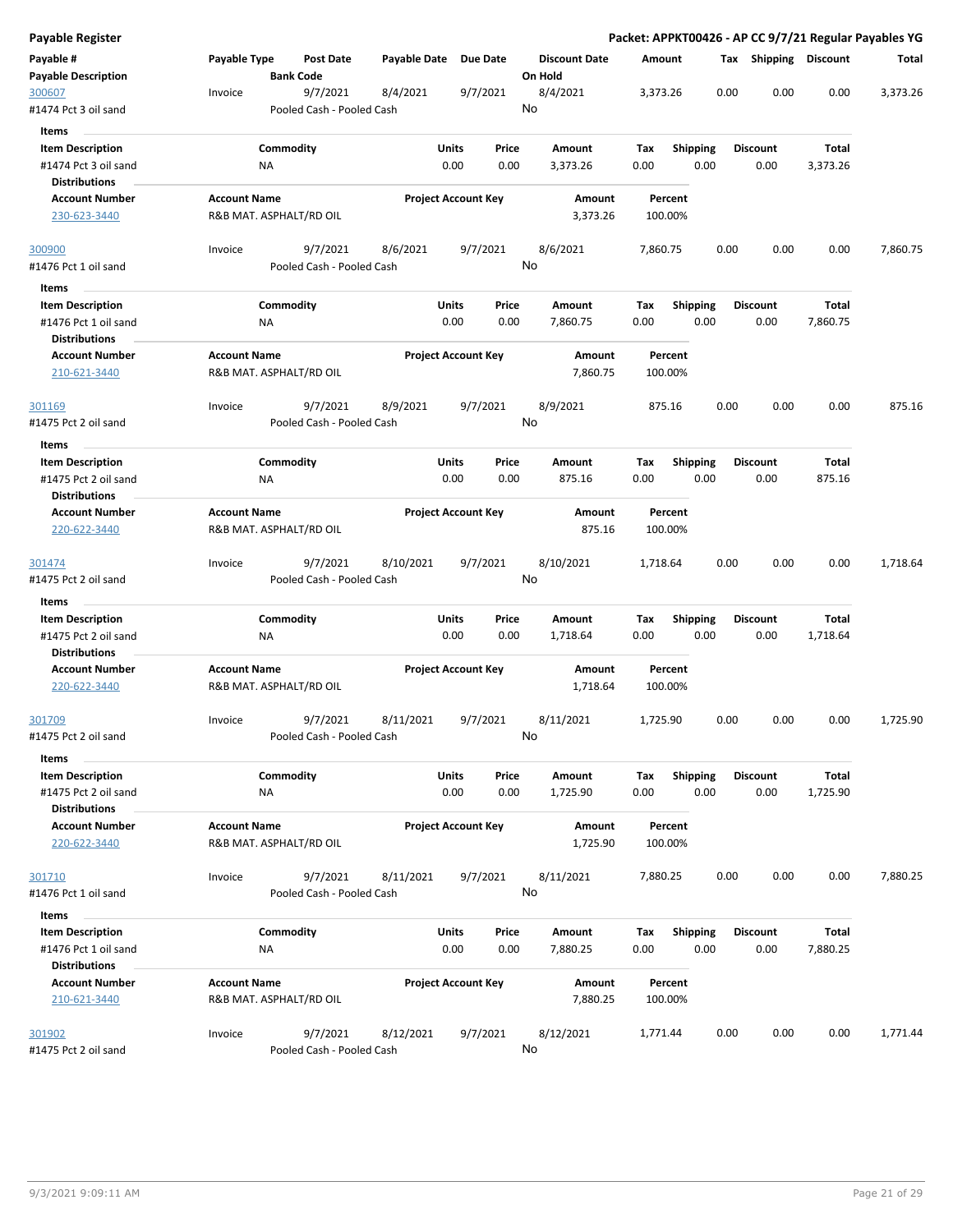# Payable Register

**Packet: APPKT00426 - AP CC 9/7/21 Regular Payables YG**

| Payable # / Payable Description | Payable Type | Post Date / Bank Code | Payable Date | Due Date | Discount Date / On Hold | Amount | Tax | Shipping | Discount | Total |
|---|---|---|---|---|---|---|---|---|---|---|
| 300607 | Invoice | 9/7/2021 | 8/4/2021 | 9/7/2021 | 8/4/2021 | 3,373.26 | 0.00 | 0.00 | 0.00 | 3,373.26 |
| #1474 Pct 3 oil sand | | Pooled Cash - Pooled Cash | | | No | | | | | |

**Items**

| Item Description | Commodity | Units | Price | Amount | Tax | Shipping | Discount | Total |
|---|---|---|---|---|---|---|---|---|
| #1474 Pct 3 oil sand | NA | 0.00 | 0.00 | 3,373.26 | 0.00 | 0.00 | 0.00 | 3,373.26 |

**Distributions**

| Account Number | Account Name | Project Account Key | Amount | Percent |
|---|---|---|---|---|
| 230-623-3440 | R&B MAT. ASPHALT/RD OIL | | 3,373.26 | 100.00% |

| Payable # / Payable Description | Payable Type | Post Date / Bank Code | Payable Date | Due Date | Discount Date / On Hold | Amount | Tax | Shipping | Discount | Total |
|---|---|---|---|---|---|---|---|---|---|---|
| 300900 | Invoice | 9/7/2021 | 8/6/2021 | 9/7/2021 | 8/6/2021 | 7,860.75 | 0.00 | 0.00 | 0.00 | 7,860.75 |
| #1476 Pct 1 oil sand | | Pooled Cash - Pooled Cash | | | No | | | | | |

**Items**

| Item Description | Commodity | Units | Price | Amount | Tax | Shipping | Discount | Total |
|---|---|---|---|---|---|---|---|---|
| #1476 Pct 1 oil sand | NA | 0.00 | 0.00 | 7,860.75 | 0.00 | 0.00 | 0.00 | 7,860.75 |

**Distributions**

| Account Number | Account Name | Project Account Key | Amount | Percent |
|---|---|---|---|---|
| 210-621-3440 | R&B MAT. ASPHALT/RD OIL | | 7,860.75 | 100.00% |

| Payable # / Payable Description | Payable Type | Post Date / Bank Code | Payable Date | Due Date | Discount Date / On Hold | Amount | Tax | Shipping | Discount | Total |
|---|---|---|---|---|---|---|---|---|---|---|
| 301169 | Invoice | 9/7/2021 | 8/9/2021 | 9/7/2021 | 8/9/2021 | 875.16 | 0.00 | 0.00 | 0.00 | 875.16 |
| #1475 Pct 2 oil sand | | Pooled Cash - Pooled Cash | | | No | | | | | |

**Items**

| Item Description | Commodity | Units | Price | Amount | Tax | Shipping | Discount | Total |
|---|---|---|---|---|---|---|---|---|
| #1475 Pct 2 oil sand | NA | 0.00 | 0.00 | 875.16 | 0.00 | 0.00 | 0.00 | 875.16 |

**Distributions**

| Account Number | Account Name | Project Account Key | Amount | Percent |
|---|---|---|---|---|
| 220-622-3440 | R&B MAT. ASPHALT/RD OIL | | 875.16 | 100.00% |

| Payable # / Payable Description | Payable Type | Post Date / Bank Code | Payable Date | Due Date | Discount Date / On Hold | Amount | Tax | Shipping | Discount | Total |
|---|---|---|---|---|---|---|---|---|---|---|
| 301474 | Invoice | 9/7/2021 | 8/10/2021 | 9/7/2021 | 8/10/2021 | 1,718.64 | 0.00 | 0.00 | 0.00 | 1,718.64 |
| #1475 Pct 2 oil sand | | Pooled Cash - Pooled Cash | | | No | | | | | |

**Items**

| Item Description | Commodity | Units | Price | Amount | Tax | Shipping | Discount | Total |
|---|---|---|---|---|---|---|---|---|
| #1475 Pct 2 oil sand | NA | 0.00 | 0.00 | 1,718.64 | 0.00 | 0.00 | 0.00 | 1,718.64 |

**Distributions**

| Account Number | Account Name | Project Account Key | Amount | Percent |
|---|---|---|---|---|
| 220-622-3440 | R&B MAT. ASPHALT/RD OIL | | 1,718.64 | 100.00% |

| Payable # / Payable Description | Payable Type | Post Date / Bank Code | Payable Date | Due Date | Discount Date / On Hold | Amount | Tax | Shipping | Discount | Total |
|---|---|---|---|---|---|---|---|---|---|---|
| 301709 | Invoice | 9/7/2021 | 8/11/2021 | 9/7/2021 | 8/11/2021 | 1,725.90 | 0.00 | 0.00 | 0.00 | 1,725.90 |
| #1475 Pct 2 oil sand | | Pooled Cash - Pooled Cash | | | No | | | | | |

**Items**

| Item Description | Commodity | Units | Price | Amount | Tax | Shipping | Discount | Total |
|---|---|---|---|---|---|---|---|---|
| #1475 Pct 2 oil sand | NA | 0.00 | 0.00 | 1,725.90 | 0.00 | 0.00 | 0.00 | 1,725.90 |

**Distributions**

| Account Number | Account Name | Project Account Key | Amount | Percent |
|---|---|---|---|---|
| 220-622-3440 | R&B MAT. ASPHALT/RD OIL | | 1,725.90 | 100.00% |

| Payable # / Payable Description | Payable Type | Post Date / Bank Code | Payable Date | Due Date | Discount Date / On Hold | Amount | Tax | Shipping | Discount | Total |
|---|---|---|---|---|---|---|---|---|---|---|
| 301710 | Invoice | 9/7/2021 | 8/11/2021 | 9/7/2021 | 8/11/2021 | 7,880.25 | 0.00 | 0.00 | 0.00 | 7,880.25 |
| #1476 Pct 1 oil sand | | Pooled Cash - Pooled Cash | | | No | | | | | |

**Items**

| Item Description | Commodity | Units | Price | Amount | Tax | Shipping | Discount | Total |
|---|---|---|---|---|---|---|---|---|
| #1476 Pct 1 oil sand | NA | 0.00 | 0.00 | 7,880.25 | 0.00 | 0.00 | 0.00 | 7,880.25 |

**Distributions**

| Account Number | Account Name | Project Account Key | Amount | Percent |
|---|---|---|---|---|
| 210-621-3440 | R&B MAT. ASPHALT/RD OIL | | 7,880.25 | 100.00% |

| Payable # / Payable Description | Payable Type | Post Date / Bank Code | Payable Date | Due Date | Discount Date / On Hold | Amount | Tax | Shipping | Discount | Total |
|---|---|---|---|---|---|---|---|---|---|---|
| 301902 | Invoice | 9/7/2021 | 8/12/2021 | 9/7/2021 | 8/12/2021 | 1,771.44 | 0.00 | 0.00 | 0.00 | 1,771.44 |
| #1475 Pct 2 oil sand | | Pooled Cash - Pooled Cash | | | No | | | | | |

9/3/2021 9:09:11 AM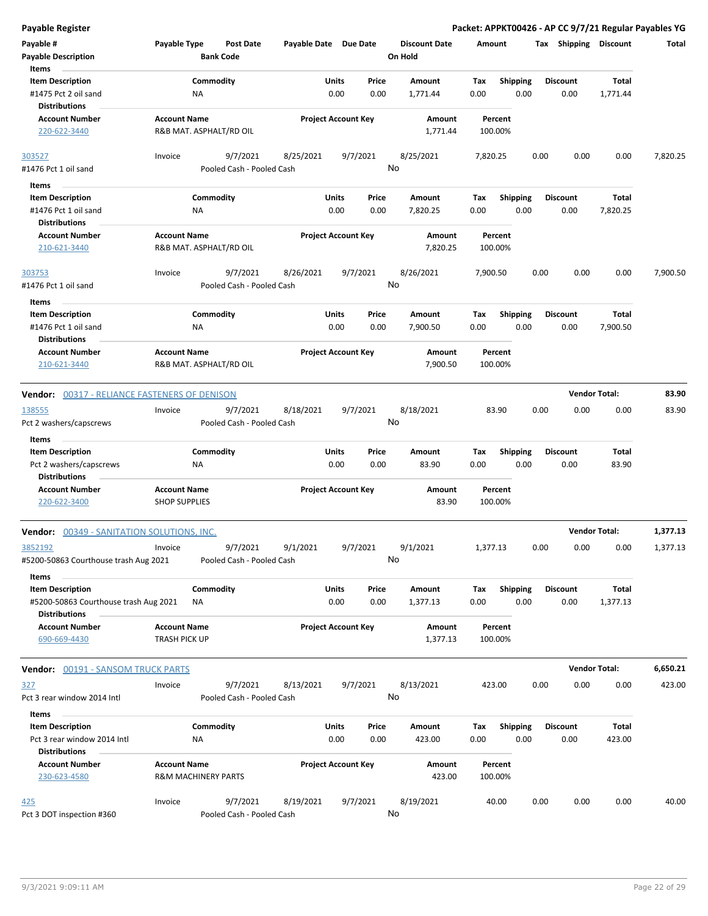**Payable Register** — **Packet: APPKT00426 - AP CC 9/7/21 Regular Payables YG**

| Payable # / Payable Description | Payable Type | Post Date / Bank Code | Payable Date | Due Date | Discount Date / On Hold | Amount | Tax | Shipping | Discount | Total |
|---|---|---|---|---|---|---|---|---|---|---|

Items

| Item Description | Commodity | Units | Price | Amount | Tax | Shipping | Discount | Total |
|---|---|---|---|---|---|---|---|---|
| #1475 Pct 2 oil sand | NA | 0.00 | 0.00 | 1,771.44 | 0.00 | 0.00 | 0.00 | 1,771.44 |

Distributions

| Account Number | Account Name | Project Account Key | Amount | Percent |
|---|---|---|---|---|
| 220-622-3440 | R&B MAT. ASPHALT/RD OIL | | 1,771.44 | 100.00% |

| Payable # | Payable Type | Post Date | Payable Date | Due Date | Discount Date | Amount | Tax | Shipping | Discount | Total |
|---|---|---|---|---|---|---|---|---|---|---|
| 303527 | Invoice | 9/7/2021 | 8/25/2021 | 9/7/2021 | 8/25/2021 | 7,820.25 | 0.00 | 0.00 | 0.00 | 7,820.25 |
| #1476 Pct 1 oil sand | | Pooled Cash - Pooled Cash | | | No | | | | | |

Items

| Item Description | Commodity | Units | Price | Amount | Tax | Shipping | Discount | Total |
|---|---|---|---|---|---|---|---|---|
| #1476 Pct 1 oil sand | NA | 0.00 | 0.00 | 7,820.25 | 0.00 | 0.00 | 0.00 | 7,820.25 |

Distributions

| Account Number | Account Name | Project Account Key | Amount | Percent |
|---|---|---|---|---|
| 210-621-3440 | R&B MAT. ASPHALT/RD OIL | | 7,820.25 | 100.00% |

| Payable # | Payable Type | Post Date | Payable Date | Due Date | Discount Date | Amount | Tax | Shipping | Discount | Total |
|---|---|---|---|---|---|---|---|---|---|---|
| 303753 | Invoice | 9/7/2021 | 8/26/2021 | 9/7/2021 | 8/26/2021 | 7,900.50 | 0.00 | 0.00 | 0.00 | 7,900.50 |
| #1476 Pct 1 oil sand | | Pooled Cash - Pooled Cash | | | No | | | | | |

Items

| Item Description | Commodity | Units | Price | Amount | Tax | Shipping | Discount | Total |
|---|---|---|---|---|---|---|---|---|
| #1476 Pct 1 oil sand | NA | 0.00 | 0.00 | 7,900.50 | 0.00 | 0.00 | 0.00 | 7,900.50 |

Distributions

| Account Number | Account Name | Project Account Key | Amount | Percent |
|---|---|---|---|---|
| 210-621-3440 | R&B MAT. ASPHALT/RD OIL | | 7,900.50 | 100.00% |

**Vendor: 00317 - RELIANCE FASTENERS OF DENISON** — **Vendor Total: 83.90**

| Payable # | Payable Type | Post Date | Payable Date | Due Date | Discount Date | Amount | Tax | Shipping | Discount | Total |
|---|---|---|---|---|---|---|---|---|---|---|
| 138555 | Invoice | 9/7/2021 | 8/18/2021 | 9/7/2021 | 8/18/2021 | 83.90 | 0.00 | 0.00 | 0.00 | 83.90 |
| Pct 2 washers/capscrews | | Pooled Cash - Pooled Cash | | | No | | | | | |

Items

| Item Description | Commodity | Units | Price | Amount | Tax | Shipping | Discount | Total |
|---|---|---|---|---|---|---|---|---|
| Pct 2 washers/capscrews | NA | 0.00 | 0.00 | 83.90 | 0.00 | 0.00 | 0.00 | 83.90 |

Distributions

| Account Number | Account Name | Project Account Key | Amount | Percent |
|---|---|---|---|---|
| 220-622-3400 | SHOP SUPPLIES | | 83.90 | 100.00% |

**Vendor: 00349 - SANITATION SOLUTIONS, INC.** — **Vendor Total: 1,377.13**

| Payable # | Payable Type | Post Date | Payable Date | Due Date | Discount Date | Amount | Tax | Shipping | Discount | Total |
|---|---|---|---|---|---|---|---|---|---|---|
| 3852192 | Invoice | 9/7/2021 | 9/1/2021 | 9/7/2021 | 9/1/2021 | 1,377.13 | 0.00 | 0.00 | 0.00 | 1,377.13 |
| #5200-50863 Courthouse trash Aug 2021 | | Pooled Cash - Pooled Cash | | | No | | | | | |

Items

| Item Description | Commodity | Units | Price | Amount | Tax | Shipping | Discount | Total |
|---|---|---|---|---|---|---|---|---|
| #5200-50863 Courthouse trash Aug 2021 | NA | 0.00 | 0.00 | 1,377.13 | 0.00 | 0.00 | 0.00 | 1,377.13 |

Distributions

| Account Number | Account Name | Project Account Key | Amount | Percent |
|---|---|---|---|---|
| 690-669-4430 | TRASH PICK UP | | 1,377.13 | 100.00% |

**Vendor: 00191 - SANSOM TRUCK PARTS** — **Vendor Total: 6,650.21**

| Payable # | Payable Type | Post Date | Payable Date | Due Date | Discount Date | Amount | Tax | Shipping | Discount | Total |
|---|---|---|---|---|---|---|---|---|---|---|
| 327 | Invoice | 9/7/2021 | 8/13/2021 | 9/7/2021 | 8/13/2021 | 423.00 | 0.00 | 0.00 | 0.00 | 423.00 |
| Pct 3 rear window 2014 Intl | | Pooled Cash - Pooled Cash | | | No | | | | | |

Items

| Item Description | Commodity | Units | Price | Amount | Tax | Shipping | Discount | Total |
|---|---|---|---|---|---|---|---|---|
| Pct 3 rear window 2014 Intl | NA | 0.00 | 0.00 | 423.00 | 0.00 | 0.00 | 0.00 | 423.00 |

Distributions

| Account Number | Account Name | Project Account Key | Amount | Percent |
|---|---|---|---|---|
| 230-623-4580 | R&M MACHINERY PARTS | | 423.00 | 100.00% |

| Payable # | Payable Type | Post Date | Payable Date | Due Date | Discount Date | Amount | Tax | Shipping | Discount | Total |
|---|---|---|---|---|---|---|---|---|---|---|
| 425 | Invoice | 9/7/2021 | 8/19/2021 | 9/7/2021 | 8/19/2021 | 40.00 | 0.00 | 0.00 | 0.00 | 40.00 |
| Pct 3 DOT inspection #360 | | Pooled Cash - Pooled Cash | | | No | | | | | |

9/3/2021 9:09:11 AM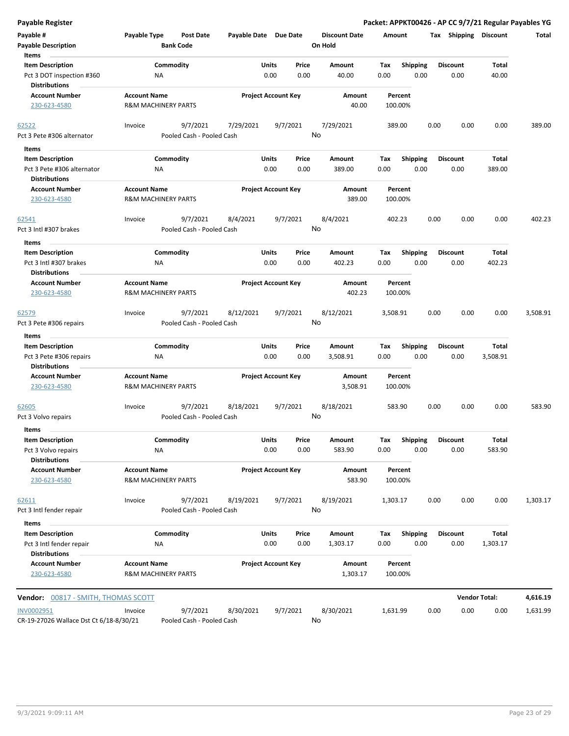**Payable Register** — **Packet: APPKT00426 - AP CC 9/7/21 Regular Payables YG**

| Payable # / Payable Description | Payable Type | Post Date / Bank Code | Payable Date | Due Date | Discount Date / On Hold | Amount | Tax | Shipping | Discount | Total |
|---|---|---|---|---|---|---|---|---|---|---|

**Items**

| Item Description | Commodity | Units | Price | Amount | Tax | Shipping | Discount | Total |
|---|---|---|---|---|---|---|---|---|
| Pct 3 DOT inspection #360 | NA | 0.00 | 0.00 | 40.00 | 0.00 | 0.00 | 0.00 | 40.00 |

**Distributions**

| Account Number | Account Name | Project Account Key | Amount | Percent |
|---|---|---|---|---|
| 230-623-4580 | R&M MACHINERY PARTS | | 40.00 | 100.00% |

| Payable # | Payable Type | Post Date | Payable Date | Due Date | Discount Date | Amount | Tax | Shipping | Discount | Total |
|---|---|---|---|---|---|---|---|---|---|---|
| 62522 | Invoice | 9/7/2021 | 7/29/2021 | 9/7/2021 | 7/29/2021 | 389.00 | 0.00 | 0.00 | 0.00 | 389.00 |
| Pct 3 Pete #306 alternator | | Pooled Cash - Pooled Cash | | | No | | | | | |

**Items**

| Item Description | Commodity | Units | Price | Amount | Tax | Shipping | Discount | Total |
|---|---|---|---|---|---|---|---|---|
| Pct 3 Pete #306 alternator | NA | 0.00 | 0.00 | 389.00 | 0.00 | 0.00 | 0.00 | 389.00 |

**Distributions**

| Account Number | Account Name | Project Account Key | Amount | Percent |
|---|---|---|---|---|
| 230-623-4580 | R&M MACHINERY PARTS | | 389.00 | 100.00% |

| Payable # | Payable Type | Post Date | Payable Date | Due Date | Discount Date | Amount | Tax | Shipping | Discount | Total |
|---|---|---|---|---|---|---|---|---|---|---|
| 62541 | Invoice | 9/7/2021 | 8/4/2021 | 9/7/2021 | 8/4/2021 | 402.23 | 0.00 | 0.00 | 0.00 | 402.23 |
| Pct 3 Intl #307 brakes | | Pooled Cash - Pooled Cash | | | No | | | | | |

**Items**

| Item Description | Commodity | Units | Price | Amount | Tax | Shipping | Discount | Total |
|---|---|---|---|---|---|---|---|---|
| Pct 3 Intl #307 brakes | NA | 0.00 | 0.00 | 402.23 | 0.00 | 0.00 | 0.00 | 402.23 |

**Distributions**

| Account Number | Account Name | Project Account Key | Amount | Percent |
|---|---|---|---|---|
| 230-623-4580 | R&M MACHINERY PARTS | | 402.23 | 100.00% |

| Payable # | Payable Type | Post Date | Payable Date | Due Date | Discount Date | Amount | Tax | Shipping | Discount | Total |
|---|---|---|---|---|---|---|---|---|---|---|
| 62579 | Invoice | 9/7/2021 | 8/12/2021 | 9/7/2021 | 8/12/2021 | 3,508.91 | 0.00 | 0.00 | 0.00 | 3,508.91 |
| Pct 3 Pete #306 repairs | | Pooled Cash - Pooled Cash | | | No | | | | | |

**Items**

| Item Description | Commodity | Units | Price | Amount | Tax | Shipping | Discount | Total |
|---|---|---|---|---|---|---|---|---|
| Pct 3 Pete #306 repairs | NA | 0.00 | 0.00 | 3,508.91 | 0.00 | 0.00 | 0.00 | 3,508.91 |

**Distributions**

| Account Number | Account Name | Project Account Key | Amount | Percent |
|---|---|---|---|---|
| 230-623-4580 | R&M MACHINERY PARTS | | 3,508.91 | 100.00% |

| Payable # | Payable Type | Post Date | Payable Date | Due Date | Discount Date | Amount | Tax | Shipping | Discount | Total |
|---|---|---|---|---|---|---|---|---|---|---|
| 62605 | Invoice | 9/7/2021 | 8/18/2021 | 9/7/2021 | 8/18/2021 | 583.90 | 0.00 | 0.00 | 0.00 | 583.90 |
| Pct 3 Volvo repairs | | Pooled Cash - Pooled Cash | | | No | | | | | |

**Items**

| Item Description | Commodity | Units | Price | Amount | Tax | Shipping | Discount | Total |
|---|---|---|---|---|---|---|---|---|
| Pct 3 Volvo repairs | NA | 0.00 | 0.00 | 583.90 | 0.00 | 0.00 | 0.00 | 583.90 |

**Distributions**

| Account Number | Account Name | Project Account Key | Amount | Percent |
|---|---|---|---|---|
| 230-623-4580 | R&M MACHINERY PARTS | | 583.90 | 100.00% |

| Payable # | Payable Type | Post Date | Payable Date | Due Date | Discount Date | Amount | Tax | Shipping | Discount | Total |
|---|---|---|---|---|---|---|---|---|---|---|
| 62611 | Invoice | 9/7/2021 | 8/19/2021 | 9/7/2021 | 8/19/2021 | 1,303.17 | 0.00 | 0.00 | 0.00 | 1,303.17 |
| Pct 3 Intl fender repair | | Pooled Cash - Pooled Cash | | | No | | | | | |

**Items**

| Item Description | Commodity | Units | Price | Amount | Tax | Shipping | Discount | Total |
|---|---|---|---|---|---|---|---|---|
| Pct 3 Intl fender repair | NA | 0.00 | 0.00 | 1,303.17 | 0.00 | 0.00 | 0.00 | 1,303.17 |

**Distributions**

| Account Number | Account Name | Project Account Key | Amount | Percent |
|---|---|---|---|---|
| 230-623-4580 | R&M MACHINERY PARTS | | 1,303.17 | 100.00% |

**Vendor:** 00817 - SMITH, THOMAS SCOTT — **Vendor Total: 4,616.19**

| Payable # | Payable Type | Post Date | Payable Date | Due Date | Discount Date | Amount | Tax | Shipping | Discount | Total |
|---|---|---|---|---|---|---|---|---|---|---|
| INV0002951 | Invoice | 9/7/2021 | 8/30/2021 | 9/7/2021 | 8/30/2021 | 1,631.99 | 0.00 | 0.00 | 0.00 | 1,631.99 |
| CR-19-27026 Wallace Dst Ct 6/18-8/30/21 | | Pooled Cash - Pooled Cash | | | No | | | | | |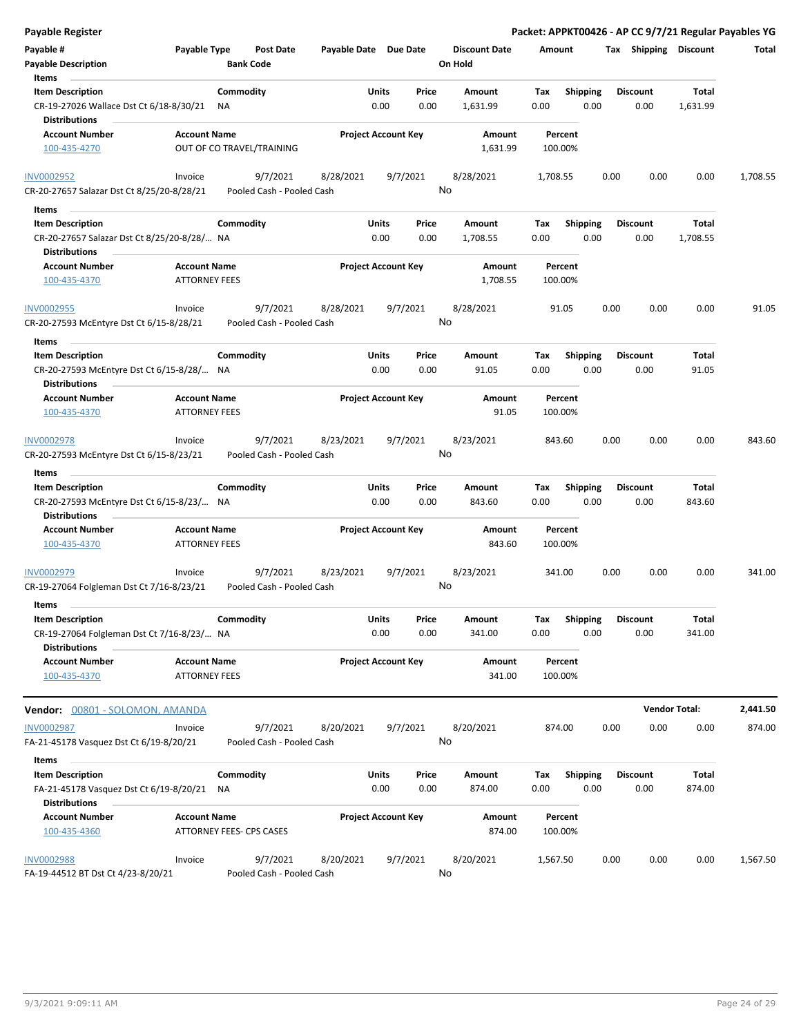**Payable Register** — **Packet: APPKT00426 - AP CC 9/7/21 Regular Payables YG**

| Payable # | Payable Type | Post Date | Payable Date | Due Date | Discount Date | Amount | Tax | Shipping | Discount | Total |
|---|---|---|---|---|---|---|---|---|---|---|
| **Payable Description** | | **Bank Code** | | | **On Hold** | | | | | |

**Items**

| Item Description | Commodity | Units | Price | Amount | Tax | Shipping | Discount | Total |
|---|---|---|---|---|---|---|---|---|
| CR-19-27026 Wallace Dst Ct 6/18-8/30/21 | NA | 0.00 | 0.00 | 1,631.99 | 0.00 | 0.00 | 0.00 | 1,631.99 |

**Distributions**

| Account Number | Account Name | Project Account Key | Amount | Percent |
|---|---|---|---|---|
| 100-435-4270 | OUT OF CO TRAVEL/TRAINING | | 1,631.99 | 100.00% |

| Payable # | Payable Type | Post Date | Payable Date | Due Date | Discount Date | Amount | Tax | Shipping | Discount | Total |
|---|---|---|---|---|---|---|---|---|---|---|
| INV0002952 | Invoice | 9/7/2021 | 8/28/2021 | 9/7/2021 | 8/28/2021 | 1,708.55 | 0.00 | 0.00 | 0.00 | 1,708.55 |
| CR-20-27657 Salazar Dst Ct 8/25/20-8/28/21 | | Pooled Cash - Pooled Cash | | | No | | | | | |

**Items**

| Item Description | Commodity | Units | Price | Amount | Tax | Shipping | Discount | Total |
|---|---|---|---|---|---|---|---|---|
| CR-20-27657 Salazar Dst Ct 8/25/20-8/28/... | NA | 0.00 | 0.00 | 1,708.55 | 0.00 | 0.00 | 0.00 | 1,708.55 |

**Distributions**

| Account Number | Account Name | Project Account Key | Amount | Percent |
|---|---|---|---|---|
| 100-435-4370 | ATTORNEY FEES | | 1,708.55 | 100.00% |

| Payable # | Payable Type | Post Date | Payable Date | Due Date | Discount Date | Amount | Tax | Shipping | Discount | Total |
|---|---|---|---|---|---|---|---|---|---|---|
| INV0002955 | Invoice | 9/7/2021 | 8/28/2021 | 9/7/2021 | 8/28/2021 | 91.05 | 0.00 | 0.00 | 0.00 | 91.05 |
| CR-20-27593 McEntyre Dst Ct 6/15-8/28/21 | | Pooled Cash - Pooled Cash | | | No | | | | | |

**Items**

| Item Description | Commodity | Units | Price | Amount | Tax | Shipping | Discount | Total |
|---|---|---|---|---|---|---|---|---|
| CR-20-27593 McEntyre Dst Ct 6/15-8/28/... | NA | 0.00 | 0.00 | 91.05 | 0.00 | 0.00 | 0.00 | 91.05 |

**Distributions**

| Account Number | Account Name | Project Account Key | Amount | Percent |
|---|---|---|---|---|
| 100-435-4370 | ATTORNEY FEES | | 91.05 | 100.00% |

| Payable # | Payable Type | Post Date | Payable Date | Due Date | Discount Date | Amount | Tax | Shipping | Discount | Total |
|---|---|---|---|---|---|---|---|---|---|---|
| INV0002978 | Invoice | 9/7/2021 | 8/23/2021 | 9/7/2021 | 8/23/2021 | 843.60 | 0.00 | 0.00 | 0.00 | 843.60 |
| CR-20-27593 McEntyre Dst Ct 6/15-8/23/21 | | Pooled Cash - Pooled Cash | | | No | | | | | |

**Items**

| Item Description | Commodity | Units | Price | Amount | Tax | Shipping | Discount | Total |
|---|---|---|---|---|---|---|---|---|
| CR-20-27593 McEntyre Dst Ct 6/15-8/23/... | NA | 0.00 | 0.00 | 843.60 | 0.00 | 0.00 | 0.00 | 843.60 |

**Distributions**

| Account Number | Account Name | Project Account Key | Amount | Percent |
|---|---|---|---|---|
| 100-435-4370 | ATTORNEY FEES | | 843.60 | 100.00% |

| Payable # | Payable Type | Post Date | Payable Date | Due Date | Discount Date | Amount | Tax | Shipping | Discount | Total |
|---|---|---|---|---|---|---|---|---|---|---|
| INV0002979 | Invoice | 9/7/2021 | 8/23/2021 | 9/7/2021 | 8/23/2021 | 341.00 | 0.00 | 0.00 | 0.00 | 341.00 |
| CR-19-27064 Folgleman Dst Ct 7/16-8/23/21 | | Pooled Cash - Pooled Cash | | | No | | | | | |

**Items**

| Item Description | Commodity | Units | Price | Amount | Tax | Shipping | Discount | Total |
|---|---|---|---|---|---|---|---|---|
| CR-19-27064 Folgleman Dst Ct 7/16-8/23/... | NA | 0.00 | 0.00 | 341.00 | 0.00 | 0.00 | 0.00 | 341.00 |

**Distributions**

| Account Number | Account Name | Project Account Key | Amount | Percent |
|---|---|---|---|---|
| 100-435-4370 | ATTORNEY FEES | | 341.00 | 100.00% |

**Vendor Total: 2,441.50**

**Vendor: 00801 - SOLOMON, AMANDA**

| Payable # | Payable Type | Post Date | Payable Date | Due Date | Discount Date | Amount | Tax | Shipping | Discount | Total |
|---|---|---|---|---|---|---|---|---|---|---|
| INV0002987 | Invoice | 9/7/2021 | 8/20/2021 | 9/7/2021 | 8/20/2021 | 874.00 | 0.00 | 0.00 | 0.00 | 874.00 |
| FA-21-45178 Vasquez Dst Ct 6/19-8/20/21 | | Pooled Cash - Pooled Cash | | | No | | | | | |

**Items**

| Item Description | Commodity | Units | Price | Amount | Tax | Shipping | Discount | Total |
|---|---|---|---|---|---|---|---|---|
| FA-21-45178 Vasquez Dst Ct 6/19-8/20/21 | NA | 0.00 | 0.00 | 874.00 | 0.00 | 0.00 | 0.00 | 874.00 |

**Distributions**

| Account Number | Account Name | Project Account Key | Amount | Percent |
|---|---|---|---|---|
| 100-435-4360 | ATTORNEY FEES- CPS CASES | | 874.00 | 100.00% |

| Payable # | Payable Type | Post Date | Payable Date | Due Date | Discount Date | Amount | Tax | Shipping | Discount | Total |
|---|---|---|---|---|---|---|---|---|---|---|
| INV0002988 | Invoice | 9/7/2021 | 8/20/2021 | 9/7/2021 | 8/20/2021 | 1,567.50 | 0.00 | 0.00 | 0.00 | 1,567.50 |
| FA-19-44512 BT Dst Ct 4/23-8/20/21 | | Pooled Cash - Pooled Cash | | | No | | | | | |

9/3/2021 9:09:11 AM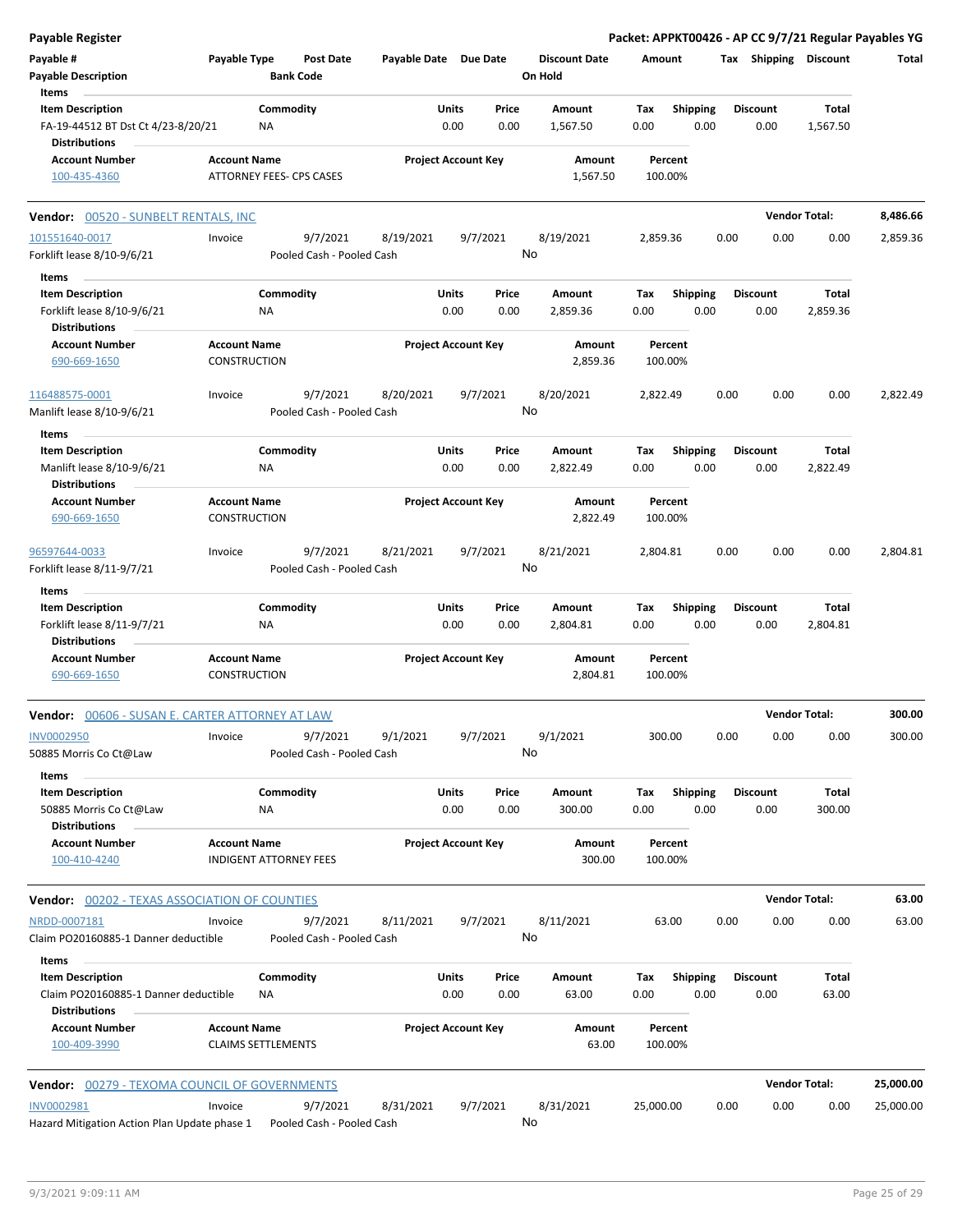**Payable Register** — **Packet: APPKT00426 - AP CC 9/7/21 Regular Payables YG**

| Payable # | Payable Type | Post Date | Payable Date | Due Date | Discount Date | Amount | Tax | Shipping | Discount | Total |
|---|---|---|---|---|---|---|---|---|---|---|
| Payable Description | | Bank Code | | | On Hold | | | | | |

Items

| Item Description | Commodity | Units | Price | Amount | Tax | Shipping | Discount | Total |
|---|---|---|---|---|---|---|---|---|
| FA-19-44512 BT Dst Ct 4/23-8/20/21 | NA | 0.00 | 0.00 | 1,567.50 | 0.00 | 0.00 | 0.00 | 1,567.50 |

Distributions

| Account Number | Account Name | Project Account Key | Amount | Percent |
|---|---|---|---|---|
| 100-435-4360 | ATTORNEY FEES- CPS CASES | | 1,567.50 | 100.00% |

---

**Vendor: 00520 - SUNBELT RENTALS, INC** — **Vendor Total: 8,486.66**

| Payable # | Payable Type | Post Date | Payable Date | Due Date | Discount Date | Amount | Tax | Shipping | Discount | Total |
|---|---|---|---|---|---|---|---|---|---|---|
| 101551640-0017 | Invoice | 9/7/2021 | 8/19/2021 | 9/7/2021 | 8/19/2021 | 2,859.36 | 0.00 | 0.00 | 0.00 | 2,859.36 |
| Forklift lease 8/10-9/6/21 | | Pooled Cash - Pooled Cash | | | No | | | | | |

Items

| Item Description | Commodity | Units | Price | Amount | Tax | Shipping | Discount | Total |
|---|---|---|---|---|---|---|---|---|
| Forklift lease 8/10-9/6/21 | NA | 0.00 | 0.00 | 2,859.36 | 0.00 | 0.00 | 0.00 | 2,859.36 |

Distributions

| Account Number | Account Name | Project Account Key | Amount | Percent |
|---|---|---|---|---|
| 690-669-1650 | CONSTRUCTION | | 2,859.36 | 100.00% |

| Payable # | Payable Type | Post Date | Payable Date | Due Date | Discount Date | Amount | Tax | Shipping | Discount | Total |
|---|---|---|---|---|---|---|---|---|---|---|
| 116488575-0001 | Invoice | 9/7/2021 | 8/20/2021 | 9/7/2021 | 8/20/2021 | 2,822.49 | 0.00 | 0.00 | 0.00 | 2,822.49 |
| Manlift lease 8/10-9/6/21 | | Pooled Cash - Pooled Cash | | | No | | | | | |

Items

| Item Description | Commodity | Units | Price | Amount | Tax | Shipping | Discount | Total |
|---|---|---|---|---|---|---|---|---|
| Manlift lease 8/10-9/6/21 | NA | 0.00 | 0.00 | 2,822.49 | 0.00 | 0.00 | 0.00 | 2,822.49 |

Distributions

| Account Number | Account Name | Project Account Key | Amount | Percent |
|---|---|---|---|---|
| 690-669-1650 | CONSTRUCTION | | 2,822.49 | 100.00% |

| Payable # | Payable Type | Post Date | Payable Date | Due Date | Discount Date | Amount | Tax | Shipping | Discount | Total |
|---|---|---|---|---|---|---|---|---|---|---|
| 96597644-0033 | Invoice | 9/7/2021 | 8/21/2021 | 9/7/2021 | 8/21/2021 | 2,804.81 | 0.00 | 0.00 | 0.00 | 2,804.81 |
| Forklift lease 8/11-9/7/21 | | Pooled Cash - Pooled Cash | | | No | | | | | |

Items

| Item Description | Commodity | Units | Price | Amount | Tax | Shipping | Discount | Total |
|---|---|---|---|---|---|---|---|---|
| Forklift lease 8/11-9/7/21 | NA | 0.00 | 0.00 | 2,804.81 | 0.00 | 0.00 | 0.00 | 2,804.81 |

Distributions

| Account Number | Account Name | Project Account Key | Amount | Percent |
|---|---|---|---|---|
| 690-669-1650 | CONSTRUCTION | | 2,804.81 | 100.00% |

---

**Vendor: 00606 - SUSAN E. CARTER ATTORNEY AT LAW** — **Vendor Total: 300.00**

| Payable # | Payable Type | Post Date | Payable Date | Due Date | Discount Date | Amount | Tax | Shipping | Discount | Total |
|---|---|---|---|---|---|---|---|---|---|---|
| INV0002950 | Invoice | 9/7/2021 | 9/1/2021 | 9/7/2021 | 9/1/2021 | 300.00 | 0.00 | 0.00 | 0.00 | 300.00 |
| 50885 Morris Co Ct@Law | | Pooled Cash - Pooled Cash | | | No | | | | | |

Items

| Item Description | Commodity | Units | Price | Amount | Tax | Shipping | Discount | Total |
|---|---|---|---|---|---|---|---|---|
| 50885 Morris Co Ct@Law | NA | 0.00 | 0.00 | 300.00 | 0.00 | 0.00 | 0.00 | 300.00 |

Distributions

| Account Number | Account Name | Project Account Key | Amount | Percent |
|---|---|---|---|---|
| 100-410-4240 | INDIGENT ATTORNEY FEES | | 300.00 | 100.00% |

---

**Vendor: 00202 - TEXAS ASSOCIATION OF COUNTIES** — **Vendor Total: 63.00**

| Payable # | Payable Type | Post Date | Payable Date | Due Date | Discount Date | Amount | Tax | Shipping | Discount | Total |
|---|---|---|---|---|---|---|---|---|---|---|
| NRDD-0007181 | Invoice | 9/7/2021 | 8/11/2021 | 9/7/2021 | 8/11/2021 | 63.00 | 0.00 | 0.00 | 0.00 | 63.00 |
| Claim PO20160885-1 Danner deductible | | Pooled Cash - Pooled Cash | | | No | | | | | |

Items

| Item Description | Commodity | Units | Price | Amount | Tax | Shipping | Discount | Total |
|---|---|---|---|---|---|---|---|---|
| Claim PO20160885-1 Danner deductible | NA | 0.00 | 0.00 | 63.00 | 0.00 | 0.00 | 0.00 | 63.00 |

Distributions

| Account Number | Account Name | Project Account Key | Amount | Percent |
|---|---|---|---|---|
| 100-409-3990 | CLAIMS SETTLEMENTS | | 63.00 | 100.00% |

---

**Vendor: 00279 - TEXOMA COUNCIL OF GOVERNMENTS** — **Vendor Total: 25,000.00**

| Payable # | Payable Type | Post Date | Payable Date | Due Date | Discount Date | Amount | Tax | Shipping | Discount | Total |
|---|---|---|---|---|---|---|---|---|---|---|
| INV0002981 | Invoice | 9/7/2021 | 8/31/2021 | 9/7/2021 | 8/31/2021 | 25,000.00 | 0.00 | 0.00 | 0.00 | 25,000.00 |
| Hazard Mitigation Action Plan Update phase 1 | | Pooled Cash - Pooled Cash | | | No | | | | | |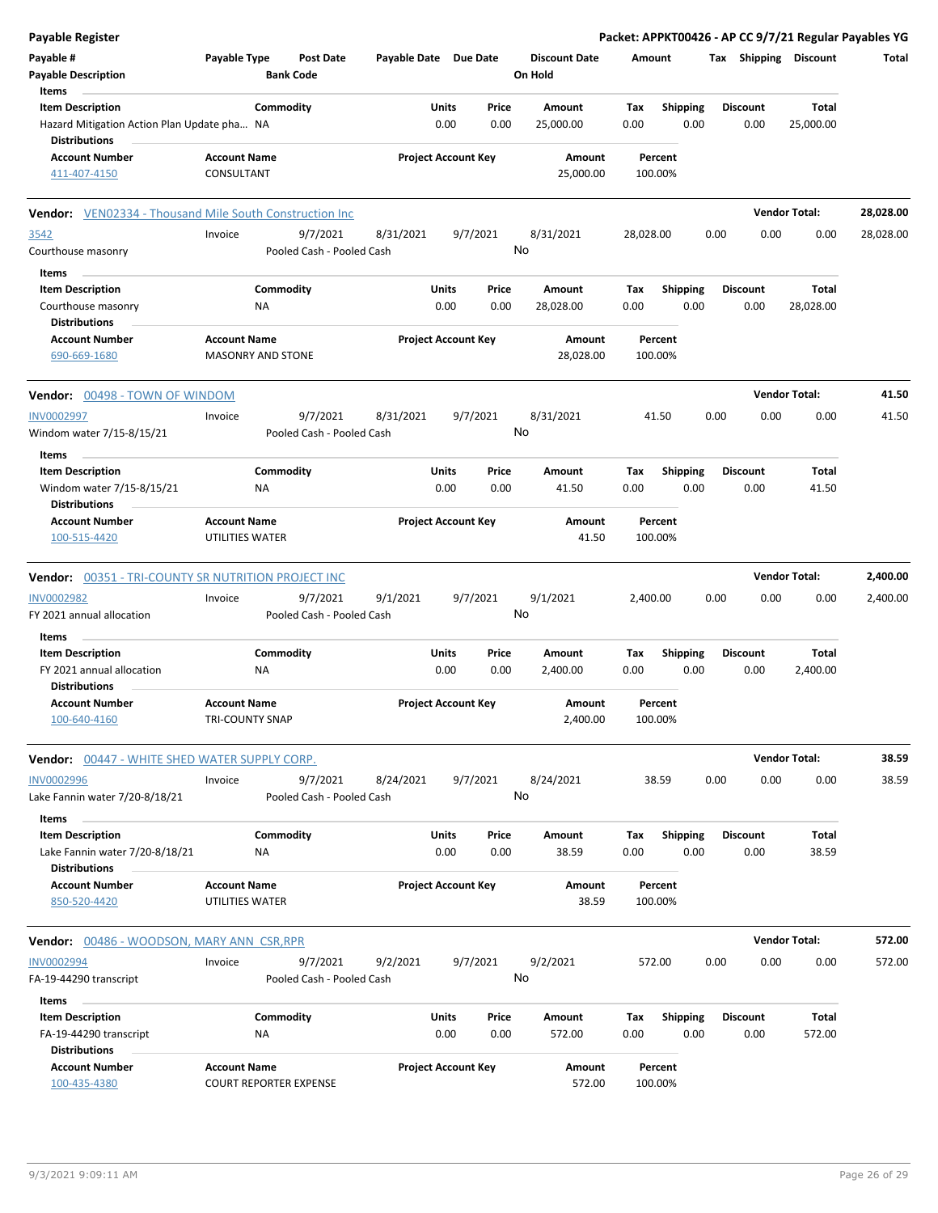## Payable Register

**Packet: APPKT00426 - AP CC 9/7/21 Regular Payables YG**

| Payable # | Payable Type | Post Date | Payable Date | Due Date | Discount Date | Amount | Tax | Shipping | Discount | Total |
|---|---|---|---|---|---|---|---|---|---|---|
| Payable Description | | Bank Code | | | On Hold | | | | | |

**Items**

| Item Description | Commodity | Units | Price | Amount | Tax | Shipping | Discount | Total |
|---|---|---|---|---|---|---|---|---|
| Hazard Mitigation Action Plan Update pha… | NA | 0.00 | 0.00 | 25,000.00 | 0.00 | 0.00 | 0.00 | 25,000.00 |

**Distributions**

| Account Number | Account Name | Project Account Key | Amount | Percent |
|---|---|---|---|---|
| 411-407-4150 | CONSULTANT | | 25,000.00 | 100.00% |

---

**Vendor:** VEN02334 - Thousand Mile South Construction Inc — **Vendor Total: 28,028.00**

| Payable # | Payable Type | Post Date | Payable Date | Due Date | Discount Date | Amount | Tax | Shipping | Discount | Total |
|---|---|---|---|---|---|---|---|---|---|---|
| 3542 | Invoice | 9/7/2021 | 8/31/2021 | 9/7/2021 | 8/31/2021 | 28,028.00 | 0.00 | 0.00 | 0.00 | 28,028.00 |
| Courthouse masonry | | Pooled Cash - Pooled Cash | | | No | | | | | |

**Items**

| Item Description | Commodity | Units | Price | Amount | Tax | Shipping | Discount | Total |
|---|---|---|---|---|---|---|---|---|
| Courthouse masonry | NA | 0.00 | 0.00 | 28,028.00 | 0.00 | 0.00 | 0.00 | 28,028.00 |

**Distributions**

| Account Number | Account Name | Project Account Key | Amount | Percent |
|---|---|---|---|---|
| 690-669-1680 | MASONRY AND STONE | | 28,028.00 | 100.00% |

---

**Vendor:** 00498 - TOWN OF WINDOM — **Vendor Total: 41.50**

| Payable # | Payable Type | Post Date | Payable Date | Due Date | Discount Date | Amount | Tax | Shipping | Discount | Total |
|---|---|---|---|---|---|---|---|---|---|---|
| INV0002997 | Invoice | 9/7/2021 | 8/31/2021 | 9/7/2021 | 8/31/2021 | 41.50 | 0.00 | 0.00 | 0.00 | 41.50 |
| Windom water 7/15-8/15/21 | | Pooled Cash - Pooled Cash | | | No | | | | | |

**Items**

| Item Description | Commodity | Units | Price | Amount | Tax | Shipping | Discount | Total |
|---|---|---|---|---|---|---|---|---|
| Windom water 7/15-8/15/21 | NA | 0.00 | 0.00 | 41.50 | 0.00 | 0.00 | 0.00 | 41.50 |

**Distributions**

| Account Number | Account Name | Project Account Key | Amount | Percent |
|---|---|---|---|---|
| 100-515-4420 | UTILITIES WATER | | 41.50 | 100.00% |

---

**Vendor:** 00351 - TRI-COUNTY SR NUTRITION PROJECT INC — **Vendor Total: 2,400.00**

| Payable # | Payable Type | Post Date | Payable Date | Due Date | Discount Date | Amount | Tax | Shipping | Discount | Total |
|---|---|---|---|---|---|---|---|---|---|---|
| INV0002982 | Invoice | 9/7/2021 | 9/1/2021 | 9/7/2021 | 9/1/2021 | 2,400.00 | 0.00 | 0.00 | 0.00 | 2,400.00 |
| FY 2021 annual allocation | | Pooled Cash - Pooled Cash | | | No | | | | | |

**Items**

| Item Description | Commodity | Units | Price | Amount | Tax | Shipping | Discount | Total |
|---|---|---|---|---|---|---|---|---|
| FY 2021 annual allocation | NA | 0.00 | 0.00 | 2,400.00 | 0.00 | 0.00 | 0.00 | 2,400.00 |

**Distributions**

| Account Number | Account Name | Project Account Key | Amount | Percent |
|---|---|---|---|---|
| 100-640-4160 | TRI-COUNTY SNAP | | 2,400.00 | 100.00% |

---

**Vendor:** 00447 - WHITE SHED WATER SUPPLY CORP. — **Vendor Total: 38.59**

| Payable # | Payable Type | Post Date | Payable Date | Due Date | Discount Date | Amount | Tax | Shipping | Discount | Total |
|---|---|---|---|---|---|---|---|---|---|---|
| INV0002996 | Invoice | 9/7/2021 | 8/24/2021 | 9/7/2021 | 8/24/2021 | 38.59 | 0.00 | 0.00 | 0.00 | 38.59 |
| Lake Fannin water 7/20-8/18/21 | | Pooled Cash - Pooled Cash | | | No | | | | | |

**Items**

| Item Description | Commodity | Units | Price | Amount | Tax | Shipping | Discount | Total |
|---|---|---|---|---|---|---|---|---|
| Lake Fannin water 7/20-8/18/21 | NA | 0.00 | 0.00 | 38.59 | 0.00 | 0.00 | 0.00 | 38.59 |

**Distributions**

| Account Number | Account Name | Project Account Key | Amount | Percent |
|---|---|---|---|---|
| 850-520-4420 | UTILITIES WATER | | 38.59 | 100.00% |

---

**Vendor:** 00486 - WOODSON, MARY ANN CSR,RPR — **Vendor Total: 572.00**

| Payable # | Payable Type | Post Date | Payable Date | Due Date | Discount Date | Amount | Tax | Shipping | Discount | Total |
|---|---|---|---|---|---|---|---|---|---|---|
| INV0002994 | Invoice | 9/7/2021 | 9/2/2021 | 9/7/2021 | 9/2/2021 | 572.00 | 0.00 | 0.00 | 0.00 | 572.00 |
| FA-19-44290 transcript | | Pooled Cash - Pooled Cash | | | No | | | | | |

**Items**

| Item Description | Commodity | Units | Price | Amount | Tax | Shipping | Discount | Total |
|---|---|---|---|---|---|---|---|---|
| FA-19-44290 transcript | NA | 0.00 | 0.00 | 572.00 | 0.00 | 0.00 | 0.00 | 572.00 |

**Distributions**

| Account Number | Account Name | Project Account Key | Amount | Percent |
|---|---|---|---|---|
| 100-435-4380 | COURT REPORTER EXPENSE | | 572.00 | 100.00% |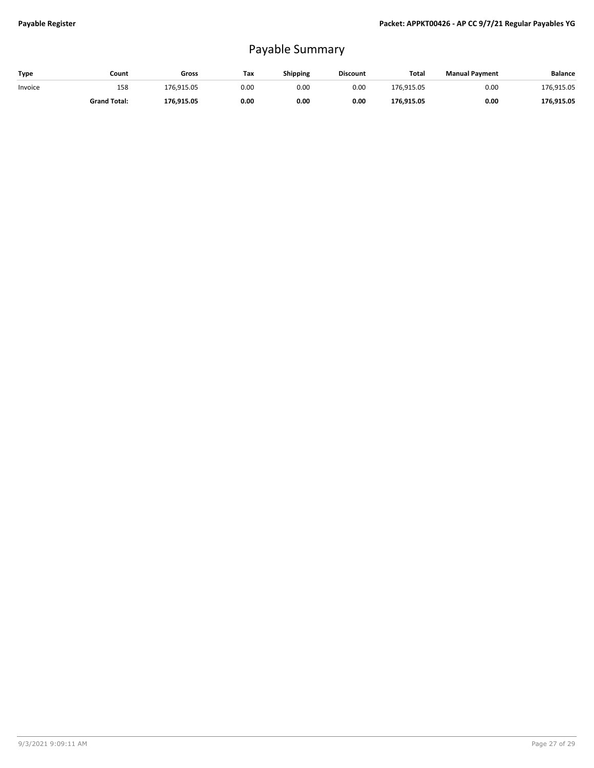# Payable Summary

| Type | Count | Gross | Tax | Shipping | Discount | Total | Manual Payment | Balance |
|---|---|---|---|---|---|---|---|---|
| Invoice | 158 | 176,915.05 | 0.00 | 0.00 | 0.00 | 176,915.05 | 0.00 | 176,915.05 |
| | **Grand Total:** | **176,915.05** | **0.00** | **0.00** | **0.00** | **176,915.05** | **0.00** | **176,915.05** |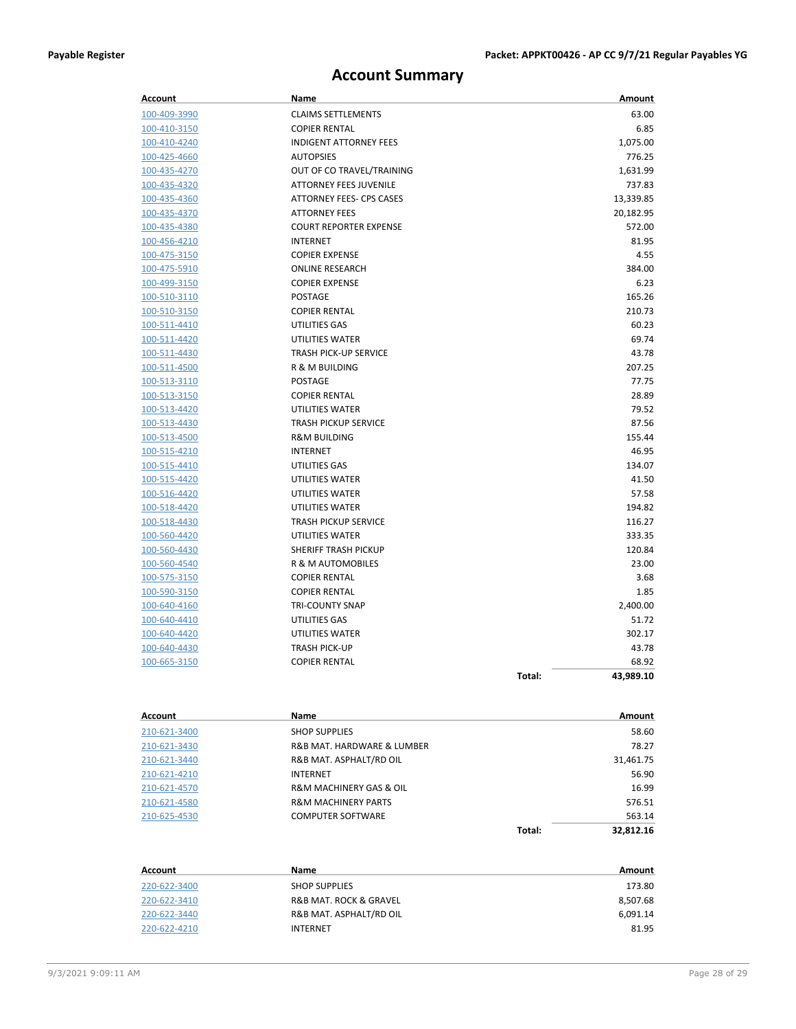# Account Summary

| Account | Name | | Amount |
|---|---|---|---|
| 100-409-3990 | CLAIMS SETTLEMENTS | | 63.00 |
| 100-410-3150 | COPIER RENTAL | | 6.85 |
| 100-410-4240 | INDIGENT ATTORNEY FEES | | 1,075.00 |
| 100-425-4660 | AUTOPSIES | | 776.25 |
| 100-435-4270 | OUT OF CO TRAVEL/TRAINING | | 1,631.99 |
| 100-435-4320 | ATTORNEY FEES JUVENILE | | 737.83 |
| 100-435-4360 | ATTORNEY FEES- CPS CASES | | 13,339.85 |
| 100-435-4370 | ATTORNEY FEES | | 20,182.95 |
| 100-435-4380 | COURT REPORTER EXPENSE | | 572.00 |
| 100-456-4210 | INTERNET | | 81.95 |
| 100-475-3150 | COPIER EXPENSE | | 4.55 |
| 100-475-5910 | ONLINE RESEARCH | | 384.00 |
| 100-499-3150 | COPIER EXPENSE | | 6.23 |
| 100-510-3110 | POSTAGE | | 165.26 |
| 100-510-3150 | COPIER RENTAL | | 210.73 |
| 100-511-4410 | UTILITIES GAS | | 60.23 |
| 100-511-4420 | UTILITIES WATER | | 69.74 |
| 100-511-4430 | TRASH PICK-UP SERVICE | | 43.78 |
| 100-511-4500 | R & M BUILDING | | 207.25 |
| 100-513-3110 | POSTAGE | | 77.75 |
| 100-513-3150 | COPIER RENTAL | | 28.89 |
| 100-513-4420 | UTILITIES WATER | | 79.52 |
| 100-513-4430 | TRASH PICKUP SERVICE | | 87.56 |
| 100-513-4500 | R&M BUILDING | | 155.44 |
| 100-515-4210 | INTERNET | | 46.95 |
| 100-515-4410 | UTILITIES GAS | | 134.07 |
| 100-515-4420 | UTILITIES WATER | | 41.50 |
| 100-516-4420 | UTILITIES WATER | | 57.58 |
| 100-518-4420 | UTILITIES WATER | | 194.82 |
| 100-518-4430 | TRASH PICKUP SERVICE | | 116.27 |
| 100-560-4420 | UTILITIES WATER | | 333.35 |
| 100-560-4430 | SHERIFF TRASH PICKUP | | 120.84 |
| 100-560-4540 | R & M AUTOMOBILES | | 23.00 |
| 100-575-3150 | COPIER RENTAL | | 3.68 |
| 100-590-3150 | COPIER RENTAL | | 1.85 |
| 100-640-4160 | TRI-COUNTY SNAP | | 2,400.00 |
| 100-640-4410 | UTILITIES GAS | | 51.72 |
| 100-640-4420 | UTILITIES WATER | | 302.17 |
| 100-640-4430 | TRASH PICK-UP | | 43.78 |
| 100-665-3150 | COPIER RENTAL | | 68.92 |
| | | **Total:** | **43,989.10** |

| Account | Name | | Amount |
|---|---|---|---|
| 210-621-3400 | SHOP SUPPLIES | | 58.60 |
| 210-621-3430 | R&B MAT. HARDWARE & LUMBER | | 78.27 |
| 210-621-3440 | R&B MAT. ASPHALT/RD OIL | | 31,461.75 |
| 210-621-4210 | INTERNET | | 56.90 |
| 210-621-4570 | R&M MACHINERY GAS & OIL | | 16.99 |
| 210-621-4580 | R&M MACHINERY PARTS | | 576.51 |
| 210-625-4530 | COMPUTER SOFTWARE | | 563.14 |
| | | **Total:** | **32,812.16** |

| Account | Name | Amount |
|---|---|---|
| 220-622-3400 | SHOP SUPPLIES | 173.80 |
| 220-622-3410 | R&B MAT. ROCK & GRAVEL | 8,507.68 |
| 220-622-3440 | R&B MAT. ASPHALT/RD OIL | 6,091.14 |
| 220-622-4210 | INTERNET | 81.95 |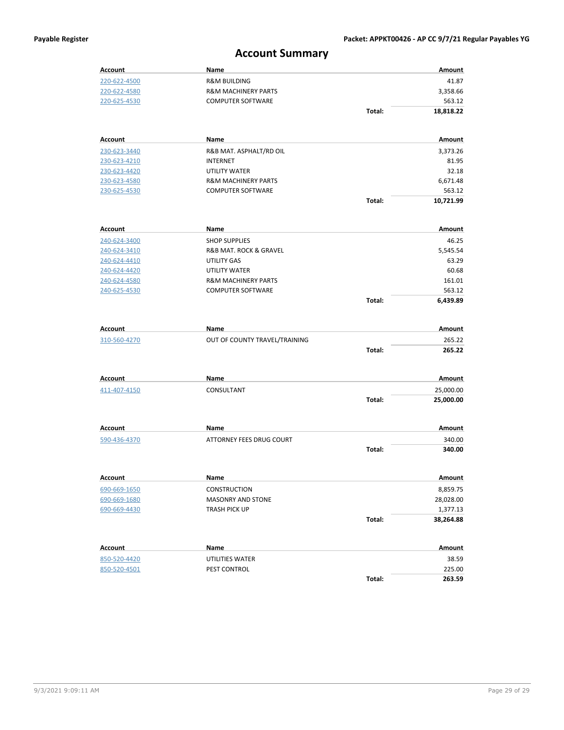## Account Summary

| Account | Name | | Amount |
|---|---|---|---|
| 220-622-4500 | R&M BUILDING | | 41.87 |
| 220-622-4580 | R&M MACHINERY PARTS | | 3,358.66 |
| 220-625-4530 | COMPUTER SOFTWARE | | 563.12 |
| | | **Total:** | **18,818.22** |

| Account | Name | | Amount |
|---|---|---|---|
| 230-623-3440 | R&B MAT. ASPHALT/RD OIL | | 3,373.26 |
| 230-623-4210 | INTERNET | | 81.95 |
| 230-623-4420 | UTILITY WATER | | 32.18 |
| 230-623-4580 | R&M MACHINERY PARTS | | 6,671.48 |
| 230-625-4530 | COMPUTER SOFTWARE | | 563.12 |
| | | **Total:** | **10,721.99** |

| Account | Name | | Amount |
|---|---|---|---|
| 240-624-3400 | SHOP SUPPLIES | | 46.25 |
| 240-624-3410 | R&B MAT. ROCK & GRAVEL | | 5,545.54 |
| 240-624-4410 | UTILITY GAS | | 63.29 |
| 240-624-4420 | UTILITY WATER | | 60.68 |
| 240-624-4580 | R&M MACHINERY PARTS | | 161.01 |
| 240-625-4530 | COMPUTER SOFTWARE | | 563.12 |
| | | **Total:** | **6,439.89** |

| Account | Name | | Amount |
|---|---|---|---|
| 310-560-4270 | OUT OF COUNTY TRAVEL/TRAINING | | 265.22 |
| | | **Total:** | **265.22** |

| Account | Name | | Amount |
|---|---|---|---|
| 411-407-4150 | CONSULTANT | | 25,000.00 |
| | | **Total:** | **25,000.00** |

| Account | Name | | Amount |
|---|---|---|---|
| 590-436-4370 | ATTORNEY FEES DRUG COURT | | 340.00 |
| | | **Total:** | **340.00** |

| Account | Name | | Amount |
|---|---|---|---|
| 690-669-1650 | CONSTRUCTION | | 8,859.75 |
| 690-669-1680 | MASONRY AND STONE | | 28,028.00 |
| 690-669-4430 | TRASH PICK UP | | 1,377.13 |
| | | **Total:** | **38,264.88** |

| Account | Name | | Amount |
|---|---|---|---|
| 850-520-4420 | UTILITIES WATER | | 38.59 |
| 850-520-4501 | PEST CONTROL | | 225.00 |
| | | **Total:** | **263.59** |